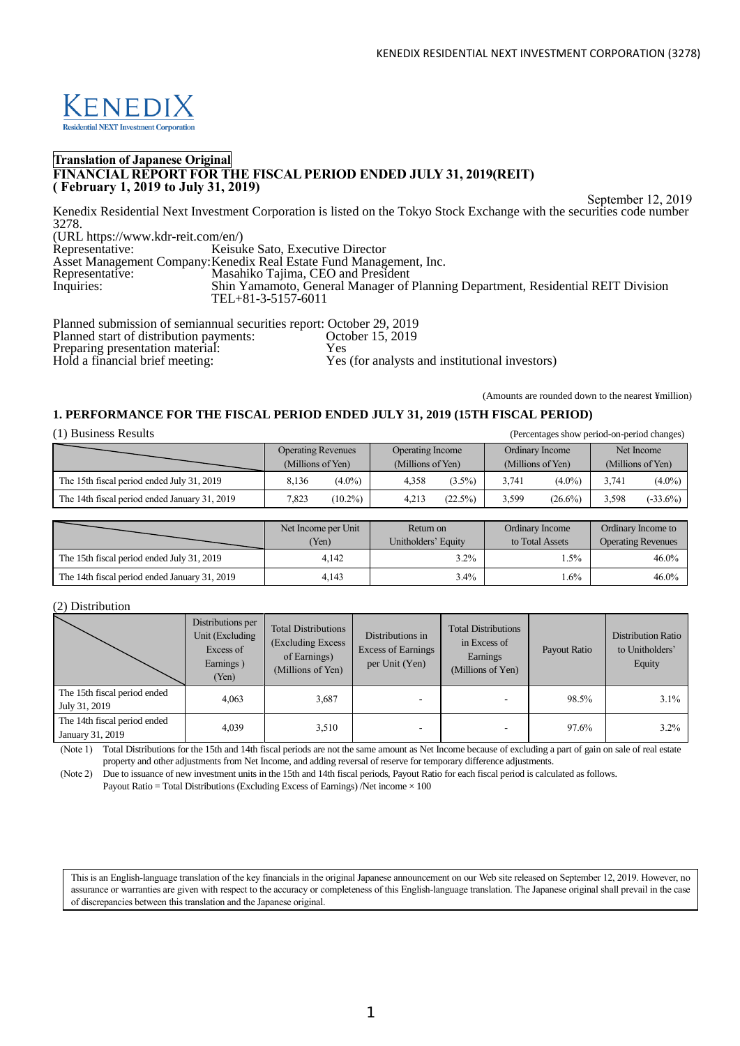KENEDIX
Residential NEXT Investment Corporation

**Translation of Japanese Original**

**FINANCIAL REPORT FOR THE FISCAL PERIOD ENDED JULY 31, 2019(REIT)**
**( February 1, 2019 to July 31, 2019)**

September 12, 2019

Kenedix Residential Next Investment Corporation is listed on the Tokyo Stock Exchange with the securities code number 3278.
(URL https://www.kdr-reit.com/en/)

Representative: Keisuke Sato, Executive Director
Asset Management Company: Kenedix Real Estate Fund Management, Inc.
Representative: Masahiko Tajima, CEO and President
Inquiries: Shin Yamamoto, General Manager of Planning Department, Residential REIT Division
TEL+81-3-5157-6011

Planned submission of semiannual securities report: October 29, 2019
Planned start of distribution payments: October 15, 2019
Preparing presentation material: Yes
Hold a financial brief meeting: Yes (for analysts and institutional investors)

(Amounts are rounded down to the nearest ¥million)

## 1. PERFORMANCE FOR THE FISCAL PERIOD ENDED JULY 31, 2019 (15TH FISCAL PERIOD)

(1) Business Results

(Percentages show period-on-period changes)

| | Operating Revenues (Millions of Yen) | | Operating Income (Millions of Yen) | | Ordinary Income (Millions of Yen) | | Net Income (Millions of Yen) | |
|---|---|---|---|---|---|---|---|---|
| The 15th fiscal period ended July 31, 2019 | 8,136 | (4.0%) | 4,358 | (3.5%) | 3,741 | (4.0%) | 3,741 | (4.0%) |
| The 14th fiscal period ended January 31, 2019 | 7,823 | (10.2%) | 4,213 | (22.5%) | 3,599 | (26.6%) | 3,598 | (-33.6%) |

| | Net Income per Unit (Yen) | Return on Unitholders' Equity | Ordinary Income to Total Assets | Ordinary Income to Operating Revenues |
|---|---|---|---|---|
| The 15th fiscal period ended July 31, 2019 | 4,142 | 3.2% | 1.5% | 46.0% |
| The 14th fiscal period ended January 31, 2019 | 4,143 | 3.4% | 1.6% | 46.0% |

(2) Distribution

| | Distributions per Unit (Excluding Excess of Earnings ) (Yen) | Total Distributions (Excluding Excess of Earnings) (Millions of Yen) | Distributions in Excess of Earnings per Unit (Yen) | Total Distributions in Excess of Earnings (Millions of Yen) | Payout Ratio | Distribution Ratio to Unitholders' Equity |
|---|---|---|---|---|---|---|
| The 15th fiscal period ended July 31, 2019 | 4,063 | 3,687 | - | - | 98.5% | 3.1% |
| The 14th fiscal period ended January 31, 2019 | 4,039 | 3,510 | - | - | 97.6% | 3.2% |

(Note 1) Total Distributions for the 15th and 14th fiscal periods are not the same amount as Net Income because of excluding a part of gain on sale of real estate property and other adjustments from Net Income, and adding reversal of reserve for temporary difference adjustments.

(Note 2) Due to issuance of new investment units in the 15th and 14th fiscal periods, Payout Ratio for each fiscal period is calculated as follows.
Payout Ratio = Total Distributions (Excluding Excess of Earnings) /Net income × 100

This is an English-language translation of the key financials in the original Japanese announcement on our Web site released on September 12, 2019. However, no assurance or warranties are given with respect to the accuracy or completeness of this English-language translation. The Japanese original shall prevail in the case of discrepancies between this translation and the Japanese original.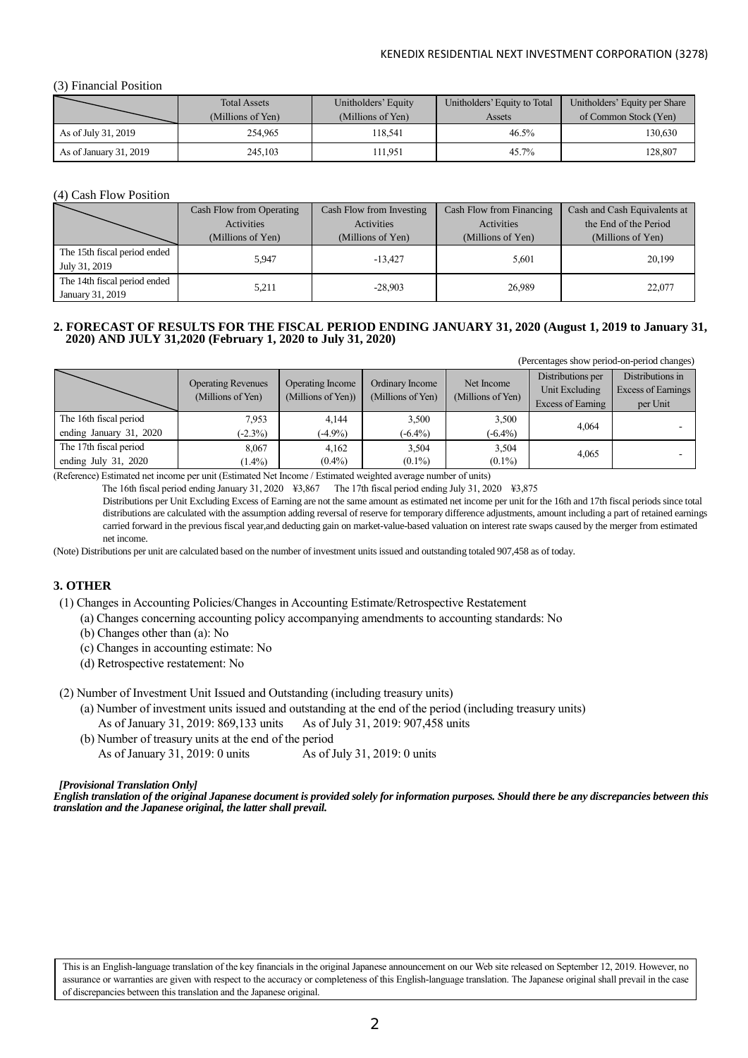(3) Financial Position

| | Total Assets (Millions of Yen) | Unitholders' Equity (Millions of Yen) | Unitholders' Equity to Total Assets | Unitholders' Equity per Share of Common Stock (Yen) |
|---|---|---|---|---|
| As of July 31, 2019 | 254,965 | 118,541 | 46.5% | 130,630 |
| As of January 31, 2019 | 245,103 | 111,951 | 45.7% | 128,807 |

(4) Cash Flow Position

| | Cash Flow from Operating Activities (Millions of Yen) | Cash Flow from Investing Activities (Millions of Yen) | Cash Flow from Financing Activities (Millions of Yen) | Cash and Cash Equivalents at the End of the Period (Millions of Yen) |
|---|---|---|---|---|
| The 15th fiscal period ended July 31, 2019 | 5,947 | -13,427 | 5,601 | 20,199 |
| The 14th fiscal period ended January 31, 2019 | 5,211 | -28,903 | 26,989 | 22,077 |

**2. FORECAST OF RESULTS FOR THE FISCAL PERIOD ENDING JANUARY 31, 2020 (August 1, 2019 to January 31, 2020) AND JULY 31,2020 (February 1, 2020 to July 31, 2020)**

(Percentages show period-on-period changes)

| | Operating Revenues (Millions of Yen) | Operating Income (Millions of Yen)) | Ordinary Income (Millions of Yen) | Net Income (Millions of Yen) | Distributions per Unit Excluding Excess of Earning | Distributions in Excess of Earnings per Unit |
|---|---|---|---|---|---|---|
| The 16th fiscal period ending January 31, 2020 | 7,953 (-2.3%) | 4,144 (-4.9%) | 3,500 (-6.4%) | 3,500 (-6.4%) | 4,064 | - |
| The 17th fiscal period ending July 31, 2020 | 8,067 (1.4%) | 4,162 (0.4%) | 3,504 (0.1%) | 3,504 (0.1%) | 4,065 | - |

(Reference) Estimated net income per unit (Estimated Net Income / Estimated weighted average number of units)

The 16th fiscal period ending January 31, 2020 ¥3,867 The 17th fiscal period ending July 31, 2020 ¥3,875

Distributions per Unit Excluding Excess of Earning are not the same amount as estimated net income per unit for the 16th and 17th fiscal periods since total distributions are calculated with the assumption adding reversal of reserve for temporary difference adjustments, amount including a part of retained earnings carried forward in the previous fiscal year,and deducting gain on market-value-based valuation on interest rate swaps caused by the merger from estimated net income.

(Note) Distributions per unit are calculated based on the number of investment units issued and outstanding totaled 907,458 as of today.

**3. OTHER**

(1) Changes in Accounting Policies/Changes in Accounting Estimate/Retrospective Restatement

(a) Changes concerning accounting policy accompanying amendments to accounting standards: No

(b) Changes other than (a): No

(c) Changes in accounting estimate: No

(d) Retrospective restatement: No

(2) Number of Investment Unit Issued and Outstanding (including treasury units)

(a) Number of investment units issued and outstanding at the end of the period (including treasury units)

As of January 31, 2019: 869,133 units As of July 31, 2019: 907,458 units

(b) Number of treasury units at the end of the period

As of January 31, 2019: 0 units As of July 31, 2019: 0 units

***[Provisional Translation Only]***

***English translation of the original Japanese document is provided solely for information purposes. Should there be any discrepancies between this translation and the Japanese original, the latter shall prevail.***

This is an English-language translation of the key financials in the original Japanese announcement on our Web site released on September 12, 2019. However, no assurance or warranties are given with respect to the accuracy or completeness of this English-language translation. The Japanese original shall prevail in the case of discrepancies between this translation and the Japanese original.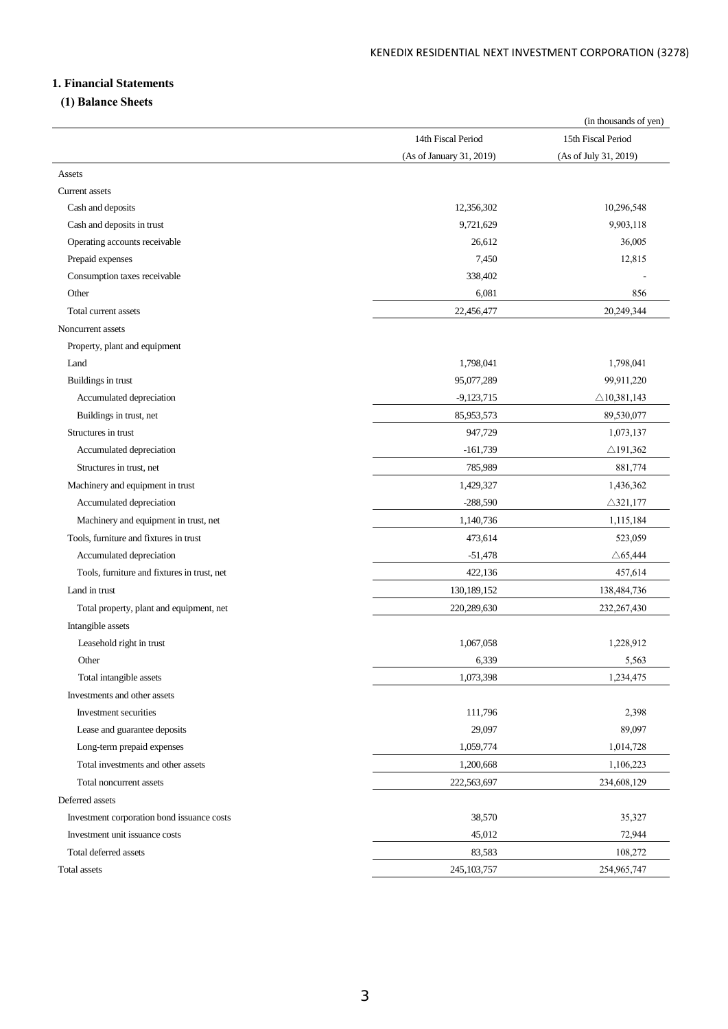## 1. Financial Statements

### (1) Balance Sheets

(in thousands of yen)

| | 14th Fiscal Period (As of January 31, 2019) | 15th Fiscal Period (As of July 31, 2019) |
|---|---|---|
| Assets | | |
| Current assets | | |
| Cash and deposits | 12,356,302 | 10,296,548 |
| Cash and deposits in trust | 9,721,629 | 9,903,118 |
| Operating accounts receivable | 26,612 | 36,005 |
| Prepaid expenses | 7,450 | 12,815 |
| Consumption taxes receivable | 338,402 | - |
| Other | 6,081 | 856 |
| Total current assets | 22,456,477 | 20,249,344 |
| Noncurrent assets | | |
| Property, plant and equipment | | |
| Land | 1,798,041 | 1,798,041 |
| Buildings in trust | 95,077,289 | 99,911,220 |
| Accumulated depreciation | -9,123,715 | △10,381,143 |
| Buildings in trust, net | 85,953,573 | 89,530,077 |
| Structures in trust | 947,729 | 1,073,137 |
| Accumulated depreciation | -161,739 | △191,362 |
| Structures in trust, net | 785,989 | 881,774 |
| Machinery and equipment in trust | 1,429,327 | 1,436,362 |
| Accumulated depreciation | -288,590 | △321,177 |
| Machinery and equipment in trust, net | 1,140,736 | 1,115,184 |
| Tools, furniture and fixtures in trust | 473,614 | 523,059 |
| Accumulated depreciation | -51,478 | △65,444 |
| Tools, furniture and fixtures in trust, net | 422,136 | 457,614 |
| Land in trust | 130,189,152 | 138,484,736 |
| Total property, plant and equipment, net | 220,289,630 | 232,267,430 |
| Intangible assets | | |
| Leasehold right in trust | 1,067,058 | 1,228,912 |
| Other | 6,339 | 5,563 |
| Total intangible assets | 1,073,398 | 1,234,475 |
| Investments and other assets | | |
| Investment securities | 111,796 | 2,398 |
| Lease and guarantee deposits | 29,097 | 89,097 |
| Long-term prepaid expenses | 1,059,774 | 1,014,728 |
| Total investments and other assets | 1,200,668 | 1,106,223 |
| Total noncurrent assets | 222,563,697 | 234,608,129 |
| Deferred assets | | |
| Investment corporation bond issuance costs | 38,570 | 35,327 |
| Investment unit issuance costs | 45,012 | 72,944 |
| Total deferred assets | 83,583 | 108,272 |
| Total assets | 245,103,757 | 254,965,747 |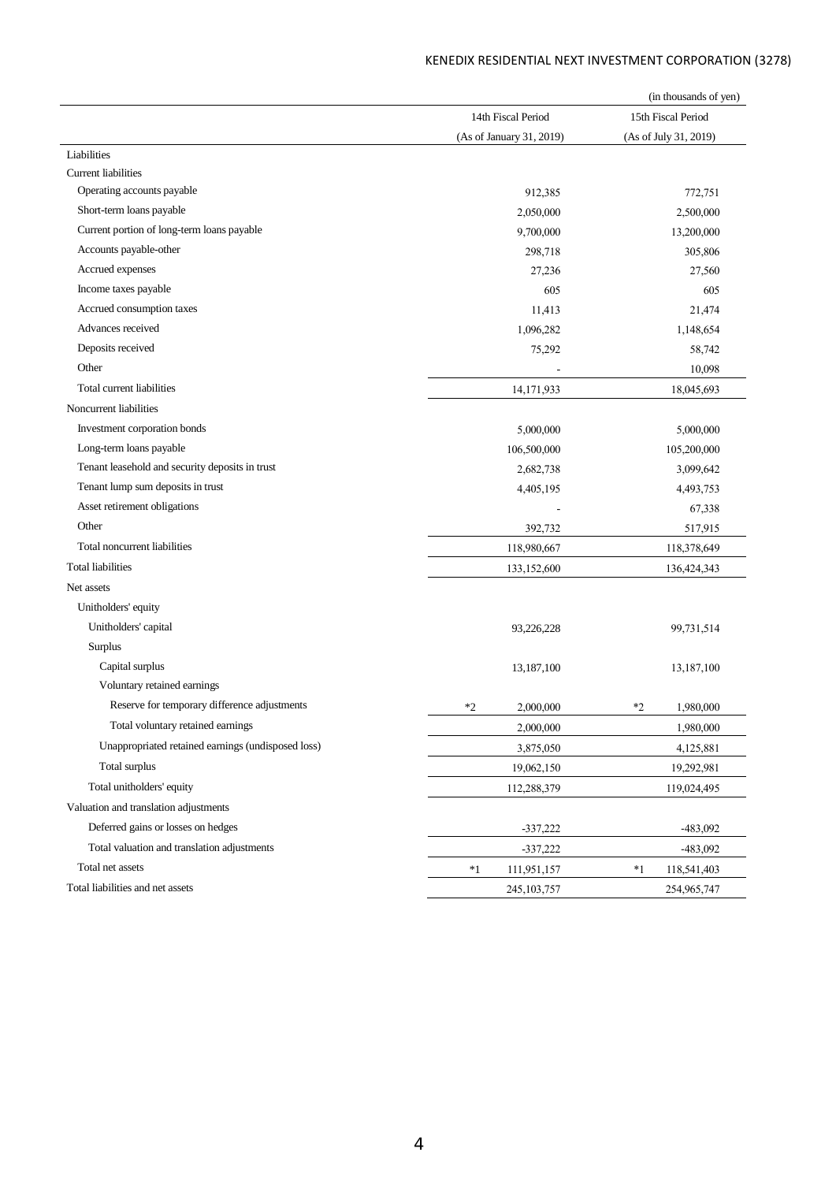(in thousands of yen)

| | 14th Fiscal Period (As of January 31, 2019) | 15th Fiscal Period (As of July 31, 2019) |
|---|---|---|
| Liabilities | | |
| Current liabilities | | |
| Operating accounts payable | 912,385 | 772,751 |
| Short-term loans payable | 2,050,000 | 2,500,000 |
| Current portion of long-term loans payable | 9,700,000 | 13,200,000 |
| Accounts payable-other | 298,718 | 305,806 |
| Accrued expenses | 27,236 | 27,560 |
| Income taxes payable | 605 | 605 |
| Accrued consumption taxes | 11,413 | 21,474 |
| Advances received | 1,096,282 | 1,148,654 |
| Deposits received | 75,292 | 58,742 |
| Other | - | 10,098 |
| Total current liabilities | 14,171,933 | 18,045,693 |
| Noncurrent liabilities | | |
| Investment corporation bonds | 5,000,000 | 5,000,000 |
| Long-term loans payable | 106,500,000 | 105,200,000 |
| Tenant leasehold and security deposits in trust | 2,682,738 | 3,099,642 |
| Tenant lump sum deposits in trust | 4,405,195 | 4,493,753 |
| Asset retirement obligations | - | 67,338 |
| Other | 392,732 | 517,915 |
| Total noncurrent liabilities | 118,980,667 | 118,378,649 |
| Total liabilities | 133,152,600 | 136,424,343 |
| Net assets | | |
| Unitholders' equity | | |
| Unitholders' capital | 93,226,228 | 99,731,514 |
| Surplus | | |
| Capital surplus | 13,187,100 | 13,187,100 |
| Voluntary retained earnings | | |
| Reserve for temporary difference adjustments | *2 2,000,000 | *2 1,980,000 |
| Total voluntary retained earnings | 2,000,000 | 1,980,000 |
| Unappropriated retained earnings (undisposed loss) | 3,875,050 | 4,125,881 |
| Total surplus | 19,062,150 | 19,292,981 |
| Total unitholders' equity | 112,288,379 | 119,024,495 |
| Valuation and translation adjustments | | |
| Deferred gains or losses on hedges | -337,222 | -483,092 |
| Total valuation and translation adjustments | -337,222 | -483,092 |
| Total net assets | *1 111,951,157 | *1 118,541,403 |
| Total liabilities and net assets | 245,103,757 | 254,965,747 |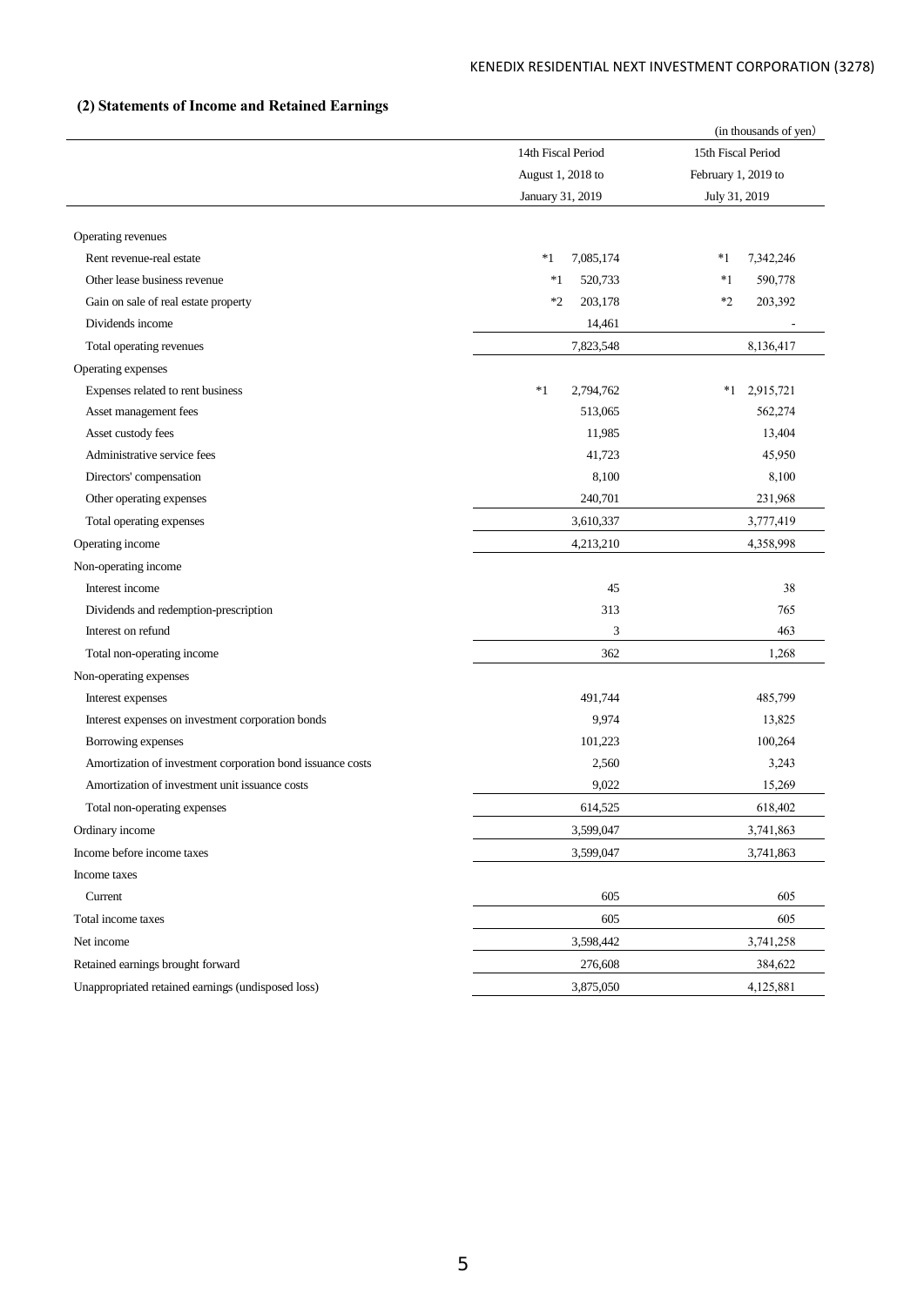## (2) Statements of Income and Retained Earnings

(in thousands of yen)

| | 14th Fiscal Period August 1, 2018 to January 31, 2019 | 15th Fiscal Period February 1, 2019 to July 31, 2019 |
|---|---|---|
| Operating revenues | | |
| Rent revenue-real estate | *1 7,085,174 | *1 7,342,246 |
| Other lease business revenue | *1 520,733 | *1 590,778 |
| Gain on sale of real estate property | *2 203,178 | *2 203,392 |
| Dividends income | 14,461 | - |
| Total operating revenues | 7,823,548 | 8,136,417 |
| Operating expenses | | |
| Expenses related to rent business | *1 2,794,762 | *1 2,915,721 |
| Asset management fees | 513,065 | 562,274 |
| Asset custody fees | 11,985 | 13,404 |
| Administrative service fees | 41,723 | 45,950 |
| Directors' compensation | 8,100 | 8,100 |
| Other operating expenses | 240,701 | 231,968 |
| Total operating expenses | 3,610,337 | 3,777,419 |
| Operating income | 4,213,210 | 4,358,998 |
| Non-operating income | | |
| Interest income | 45 | 38 |
| Dividends and redemption-prescription | 313 | 765 |
| Interest on refund | 3 | 463 |
| Total non-operating income | 362 | 1,268 |
| Non-operating expenses | | |
| Interest expenses | 491,744 | 485,799 |
| Interest expenses on investment corporation bonds | 9,974 | 13,825 |
| Borrowing expenses | 101,223 | 100,264 |
| Amortization of investment corporation bond issuance costs | 2,560 | 3,243 |
| Amortization of investment unit issuance costs | 9,022 | 15,269 |
| Total non-operating expenses | 614,525 | 618,402 |
| Ordinary income | 3,599,047 | 3,741,863 |
| Income before income taxes | 3,599,047 | 3,741,863 |
| Income taxes | | |
| Current | 605 | 605 |
| Total income taxes | 605 | 605 |
| Net income | 3,598,442 | 3,741,258 |
| Retained earnings brought forward | 276,608 | 384,622 |
| Unappropriated retained earnings (undisposed loss) | 3,875,050 | 4,125,881 |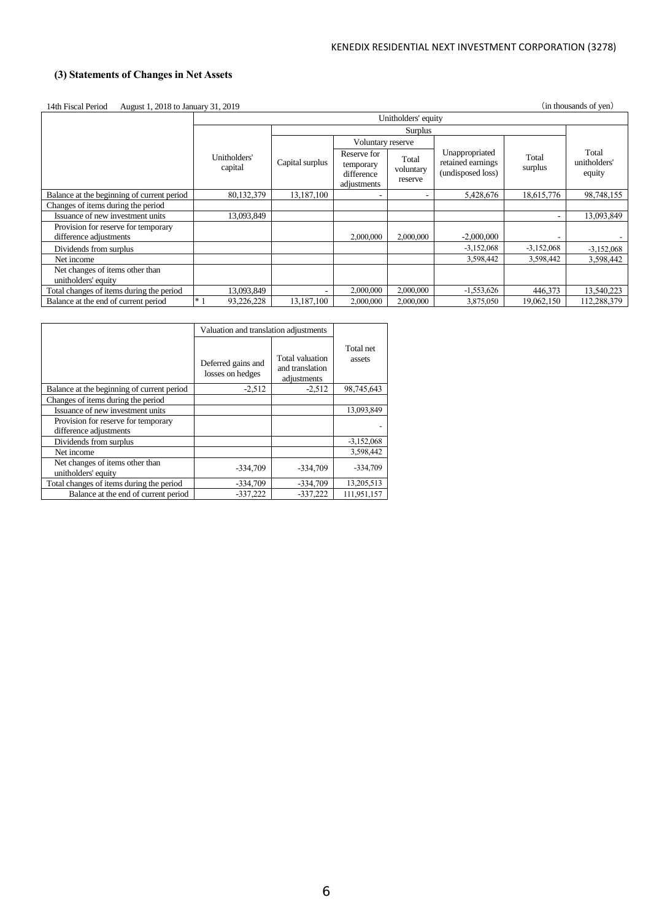### (3) Statements of Changes in Net Assets

14th Fiscal Period August 1, 2018 to January 31, 2019 (in thousands of yen)

| | Unitholders' equity | | | | | | |
|---|---|---|---|---|---|---|---|
| | | Surplus | | | | | |
| | | | Voluntary reserve | | | | |
| | Unitholders' capital | Capital surplus | Reserve for temporary difference adjustments | Total voluntary reserve | Unappropriated retained earnings (undisposed loss) | Total surplus | Total unitholders' equity |
| Balance at the beginning of current period | 80,132,379 | 13,187,100 | - | - | 5,428,676 | 18,615,776 | 98,748,155 |
| Changes of items during the period | | | | | | | |
| Issuance of new investment units | 13,093,849 | | | | | - | 13,093,849 |
| Provision for reserve for temporary difference adjustments | | | 2,000,000 | 2,000,000 | -2,000,000 | - | - |
| Dividends from surplus | | | | | -3,152,068 | -3,152,068 | -3,152,068 |
| Net income | | | | | 3,598,442 | 3,598,442 | 3,598,442 |
| Net changes of items other than unitholders' equity | | | | | | | |
| Total changes of items during the period | 13,093,849 | - | 2,000,000 | 2,000,000 | -1,553,626 | 446,373 | 13,540,223 |
| Balance at the end of current period | *1 93,226,228 | 13,187,100 | 2,000,000 | 2,000,000 | 3,875,050 | 19,062,150 | 112,288,379 |

| | Valuation and translation adjustments | | Total net assets |
|---|---|---|---|
| | Deferred gains and losses on hedges | Total valuation and translation adjustments | |
| Balance at the beginning of current period | -2,512 | -2,512 | 98,745,643 |
| Changes of items during the period | | | |
| Issuance of new investment units | | | 13,093,849 |
| Provision for reserve for temporary difference adjustments | | | - |
| Dividends from surplus | | | -3,152,068 |
| Net income | | | 3,598,442 |
| Net changes of items other than unitholders' equity | -334,709 | -334,709 | -334,709 |
| Total changes of items during the period | -334,709 | -334,709 | 13,205,513 |
| Balance at the end of current period | -337,222 | -337,222 | 111,951,157 |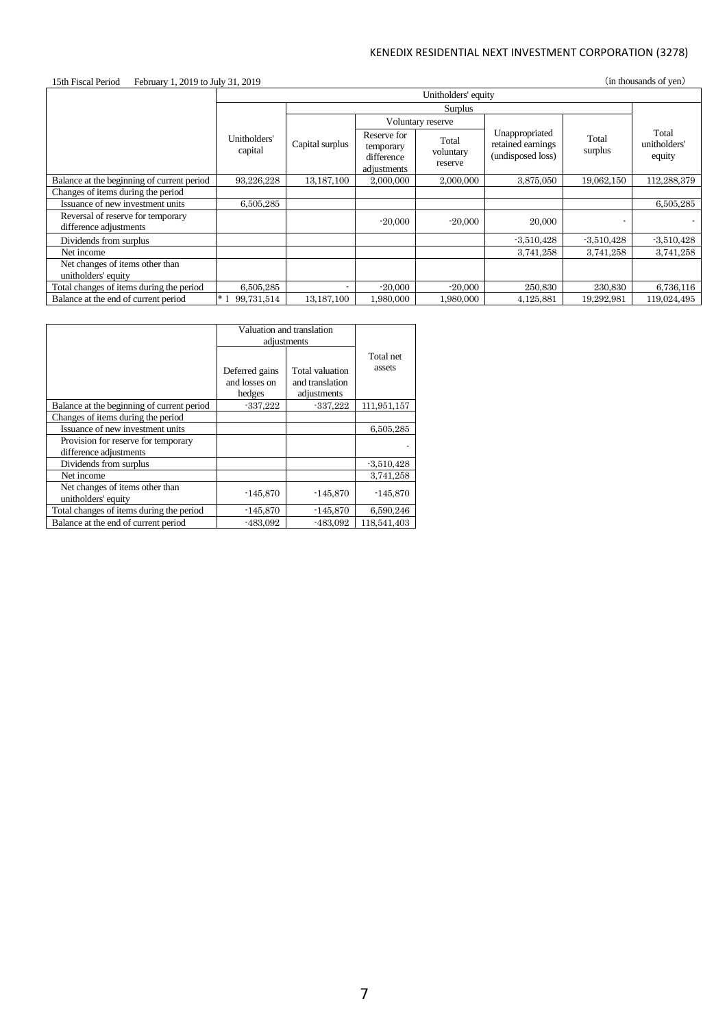15th Fiscal Period February 1, 2019 to July 31, 2019

(in thousands of yen)

| | Unitholders' equity | | | | | | |
|---|---|---|---|---|---|---|---|
| | | Surplus | | | | | |
| | | | Voluntary reserve | | | | |
| | Unitholders' capital | Capital surplus | Reserve for temporary difference adjustments | Total voluntary reserve | Unappropriated retained earnings (undisposed loss) | Total surplus | Total unitholders' equity |
| Balance at the beginning of current period | 93,226,228 | 13,187,100 | 2,000,000 | 2,000,000 | 3,875,050 | 19,062,150 | 112,288,379 |
| Changes of items during the period | | | | | | | |
| Issuance of new investment units | 6,505,285 | | | | | | 6,505,285 |
| Reversal of reserve for temporary difference adjustments | | | -20,000 | -20,000 | 20,000 | - | - |
| Dividends from surplus | | | | | -3,510,428 | -3,510,428 | -3,510,428 |
| Net income | | | | | 3,741,258 | 3,741,258 | 3,741,258 |
| Net changes of items other than unitholders' equity | | | | | | | |
| Total changes of items during the period | 6,505,285 | - | -20,000 | -20,000 | 250,830 | 230,830 | 6,736,116 |
| Balance at the end of current period | *1 99,731,514 | 13,187,100 | 1,980,000 | 1,980,000 | 4,125,881 | 19,292,981 | 119,024,495 |

| | Valuation and translation adjustments | | |
|---|---|---|---|
| | Deferred gains and losses on hedges | Total valuation and translation adjustments | Total net assets |
| Balance at the beginning of current period | -337,222 | -337,222 | 111,951,157 |
| Changes of items during the period | | | |
| Issuance of new investment units | | | 6,505,285 |
| Provision for reserve for temporary difference adjustments | | | - |
| Dividends from surplus | | | -3,510,428 |
| Net income | | | 3,741,258 |
| Net changes of items other than unitholders' equity | -145,870 | -145,870 | -145,870 |
| Total changes of items during the period | -145,870 | -145,870 | 6,590,246 |
| Balance at the end of current period | -483,092 | -483,092 | 118,541,403 |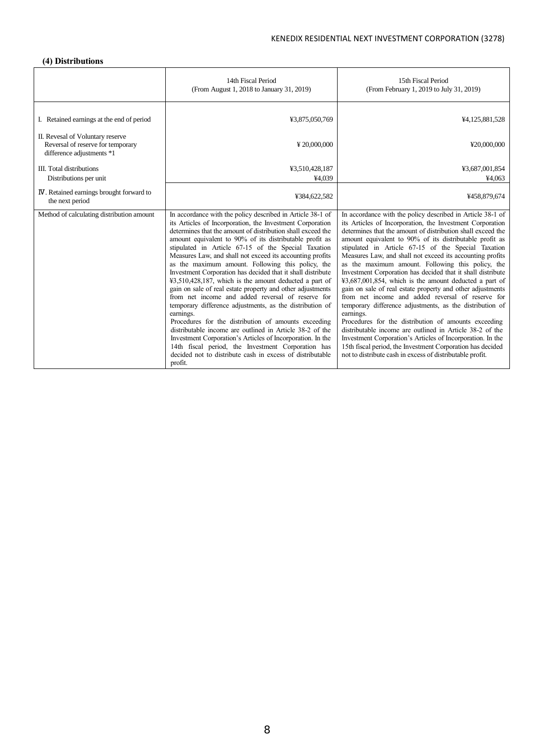### (4) Distributions

| | 14th Fiscal Period (From August 1, 2018 to January 31, 2019) | 15th Fiscal Period (From February 1, 2019 to July 31, 2019) |
|---|---|---|
| I. Retained earnings at the end of period | ¥3,875,050,769 | ¥4,125,881,528 |
| II. Revesal of Voluntary reserve Reversal of reserve for temporary difference adjustments *1 | ¥ 20,000,000 | ¥20,000,000 |
| III. Total distributions<br>Distributions per unit | ¥3,510,428,187<br>¥4,039 | ¥3,687,001,854<br>¥4,063 |
| Ⅳ. Retained earnings brought forward to the next period | ¥384,622,582 | ¥458,879,674 |
| Method of calculating distribution amount | In accordance with the policy described in Article 38-1 of its Articles of Incorporation, the Investment Corporation determines that the amount of distribution shall exceed the amount equivalent to 90% of its distributable profit as stipulated in Article 67-15 of the Special Taxation Measures Law, and shall not exceed its accounting profits as the maximum amount. Following this policy, the Investment Corporation has decided that it shall distribute ¥3,510,428,187, which is the amount deducted a part of gain on sale of real estate property and other adjustments from net income and added reversal of reserve for temporary difference adjustments, as the distribution of earnings.<br>Procedures for the distribution of amounts exceeding distributable income are outlined in Article 38-2 of the Investment Corporation's Articles of Incorporation. In the 14th fiscal period, the Investment Corporation has decided not to distribute cash in excess of distributable profit. | In accordance with the policy described in Article 38-1 of its Articles of Incorporation, the Investment Corporation determines that the amount of distribution shall exceed the amount equivalent to 90% of its distributable profit as stipulated in Article 67-15 of the Special Taxation Measures Law, and shall not exceed its accounting profits as the maximum amount. Following this policy, the Investment Corporation has decided that it shall distribute ¥3,687,001,854, which is the amount deducted a part of gain on sale of real estate property and other adjustments from net income and added reversal of reserve for temporary difference adjustments, as the distribution of earnings.<br>Procedures for the distribution of amounts exceeding distributable income are outlined in Article 38-2 of the Investment Corporation's Articles of Incorporation. In the 15th fiscal period, the Investment Corporation has decided not to distribute cash in excess of distributable profit. |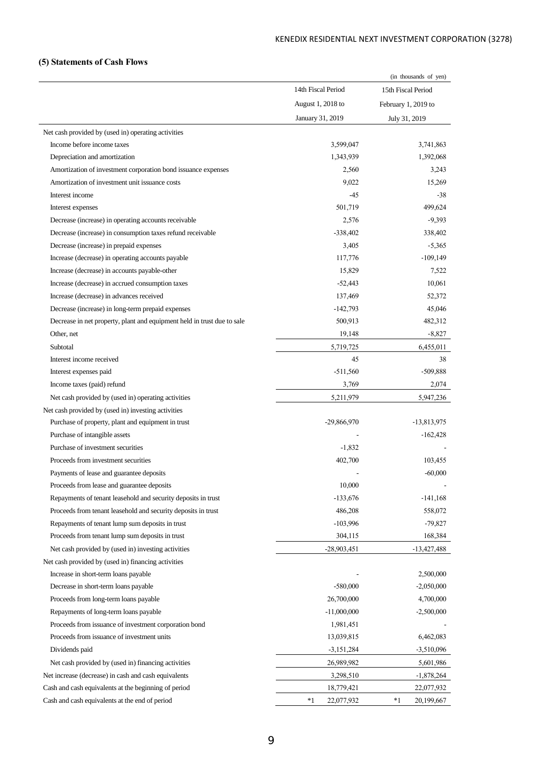### (5) Statements of Cash Flows

(in thousands of yen)

| | 14th Fiscal Period<br>August 1, 2018 to<br>January 31, 2019 | 15th Fiscal Period<br>February 1, 2019 to<br>July 31, 2019 |
|---|---|---|
| Net cash provided by (used in) operating activities | | |
| Income before income taxes | 3,599,047 | 3,741,863 |
| Depreciation and amortization | 1,343,939 | 1,392,068 |
| Amortization of investment corporation bond issuance expenses | 2,560 | 3,243 |
| Amortization of investment unit issuance costs | 9,022 | 15,269 |
| Interest income | -45 | -38 |
| Interest expenses | 501,719 | 499,624 |
| Decrease (increase) in operating accounts receivable | 2,576 | -9,393 |
| Decrease (increase) in consumption taxes refund receivable | -338,402 | 338,402 |
| Decrease (increase) in prepaid expenses | 3,405 | -5,365 |
| Increase (decrease) in operating accounts payable | 117,776 | -109,149 |
| Increase (decrease) in accounts payable-other | 15,829 | 7,522 |
| Increase (decrease) in accrued consumption taxes | -52,443 | 10,061 |
| Increase (decrease) in advances received | 137,469 | 52,372 |
| Decrease (increase) in long-term prepaid expenses | -142,793 | 45,046 |
| Decrease in net property, plant and equipment held in trust due to sale | 500,913 | 482,312 |
| Other, net | 19,148 | -8,827 |
| Subtotal | 5,719,725 | 6,455,011 |
| Interest income received | 45 | 38 |
| Interest expenses paid | -511,560 | -509,888 |
| Income taxes (paid) refund | 3,769 | 2,074 |
| Net cash provided by (used in) operating activities | 5,211,979 | 5,947,236 |
| Net cash provided by (used in) investing activities | | |
| Purchase of property, plant and equipment in trust | -29,866,970 | -13,813,975 |
| Purchase of intangible assets | - | -162,428 |
| Purchase of investment securities | -1,832 | - |
| Proceeds from investment securities | 402,700 | 103,455 |
| Payments of lease and guarantee deposits | - | -60,000 |
| Proceeds from lease and guarantee deposits | 10,000 | - |
| Repayments of tenant leasehold and security deposits in trust | -133,676 | -141,168 |
| Proceeds from tenant leasehold and security deposits in trust | 486,208 | 558,072 |
| Repayments of tenant lump sum deposits in trust | -103,996 | -79,827 |
| Proceeds from tenant lump sum deposits in trust | 304,115 | 168,384 |
| Net cash provided by (used in) investing activities | -28,903,451 | -13,427,488 |
| Net cash provided by (used in) financing activities | | |
| Increase in short-term loans payable | - | 2,500,000 |
| Decrease in short-term loans payable | -580,000 | -2,050,000 |
| Proceeds from long-term loans payable | 26,700,000 | 4,700,000 |
| Repayments of long-term loans payable | -11,000,000 | -2,500,000 |
| Proceeds from issuance of investment corporation bond | 1,981,451 | - |
| Proceeds from issuance of investment units | 13,039,815 | 6,462,083 |
| Dividends paid | -3,151,284 | -3,510,096 |
| Net cash provided by (used in) financing activities | 26,989,982 | 5,601,986 |
| Net increase (decrease) in cash and cash equivalents | 3,298,510 | -1,878,264 |
| Cash and cash equivalents at the beginning of period | 18,779,421 | 22,077,932 |
| Cash and cash equivalents at the end of period | *1 22,077,932 | *1 20,199,667 |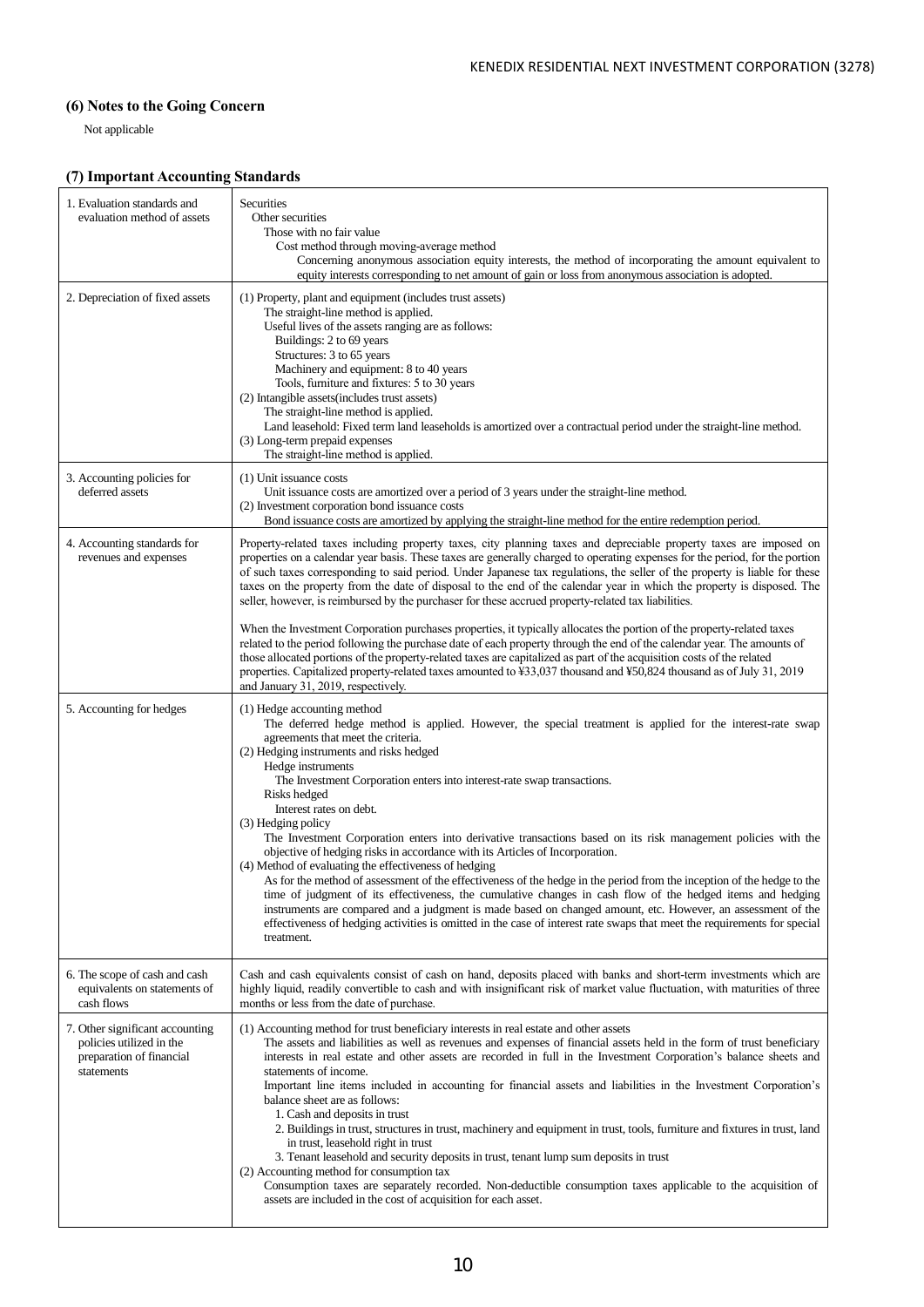### (6) Notes to the Going Concern

Not applicable

### (7) Important Accounting Standards

| | |
|---|---|
| 1. Evaluation standards and evaluation method of assets | Securities<br>Other securities<br>Those with no fair value<br>Cost method through moving-average method<br>Concerning anonymous association equity interests, the method of incorporating the amount equivalent to equity interests corresponding to net amount of gain or loss from anonymous association is adopted. |
| 2. Depreciation of fixed assets | (1) Property, plant and equipment (includes trust assets)<br>The straight-line method is applied.<br>Useful lives of the assets ranging are as follows:<br>Buildings: 2 to 69 years<br>Structures: 3 to 65 years<br>Machinery and equipment: 8 to 40 years<br>Tools, furniture and fixtures: 5 to 30 years<br>(2) Intangible assets(includes trust assets)<br>The straight-line method is applied.<br>Land leasehold: Fixed term land leaseholds is amortized over a contractual period under the straight-line method.<br>(3) Long-term prepaid expenses<br>The straight-line method is applied. |
| 3. Accounting policies for deferred assets | (1) Unit issuance costs<br>Unit issuance costs are amortized over a period of 3 years under the straight-line method.<br>(2) Investment corporation bond issuance costs<br>Bond issuance costs are amortized by applying the straight-line method for the entire redemption period. |
| 4. Accounting standards for revenues and expenses | Property-related taxes including property taxes, city planning taxes and depreciable property taxes are imposed on properties on a calendar year basis. These taxes are generally charged to operating expenses for the period, for the portion of such taxes corresponding to said period. Under Japanese tax regulations, the seller of the property is liable for these taxes on the property from the date of disposal to the end of the calendar year in which the property is disposed. The seller, however, is reimbursed by the purchaser for these accrued property-related tax liabilities.<br><br>When the Investment Corporation purchases properties, it typically allocates the portion of the property-related taxes related to the period following the purchase date of each property through the end of the calendar year. The amounts of those allocated portions of the property-related taxes are capitalized as part of the acquisition costs of the related properties. Capitalized property-related taxes amounted to ¥33,037 thousand and ¥50,824 thousand as of July 31, 2019 and January 31, 2019, respectively. |
| 5. Accounting for hedges | (1) Hedge accounting method<br>The deferred hedge method is applied. However, the special treatment is applied for the interest-rate swap agreements that meet the criteria.<br>(2) Hedging instruments and risks hedged<br>Hedge instruments<br>The Investment Corporation enters into interest-rate swap transactions.<br>Risks hedged<br>Interest rates on debt.<br>(3) Hedging policy<br>The Investment Corporation enters into derivative transactions based on its risk management policies with the objective of hedging risks in accordance with its Articles of Incorporation.<br>(4) Method of evaluating the effectiveness of hedging<br>As for the method of assessment of the effectiveness of the hedge in the period from the inception of the hedge to the time of judgment of its effectiveness, the cumulative changes in cash flow of the hedged items and hedging instruments are compared and a judgment is made based on changed amount, etc. However, an assessment of the effectiveness of hedging activities is omitted in the case of interest rate swaps that meet the requirements for special treatment. |
| 6. The scope of cash and cash equivalents on statements of cash flows | Cash and cash equivalents consist of cash on hand, deposits placed with banks and short-term investments which are highly liquid, readily convertible to cash and with insignificant risk of market value fluctuation, with maturities of three months or less from the date of purchase. |
| 7. Other significant accounting policies utilized in the preparation of financial statements | (1) Accounting method for trust beneficiary interests in real estate and other assets<br>The assets and liabilities as well as revenues and expenses of financial assets held in the form of trust beneficiary interests in real estate and other assets are recorded in full in the Investment Corporation's balance sheets and statements of income.<br>Important line items included in accounting for financial assets and liabilities in the Investment Corporation's balance sheet are as follows:<br>1. Cash and deposits in trust<br>2. Buildings in trust, structures in trust, machinery and equipment in trust, tools, furniture and fixtures in trust, land in trust, leasehold right in trust<br>3. Tenant leasehold and security deposits in trust, tenant lump sum deposits in trust<br>(2) Accounting method for consumption tax<br>Consumption taxes are separately recorded. Non-deductible consumption taxes applicable to the acquisition of assets are included in the cost of acquisition for each asset. |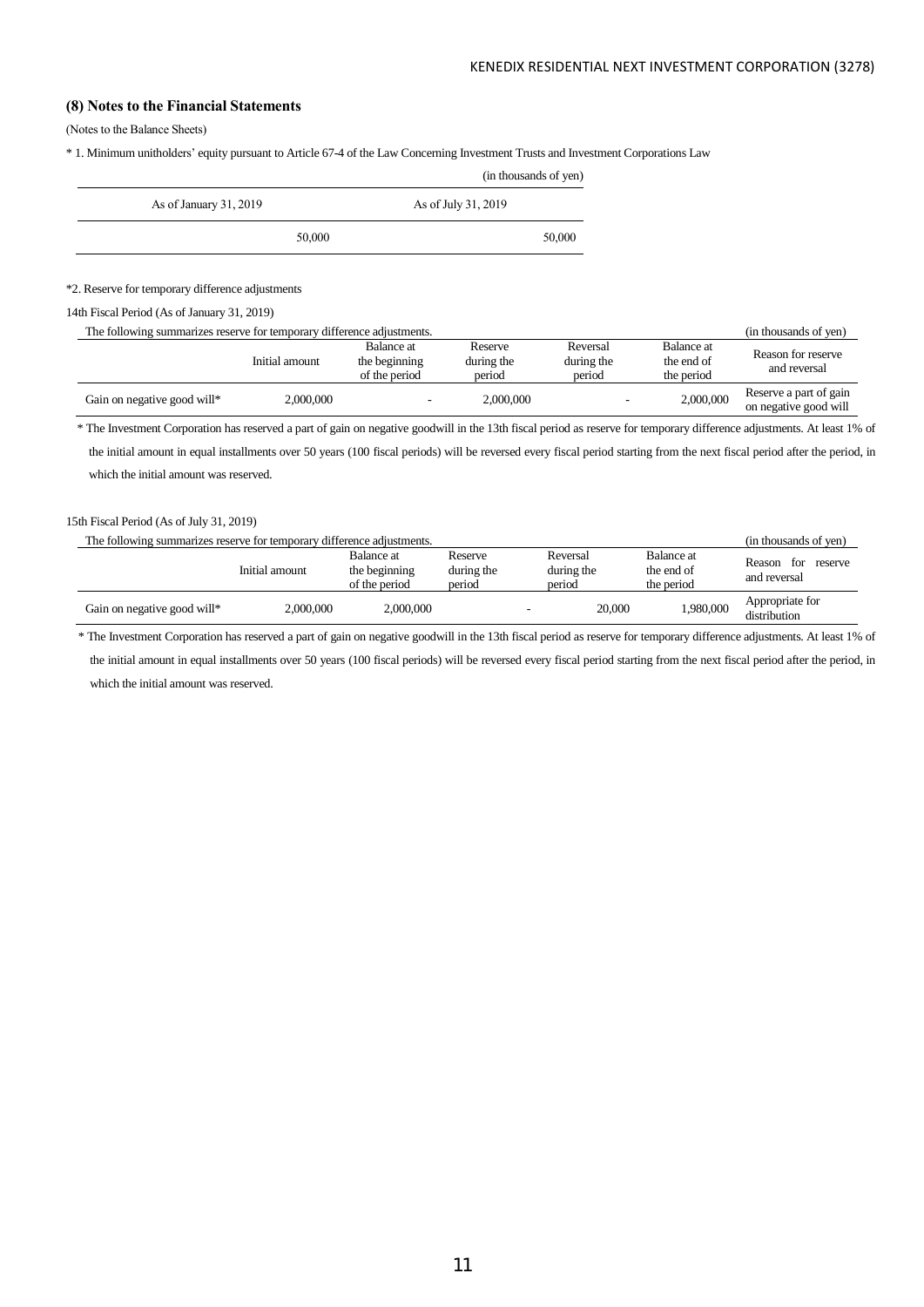### (8) Notes to the Financial Statements

(Notes to the Balance Sheets)

* 1. Minimum unitholders' equity pursuant to Article 67-4 of the Law Concerning Investment Trusts and Investment Corporations Law

(in thousands of yen)

| As of January 31, 2019 | As of July 31, 2019 |
|---|---|
| 50,000 | 50,000 |

*2. Reserve for temporary difference adjustments

14th Fiscal Period (As of January 31, 2019)

The following summarizes reserve for temporary difference adjustments. (in thousands of yen)

| | Initial amount | Balance at the beginning of the period | Reserve during the period | Reversal during the period | Balance at the end of the period | Reason for reserve and reversal |
|---|---|---|---|---|---|---|
| Gain on negative good will* | 2,000,000 | - | 2,000,000 | - | 2,000,000 | Reserve a part of gain on negative good will |

* The Investment Corporation has reserved a part of gain on negative goodwill in the 13th fiscal period as reserve for temporary difference adjustments. At least 1% of the initial amount in equal installments over 50 years (100 fiscal periods) will be reversed every fiscal period starting from the next fiscal period after the period, in which the initial amount was reserved.

15th Fiscal Period (As of July 31, 2019)

The following summarizes reserve for temporary difference adjustments. (in thousands of yen)

| | Initial amount | Balance at the beginning of the period | Reserve during the period | Reversal during the period | Balance at the end of the period | Reason for reserve and reversal |
|---|---|---|---|---|---|---|
| Gain on negative good will* | 2,000,000 | 2,000,000 | - | 20,000 | 1,980,000 | Appropriate for distribution |

* The Investment Corporation has reserved a part of gain on negative goodwill in the 13th fiscal period as reserve for temporary difference adjustments. At least 1% of the initial amount in equal installments over 50 years (100 fiscal periods) will be reversed every fiscal period starting from the next fiscal period after the period, in which the initial amount was reserved.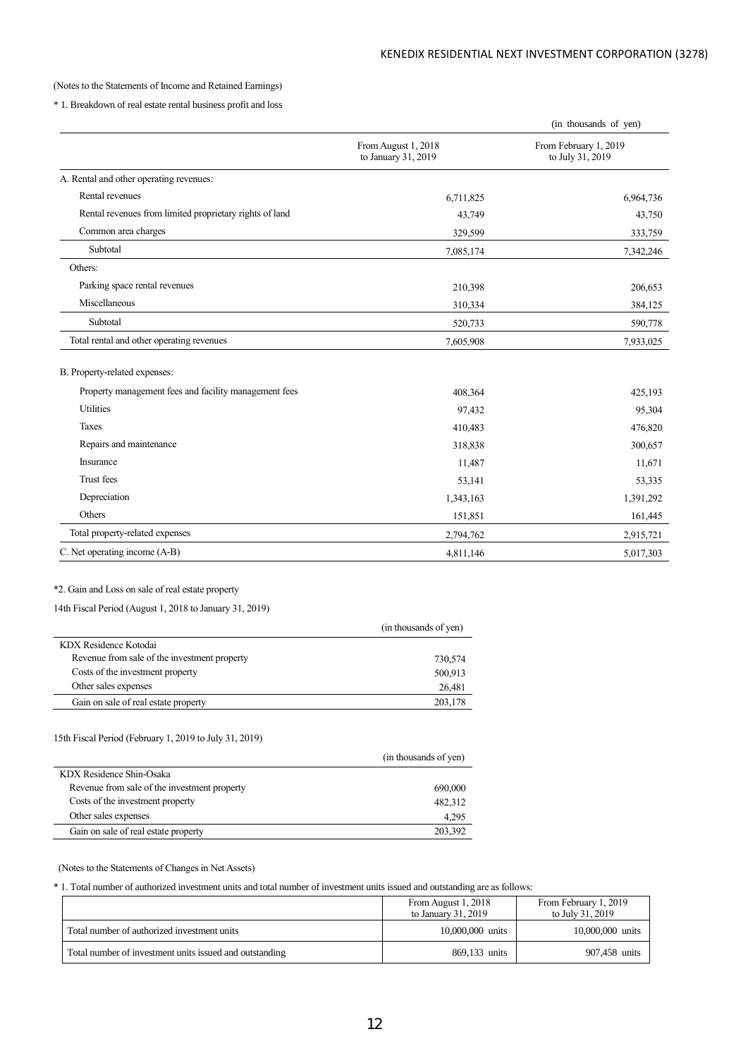(Notes to the Statements of Income and Retained Earnings)

\* 1. Breakdown of real estate rental business profit and loss

(in thousands of yen)

| | From August 1, 2018 to January 31, 2019 | From February 1, 2019 to July 31, 2019 |
|---|---|---|
| A. Rental and other operating revenues: | | |
| Rental revenues | 6,711,825 | 6,964,736 |
| Rental revenues from limited proprietary rights of land | 43,749 | 43,750 |
| Common area charges | 329,599 | 333,759 |
| Subtotal | 7,085,174 | 7,342,246 |
| Others: | | |
| Parking space rental revenues | 210,398 | 206,653 |
| Miscellaneous | 310,334 | 384,125 |
| Subtotal | 520,733 | 590,778 |
| Total rental and other operating revenues | 7,605,908 | 7,933,025 |
| B. Property-related expenses: | | |
| Property management fees and facility management fees | 408,364 | 425,193 |
| Utilities | 97,432 | 95,304 |
| Taxes | 410,483 | 476,820 |
| Repairs and maintenance | 318,838 | 300,657 |
| Insurance | 11,487 | 11,671 |
| Trust fees | 53,141 | 53,335 |
| Depreciation | 1,343,163 | 1,391,292 |
| Others | 151,851 | 161,445 |
| Total property-related expenses | 2,794,762 | 2,915,721 |
| C. Net operating income (A-B) | 4,811,146 | 5,017,303 |

\*2. Gain and Loss on sale of real estate property

14th Fiscal Period (August 1, 2018 to January 31, 2019)

| | (in thousands of yen) |
|---|---|
| KDX Residence Kotodai | |
| Revenue from sale of the investment property | 730,574 |
| Costs of the investment property | 500,913 |
| Other sales expenses | 26,481 |
| Gain on sale of real estate property | 203,178 |

15th Fiscal Period (February 1, 2019 to July 31, 2019)

| | (in thousands of yen) |
|---|---|
| KDX Residence Shin-Osaka | |
| Revenue from sale of the investment property | 690,000 |
| Costs of the investment property | 482,312 |
| Other sales expenses | 4,295 |
| Gain on sale of real estate property | 203,392 |

(Notes to the Statements of Changes in Net Assets)

\* 1. Total number of authorized investment units and total number of investment units issued and outstanding are as follows:

| | From August 1, 2018 to January 31, 2019 | From February 1, 2019 to July 31, 2019 |
|---|---|---|
| Total number of authorized investment units | 10,000,000 units | 10,000,000 units |
| Total number of investment units issued and outstanding | 869,133 units | 907,458 units |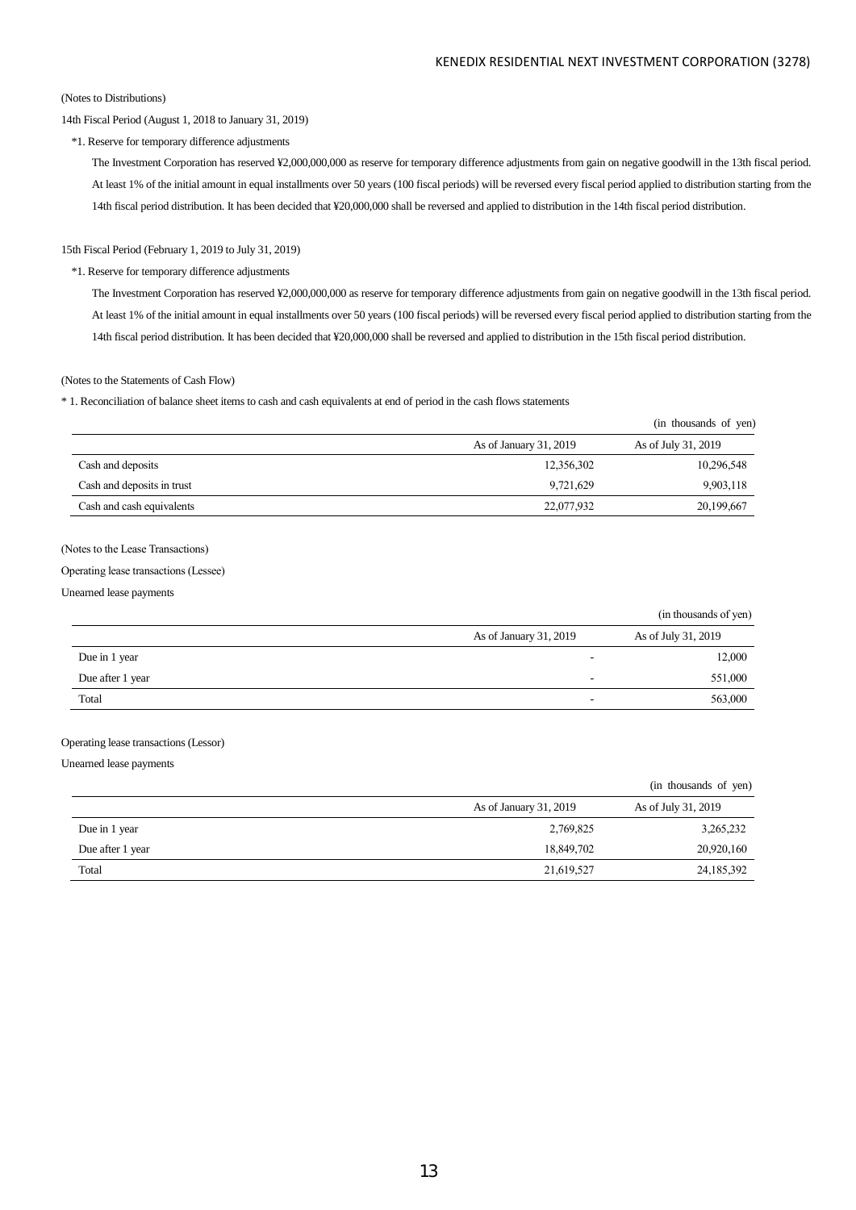(Notes to Distributions)

14th Fiscal Period (August 1, 2018 to January 31, 2019)

*1. Reserve for temporary difference adjustments

The Investment Corporation has reserved ¥2,000,000,000 as reserve for temporary difference adjustments from gain on negative goodwill in the 13th fiscal period. At least 1% of the initial amount in equal installments over 50 years (100 fiscal periods) will be reversed every fiscal period applied to distribution starting from the 14th fiscal period distribution. It has been decided that ¥20,000,000 shall be reversed and applied to distribution in the 14th fiscal period distribution.

15th Fiscal Period (February 1, 2019 to July 31, 2019)

*1. Reserve for temporary difference adjustments

The Investment Corporation has reserved ¥2,000,000,000 as reserve for temporary difference adjustments from gain on negative goodwill in the 13th fiscal period. At least 1% of the initial amount in equal installments over 50 years (100 fiscal periods) will be reversed every fiscal period applied to distribution starting from the 14th fiscal period distribution. It has been decided that ¥20,000,000 shall be reversed and applied to distribution in the 15th fiscal period distribution.

(Notes to the Statements of Cash Flow)

* 1. Reconciliation of balance sheet items to cash and cash equivalents at end of period in the cash flows statements

(in thousands of yen)

| | As of January 31, 2019 | As of July 31, 2019 |
|---|---|---|
| Cash and deposits | 12,356,302 | 10,296,548 |
| Cash and deposits in trust | 9,721,629 | 9,903,118 |
| Cash and cash equivalents | 22,077,932 | 20,199,667 |

(Notes to the Lease Transactions)

Operating lease transactions (Lessee)

Unearned lease payments

(in thousands of yen)

| | As of January 31, 2019 | As of July 31, 2019 |
|---|---|---|
| Due in 1 year | - | 12,000 |
| Due after 1 year | - | 551,000 |
| Total | - | 563,000 |

Operating lease transactions (Lessor)

Unearned lease payments

(in thousands of yen)

| | As of January 31, 2019 | As of July 31, 2019 |
|---|---|---|
| Due in 1 year | 2,769,825 | 3,265,232 |
| Due after 1 year | 18,849,702 | 20,920,160 |
| Total | 21,619,527 | 24,185,392 |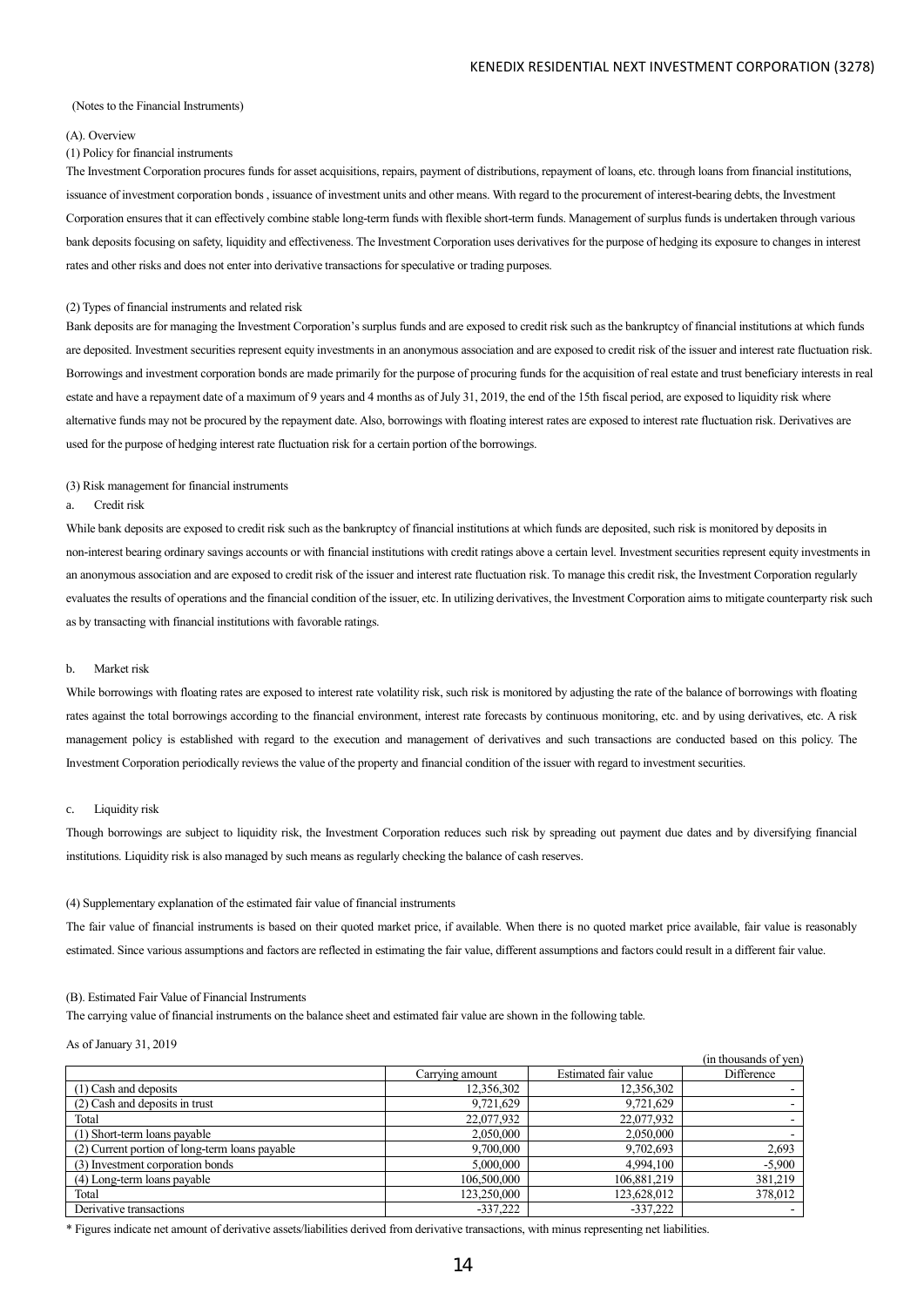(Notes to the Financial Instruments)

(A). Overview

(1) Policy for financial instruments

The Investment Corporation procures funds for asset acquisitions, repairs, payment of distributions, repayment of loans, etc. through loans from financial institutions, issuance of investment corporation bonds , issuance of investment units and other means. With regard to the procurement of interest-bearing debts, the Investment Corporation ensures that it can effectively combine stable long-term funds with flexible short-term funds. Management of surplus funds is undertaken through various bank deposits focusing on safety, liquidity and effectiveness. The Investment Corporation uses derivatives for the purpose of hedging its exposure to changes in interest rates and other risks and does not enter into derivative transactions for speculative or trading purposes.

(2) Types of financial instruments and related risk

Bank deposits are for managing the Investment Corporation's surplus funds and are exposed to credit risk such as the bankruptcy of financial institutions at which funds are deposited. Investment securities represent equity investments in an anonymous association and are exposed to credit risk of the issuer and interest rate fluctuation risk. Borrowings and investment corporation bonds are made primarily for the purpose of procuring funds for the acquisition of real estate and trust beneficiary interests in real estate and have a repayment date of a maximum of 9 years and 4 months as of July 31, 2019, the end of the 15th fiscal period, are exposed to liquidity risk where alternative funds may not be procured by the repayment date. Also, borrowings with floating interest rates are exposed to interest rate fluctuation risk. Derivatives are used for the purpose of hedging interest rate fluctuation risk for a certain portion of the borrowings.

(3) Risk management for financial instruments

a. Credit risk

While bank deposits are exposed to credit risk such as the bankruptcy of financial institutions at which funds are deposited, such risk is monitored by deposits in non-interest bearing ordinary savings accounts or with financial institutions with credit ratings above a certain level. Investment securities represent equity investments in an anonymous association and are exposed to credit risk of the issuer and interest rate fluctuation risk. To manage this credit risk, the Investment Corporation regularly evaluates the results of operations and the financial condition of the issuer, etc. In utilizing derivatives, the Investment Corporation aims to mitigate counterparty risk such as by transacting with financial institutions with favorable ratings.

b. Market risk

While borrowings with floating rates are exposed to interest rate volatility risk, such risk is monitored by adjusting the rate of the balance of borrowings with floating rates against the total borrowings according to the financial environment, interest rate forecasts by continuous monitoring, etc. and by using derivatives, etc. A risk management policy is established with regard to the execution and management of derivatives and such transactions are conducted based on this policy. The Investment Corporation periodically reviews the value of the property and financial condition of the issuer with regard to investment securities.

c. Liquidity risk

Though borrowings are subject to liquidity risk, the Investment Corporation reduces such risk by spreading out payment due dates and by diversifying financial institutions. Liquidity risk is also managed by such means as regularly checking the balance of cash reserves.

(4) Supplementary explanation of the estimated fair value of financial instruments

The fair value of financial instruments is based on their quoted market price, if available. When there is no quoted market price available, fair value is reasonably estimated. Since various assumptions and factors are reflected in estimating the fair value, different assumptions and factors could result in a different fair value.

(B). Estimated Fair Value of Financial Instruments

The carrying value of financial instruments on the balance sheet and estimated fair value are shown in the following table.

As of January 31, 2019

(in thousands of yen)

| | Carrying amount | Estimated fair value | Difference |
|---|---|---|---|
| (1) Cash and deposits | 12,356,302 | 12,356,302 | - |
| (2) Cash and deposits in trust | 9,721,629 | 9,721,629 | - |
| Total | 22,077,932 | 22,077,932 | - |
| (1) Short-term loans payable | 2,050,000 | 2,050,000 | - |
| (2) Current portion of long-term loans payable | 9,700,000 | 9,702,693 | 2,693 |
| (3) Investment corporation bonds | 5,000,000 | 4,994,100 | -5,900 |
| (4) Long-term loans payable | 106,500,000 | 106,881,219 | 381,219 |
| Total | 123,250,000 | 123,628,012 | 378,012 |
| Derivative transactions | -337,222 | -337,222 | - |

\* Figures indicate net amount of derivative assets/liabilities derived from derivative transactions, with minus representing net liabilities.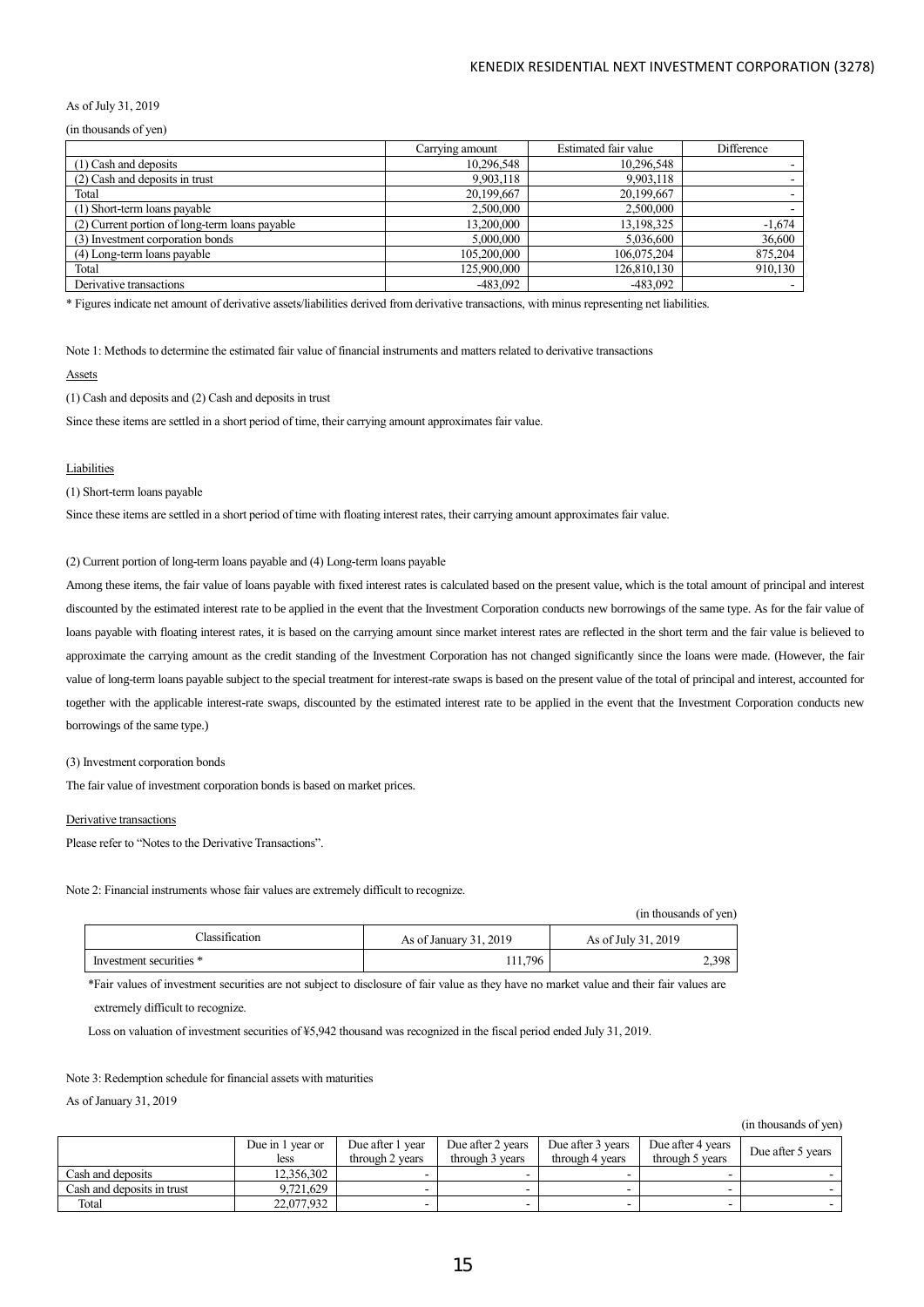As of July 31, 2019

(in thousands of yen)

| | Carrying amount | Estimated fair value | Difference |
|---|---|---|---|
| (1) Cash and deposits | 10,296,548 | 10,296,548 | - |
| (2) Cash and deposits in trust | 9,903,118 | 9,903,118 | - |
| Total | 20,199,667 | 20,199,667 | - |
| (1) Short-term loans payable | 2,500,000 | 2,500,000 | - |
| (2) Current portion of long-term loans payable | 13,200,000 | 13,198,325 | -1,674 |
| (3) Investment corporation bonds | 5,000,000 | 5,036,600 | 36,600 |
| (4) Long-term loans payable | 105,200,000 | 106,075,204 | 875,204 |
| Total | 125,900,000 | 126,810,130 | 910,130 |
| Derivative transactions | -483,092 | -483,092 | - |

* Figures indicate net amount of derivative assets/liabilities derived from derivative transactions, with minus representing net liabilities.

Note 1: Methods to determine the estimated fair value of financial instruments and matters related to derivative transactions

Assets

(1) Cash and deposits and (2) Cash and deposits in trust

Since these items are settled in a short period of time, their carrying amount approximates fair value.

Liabilities

(1) Short-term loans payable

Since these items are settled in a short period of time with floating interest rates, their carrying amount approximates fair value.

(2) Current portion of long-term loans payable and (4) Long-term loans payable

Among these items, the fair value of loans payable with fixed interest rates is calculated based on the present value, which is the total amount of principal and interest discounted by the estimated interest rate to be applied in the event that the Investment Corporation conducts new borrowings of the same type. As for the fair value of loans payable with floating interest rates, it is based on the carrying amount since market interest rates are reflected in the short term and the fair value is believed to approximate the carrying amount as the credit standing of the Investment Corporation has not changed significantly since the loans were made. (However, the fair value of long-term loans payable subject to the special treatment for interest-rate swaps is based on the present value of the total of principal and interest, accounted for together with the applicable interest-rate swaps, discounted by the estimated interest rate to be applied in the event that the Investment Corporation conducts new borrowings of the same type.)

(3) Investment corporation bonds

The fair value of investment corporation bonds is based on market prices.

Derivative transactions

Please refer to "Notes to the Derivative Transactions".

Note 2: Financial instruments whose fair values are extremely difficult to recognize.

(in thousands of yen)

| Classification | As of January 31, 2019 | As of July 31, 2019 |
|---|---|---|
| Investment securities * | 111,796 | 2,398 |

*Fair values of investment securities are not subject to disclosure of fair value as they have no market value and their fair values are extremely difficult to recognize.

Loss on valuation of investment securities of ¥5,942 thousand was recognized in the fiscal period ended July 31, 2019.

Note 3: Redemption schedule for financial assets with maturities

As of January 31, 2019

(in thousands of yen)

| | Due in 1 year or less | Due after 1 year through 2 years | Due after 2 years through 3 years | Due after 3 years through 4 years | Due after 4 years through 5 years | Due after 5 years |
|---|---|---|---|---|---|---|
| Cash and deposits | 12,356,302 | - | - | - | - | - |
| Cash and deposits in trust | 9,721,629 | - | - | - | - | - |
| Total | 22,077,932 | - | - | - | - | - |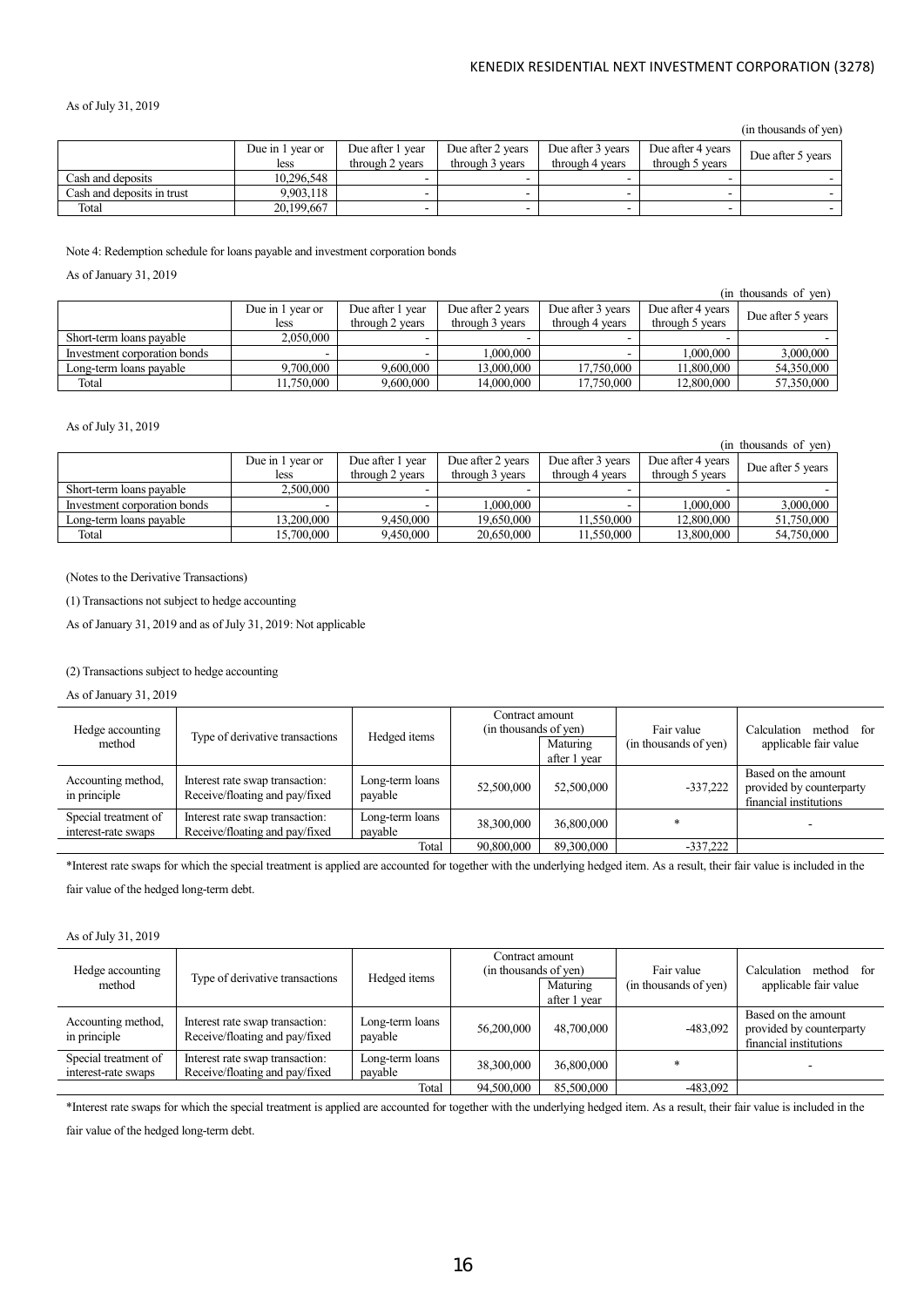As of July 31, 2019

(in thousands of yen)

| | Due in 1 year or less | Due after 1 year through 2 years | Due after 2 years through 3 years | Due after 3 years through 4 years | Due after 4 years through 5 years | Due after 5 years |
|---|---|---|---|---|---|---|
| Cash and deposits | 10,296,548 | - | - | - | - | - |
| Cash and deposits in trust | 9,903,118 | - | - | - | - | - |
| Total | 20,199,667 | - | - | - | - | - |

Note 4: Redemption schedule for loans payable and investment corporation bonds

As of January 31, 2019

(in thousands of yen)

| | Due in 1 year or less | Due after 1 year through 2 years | Due after 2 years through 3 years | Due after 3 years through 4 years | Due after 4 years through 5 years | Due after 5 years |
|---|---|---|---|---|---|---|
| Short-term loans payable | 2,050,000 | - | - | - | - | - |
| Investment corporation bonds | - | - | 1,000,000 | - | 1,000,000 | 3,000,000 |
| Long-term loans payable | 9,700,000 | 9,600,000 | 13,000,000 | 17,750,000 | 11,800,000 | 54,350,000 |
| Total | 11,750,000 | 9,600,000 | 14,000,000 | 17,750,000 | 12,800,000 | 57,350,000 |

As of July 31, 2019

(in thousands of yen)

| | Due in 1 year or less | Due after 1 year through 2 years | Due after 2 years through 3 years | Due after 3 years through 4 years | Due after 4 years through 5 years | Due after 5 years |
|---|---|---|---|---|---|---|
| Short-term loans payable | 2,500,000 | - | - | - | - | - |
| Investment corporation bonds | - | - | 1,000,000 | - | 1,000,000 | 3,000,000 |
| Long-term loans payable | 13,200,000 | 9,450,000 | 19,650,000 | 11,550,000 | 12,800,000 | 51,750,000 |
| Total | 15,700,000 | 9,450,000 | 20,650,000 | 11,550,000 | 13,800,000 | 54,750,000 |

(Notes to the Derivative Transactions)

(1) Transactions not subject to hedge accounting

As of January 31, 2019 and as of July 31, 2019: Not applicable

(2) Transactions subject to hedge accounting

As of January 31, 2019

| Hedge accounting method | Type of derivative transactions | Hedged items | Contract amount (in thousands of yen) | | Fair value (in thousands of yen) | Calculation method for applicable fair value |
|---|---|---|---|---|---|---|
| | | | | Maturing after 1 year | | |
| Accounting method, in principle | Interest rate swap transaction: Receive/floating and pay/fixed | Long-term loans payable | 52,500,000 | 52,500,000 | -337,222 | Based on the amount provided by counterparty financial institutions |
| Special treatment of interest-rate swaps | Interest rate swap transaction: Receive/floating and pay/fixed | Long-term loans payable | 38,300,000 | 36,800,000 | * | - |
| | | Total | 90,800,000 | 89,300,000 | -337,222 | |

*Interest rate swaps for which the special treatment is applied are accounted for together with the underlying hedged item. As a result, their fair value is included in the fair value of the hedged long-term debt.

As of July 31, 2019

| Hedge accounting method | Type of derivative transactions | Hedged items | Contract amount (in thousands of yen) | | Fair value (in thousands of yen) | Calculation method for applicable fair value |
|---|---|---|---|---|---|---|
| | | | | Maturing after 1 year | | |
| Accounting method, in principle | Interest rate swap transaction: Receive/floating and pay/fixed | Long-term loans payable | 56,200,000 | 48,700,000 | -483,092 | Based on the amount provided by counterparty financial institutions |
| Special treatment of interest-rate swaps | Interest rate swap transaction: Receive/floating and pay/fixed | Long-term loans payable | 38,300,000 | 36,800,000 | * | - |
| | | Total | 94,500,000 | 85,500,000 | -483,092 | |

*Interest rate swaps for which the special treatment is applied are accounted for together with the underlying hedged item. As a result, their fair value is included in the fair value of the hedged long-term debt.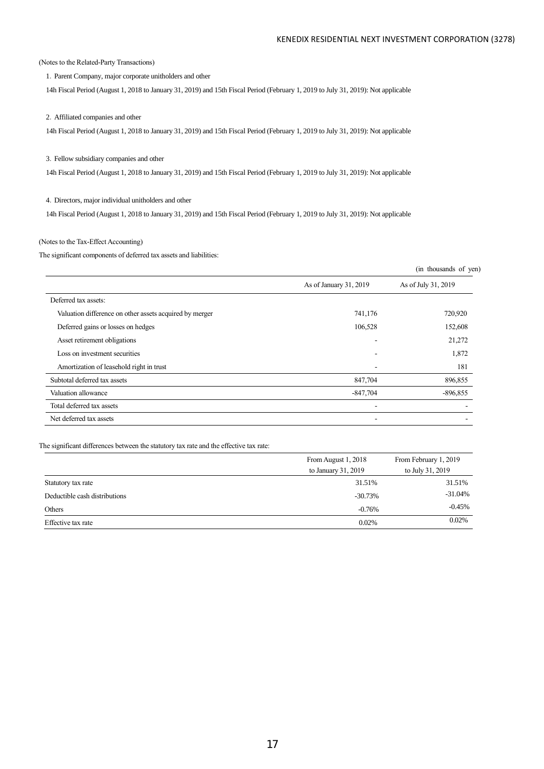(Notes to the Related-Party Transactions)

1. Parent Company, major corporate unitholders and other

14h Fiscal Period (August 1, 2018 to January 31, 2019) and 15th Fiscal Period (February 1, 2019 to July 31, 2019): Not applicable

2. Affiliated companies and other

14h Fiscal Period (August 1, 2018 to January 31, 2019) and 15th Fiscal Period (February 1, 2019 to July 31, 2019): Not applicable

3. Fellow subsidiary companies and other

14h Fiscal Period (August 1, 2018 to January 31, 2019) and 15th Fiscal Period (February 1, 2019 to July 31, 2019): Not applicable

4. Directors, major individual unitholders and other

14h Fiscal Period (August 1, 2018 to January 31, 2019) and 15th Fiscal Period (February 1, 2019 to July 31, 2019): Not applicable

(Notes to the Tax-Effect Accounting)

The significant components of deferred tax assets and liabilities:

(in thousands of yen)

| | As of January 31, 2019 | As of July 31, 2019 |
|---|---|---|
| Deferred tax assets: | | |
| Valuation difference on other assets acquired by merger | 741,176 | 720,920 |
| Deferred gains or losses on hedges | 106,528 | 152,608 |
| Asset retirement obligations | - | 21,272 |
| Loss on investment securities | - | 1,872 |
| Amortization of leasehold right in trust | - | 181 |
| Subtotal deferred tax assets | 847,704 | 896,855 |
| Valuation allowance | -847,704 | -896,855 |
| Total deferred tax assets | - | - |
| Net deferred tax assets | - | - |

The significant differences between the statutory tax rate and the effective tax rate:

| | From August 1, 2018 to January 31, 2019 | From February 1, 2019 to July 31, 2019 |
|---|---|---|
| Statutory tax rate | 31.51% | 31.51% |
| Deductible cash distributions | -30.73% | -31.04% |
| Others | -0.76% | -0.45% |
| Effective tax rate | 0.02% | 0.02% |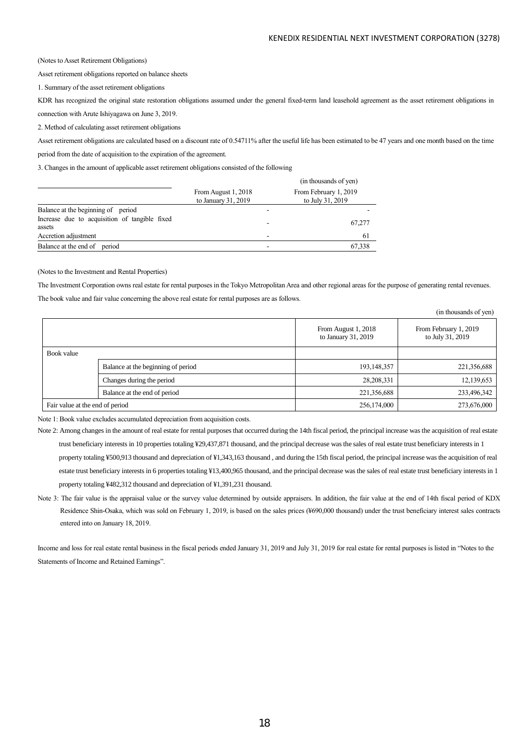(Notes to Asset Retirement Obligations)

Asset retirement obligations reported on balance sheets

1. Summary of the asset retirement obligations

KDR has recognized the original state restoration obligations assumed under the general fixed-term land leasehold agreement as the asset retirement obligations in connection with Arute Ishiyagawa on June 3, 2019.

2. Method of calculating asset retirement obligations

Asset retirement obligations are calculated based on a discount rate of 0.54711% after the useful life has been estimated to be 47 years and one month based on the time period from the date of acquisition to the expiration of the agreement.

3. Changes in the amount of applicable asset retirement obligations consisted of the following

(in thousands of yen)

| | From August 1, 2018 to January 31, 2019 | From February 1, 2019 to July 31, 2019 |
|---|---|---|
| Balance at the beginning of period | - | - |
| Increase due to acquisition of tangible fixed assets | - | 67,277 |
| Accretion adjustment | - | 61 |
| Balance at the end of period | - | 67,338 |

(Notes to the Investment and Rental Properties)

The Investment Corporation owns real estate for rental purposes in the Tokyo Metropolitan Area and other regional areas for the purpose of generating rental revenues. The book value and fair value concerning the above real estate for rental purposes are as follows.

(in thousands of yen)

| | | From August 1, 2018 to January 31, 2019 | From February 1, 2019 to July 31, 2019 |
|---|---|---|---|
| Book value | | | |
| | Balance at the beginning of period | 193,148,357 | 221,356,688 |
| | Changes during the period | 28,208,331 | 12,139,653 |
| | Balance at the end of period | 221,356,688 | 233,496,342 |
| Fair value at the end of period | | 256,174,000 | 273,676,000 |

Note 1: Book value excludes accumulated depreciation from acquisition costs.

Note 2: Among changes in the amount of real estate for rental purposes that occurred during the 14th fiscal period, the principal increase was the acquisition of real estate trust beneficiary interests in 10 properties totaling ¥29,437,871 thousand, and the principal decrease was the sales of real estate trust beneficiary interests in 1 property totaling ¥500,913 thousand and depreciation of ¥1,343,163 thousand , and during the 15th fiscal period, the principal increase was the acquisition of real estate trust beneficiary interests in 6 properties totaling ¥13,400,965 thousand, and the principal decrease was the sales of real estate trust beneficiary interests in 1 property totaling ¥482,312 thousand and depreciation of ¥1,391,231 thousand.

Note 3: The fair value is the appraisal value or the survey value determined by outside appraisers. In addition, the fair value at the end of 14th fiscal period of KDX Residence Shin-Osaka, which was sold on February 1, 2019, is based on the sales prices (¥690,000 thousand) under the trust beneficiary interest sales contracts entered into on January 18, 2019.

Income and loss for real estate rental business in the fiscal periods ended January 31, 2019 and July 31, 2019 for real estate for rental purposes is listed in "Notes to the Statements of Income and Retained Earnings".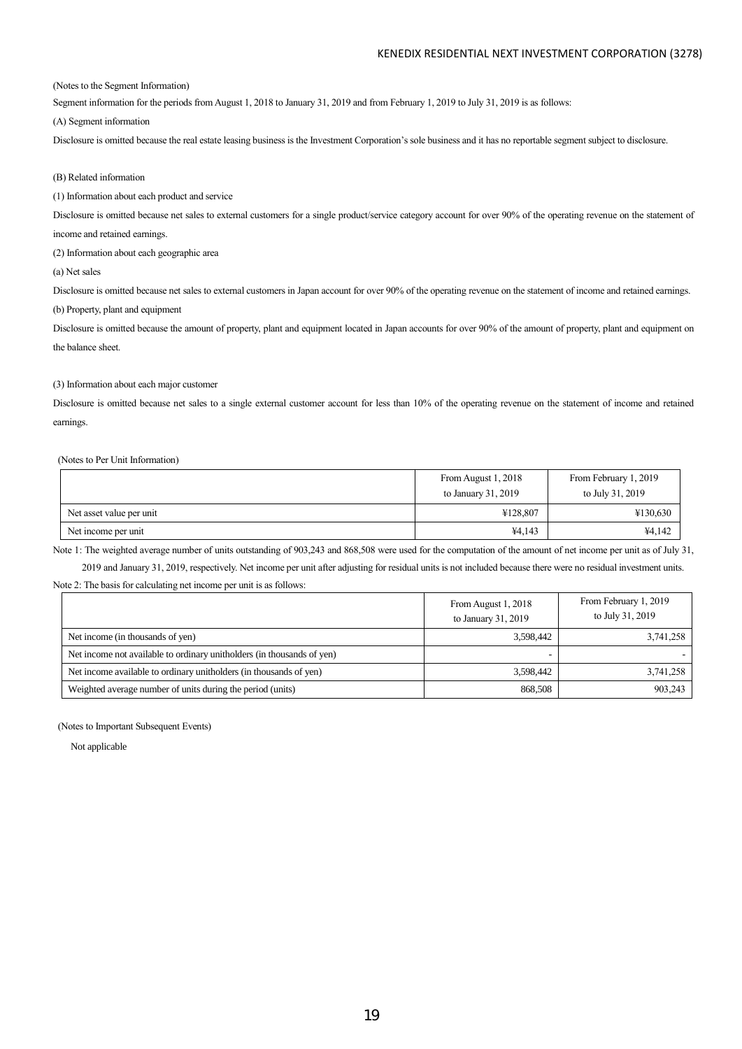(Notes to the Segment Information)

Segment information for the periods from August 1, 2018 to January 31, 2019 and from February 1, 2019 to July 31, 2019 is as follows:

(A) Segment information

Disclosure is omitted because the real estate leasing business is the Investment Corporation's sole business and it has no reportable segment subject to disclosure.

(B) Related information

(1) Information about each product and service

Disclosure is omitted because net sales to external customers for a single product/service category account for over 90% of the operating revenue on the statement of income and retained earnings.

(2) Information about each geographic area

(a) Net sales

Disclosure is omitted because net sales to external customers in Japan account for over 90% of the operating revenue on the statement of income and retained earnings.

(b) Property, plant and equipment

Disclosure is omitted because the amount of property, plant and equipment located in Japan accounts for over 90% of the amount of property, plant and equipment on the balance sheet.

(3) Information about each major customer

Disclosure is omitted because net sales to a single external customer account for less than 10% of the operating revenue on the statement of income and retained earnings.

(Notes to Per Unit Information)

| | From August 1, 2018 to January 31, 2019 | From February 1, 2019 to July 31, 2019 |
|---|---|---|
| Net asset value per unit | ¥128,807 | ¥130,630 |
| Net income per unit | ¥4,143 | ¥4,142 |

Note 1: The weighted average number of units outstanding of 903,243 and 868,508 were used for the computation of the amount of net income per unit as of July 31, 2019 and January 31, 2019, respectively. Net income per unit after adjusting for residual units is not included because there were no residual investment units.

Note 2: The basis for calculating net income per unit is as follows:

| | From August 1, 2018 to January 31, 2019 | From February 1, 2019 to July 31, 2019 |
|---|---|---|
| Net income (in thousands of yen) | 3,598,442 | 3,741,258 |
| Net income not available to ordinary unitholders (in thousands of yen) | - | - |
| Net income available to ordinary unitholders (in thousands of yen) | 3,598,442 | 3,741,258 |
| Weighted average number of units during the period (units) | 868,508 | 903,243 |

(Notes to Important Subsequent Events)

Not applicable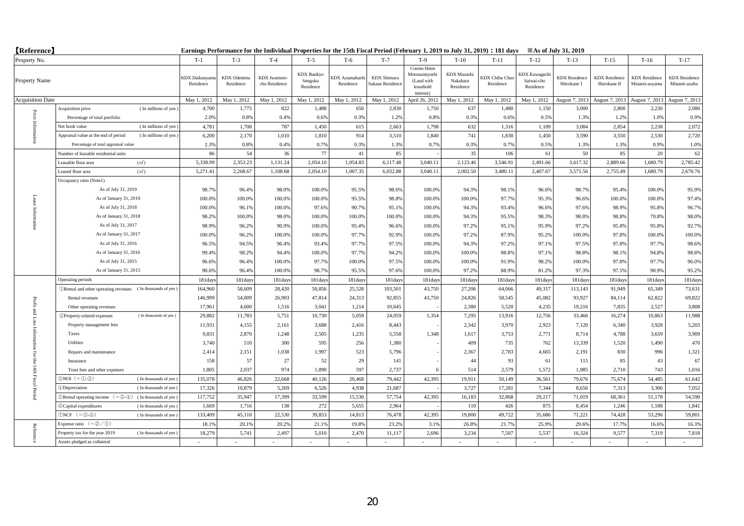**【Reference】** Earnings Performance for the Individual Properties for the 15th Fiscal Period (February 1, 2019 to July 31, 2019)：181 days ※As of July 31, 2019

| | Property No. | | T-1 | T-3 | T-4 | T-5 | T-6 | T-7 | T-9 | T-10 | T-11 | T-12 | T-13 | T-15 | T-16 | T-17 |
|---|---|---|---|---|---|---|---|---|---|---|---|---|---|---|---|---|
| | Property Name | | KDX Daikanyama Residence | KDX Odemma Residence | KDX Iwamoto-cho Residence | KDX Bunkyo Sengoku Residence | KDX Azumabashi Residence | KDX Shimura Sakaue Residence | Cosmo Heim Motosumiyoshi (Land with leasehold interest) | KDX Musashi Nakahara Residence | KDX Chiba Chuo Residence | KDX Kawaguchi Saiwai-cho Residence | KDX Residence Shirokane I | KDX Residence Shirokane II | KDX Residence Minami-aoyama | KDX Residence Minami-azabu |
| | Acquisition Date | | May 1, 2012 | May 1, 2012 | May 1, 2012 | May 1, 2012 | May 1, 2012 | May 1, 2012 | April 26, 2012 | May 1, 2012 | May 1, 2012 | May 1, 2012 | August 7, 2013 | August 7, 2013 | August 7, 2013 | August 7, 2013 |
| Price Information | Acquisition price | (In millions of yen) | 4,700 | 1,775 | 822 | 1,488 | 650 | 2,830 | 1,750 | 637 | 1,480 | 1,150 | 3,000 | 2,800 | 2,230 | 2,080 |
| | Percentage of total portfolio | | 2.0% | 0.8% | 0.4% | 0.6% | 0.3% | 1.2% | 0.8% | 0.3% | 0.6% | 0.5% | 1.3% | 1.2% | 1.0% | 0.9% |
| | Net book value | (In millions of yen) | 4,781 | 1,708 | 787 | 1,450 | 615 | 2,663 | 1,798 | 632 | 1,316 | 1,109 | 3,084 | 2,854 | 2,238 | 2,072 |
| | Appraisal value at the end of period | (In millions of yen) | 6,200 | 2,170 | 1,010 | 1,810 | 914 | 3,510 | 1,840 | 741 | 1,830 | 1,450 | 3,590 | 3,550 | 2,530 | 2,720 |
| | Percentage of total appraisal value | | 2.3% | 0.8% | 0.4% | 0.7% | 0.3% | 1.3% | 0.7% | 0.3% | 0.7% | 0.5% | 1.3% | 1.3% | 0.9% | 1.0% |
| Lease Information | Number of leasable residential units | | 86 | 54 | 36 | 77 | 41 | 85 | - | 35 | 106 | 61 | 50 | 85 | 20 | 62 |
| | Leasable floor area | (㎡) | 5,338.99 | 2,353.23 | 1,131.24 | 2,054.10 | 1,054.83 | 6,117.48 | 3,040.11 | 2,123.46 | 3,546.91 | 2,491.66 | 3,617.32 | 2,889.66 | 1,680.79 | 2,785.42 |
| | Leased floor area | (㎡) | 5,271.41 | 2,268.67 | 1,108.68 | 2,054.10 | 1,007.35 | 6,032.88 | 3,040.11 | 2,002.50 | 3,480.11 | 2,407.67 | 3,571.56 | 2,755.49 | 1,680.79 | 2,670.76 |
| | Occupancy ratio (Note1) | | | | | | | | | | | | | | | |
| | As of July 31, 2019 | | 98.7% | 96.4% | 98.0% | 100.0% | 95.5% | 98.6% | 100.0% | 94.3% | 98.1% | 96.6% | 98.7% | 95.4% | 100.0% | 95.9% |
| | As of January 31, 2019 | | 100.0% | 100.0% | 100.0% | 100.0% | 95.5% | 98.8% | 100.0% | 100.0% | 97.7% | 95.3% | 96.6% | 100.0% | 100.0% | 97.4% |
| | As of July 31, 2018 | | 100.0% | 96.1% | 100.0% | 97.6% | 90.7% | 95.1% | 100.0% | 94.3% | 93.4% | 96.6% | 97.6% | 98.9% | 95.8% | 96.7% |
| | As of January 31, 2018 | | 98.2% | 100.0% | 98.0% | 100.0% | 100.0% | 100.0% | 100.0% | 94.3% | 95.5% | 98.3% | 98.8% | 98.8% | 70.8% | 98.0% |
| | As of July 31, 2017 | | 98.9% | 96.2% | 90.9% | 100.0% | 95.4% | 96.6% | 100.0% | 97.2% | 95.1% | 95.9% | 97.2% | 95.8% | 95.8% | 92.7% |
| | As of January 31, 2017 | | 100.0% | 96.2% | 100.0% | 100.0% | 97.7% | 92.9% | 100.0% | 97.2% | 87.9% | 95.2% | 100.0% | 97.8% | 100.0% | 100.0% |
| | As of July 31, 2016 | | 96.5% | 94.5% | 96.4% | 93.4% | 97.7% | 97.5% | 100.0% | 94.3% | 97.2% | 97.1% | 97.5% | 97.8% | 97.7% | 98.6% |
| | As of January 31, 2016 | | 99.4% | 98.2% | 94.4% | 100.0% | 97.7% | 94.2% | 100.0% | 100.0% | 98.8% | 97.1% | 98.8% | 98.1% | 94.8% | 98.8% |
| | As of July 31, 2015 | | 96.6% | 96.4% | 100.0% | 97.7% | 100.0% | 97.5% | 100.0% | 100.0% | 91.9% | 98.2% | 100.0% | 97.8% | 97.7% | 96.0% |
| | As of January 31, 2015 | | 90.6% | 96.4% | 100.0% | 98.7% | 95.5% | 97.6% | 100.0% | 97.2% | 88.9% | 81.2% | 97.3% | 97.5% | 90.9% | 95.2% |
| Profit and Loss Information for the 14th Fiscal Period | Operating periods | | 181days | 181days | 181days | 181days | 181days | 181days | 181days | 181days | 181days | 181days | 181days | 181days | 181days | 181days |
| | ①Rental and other operating revenues | (In thousands of yen) | 164,960 | 58,609 | 28,420 | 50,856 | 25,528 | 103,501 | 43,750 | 27,206 | 64,066 | 49,317 | 113,143 | 91,949 | 65,349 | 73,631 |
| | Rental revenues | | 146,999 | 54,009 | 26,903 | 47,814 | 24,313 | 92,855 | 43,750 | 24,826 | 58,545 | 45,082 | 93,927 | 84,114 | 62,822 | 69,822 |
| | Other operating revenues | | 17,961 | 4,600 | 1,516 | 3,041 | 1,214 | 10,645 | - | 2,380 | 5,520 | 4,235 | 19,216 | 7,835 | 2,527 | 3,808 |
| | ②Property-related expenses | (In thousands of yen) | 29,882 | 11,783 | 5,751 | 10,730 | 5,059 | 24,059 | 1,354 | 7,295 | 13,916 | 12,756 | 33,466 | 16,274 | 10,863 | 11,988 |
| | Property management fees | | 11,931 | 4,155 | 2,161 | 3,688 | 2,416 | 8,443 | - | 2,342 | 3,970 | 2,923 | 7,120 | 6,340 | 3,928 | 5,203 |
| | Taxes | | 9,831 | 2,870 | 1,248 | 2,505 | 1,235 | 5,558 | 1,348 | 1,617 | 3,753 | 2,771 | 8,714 | 4,788 | 3,659 | 3,909 |
| | Utilities | | 3,740 | 510 | 300 | 595 | 256 | 1,380 | - | 409 | 735 | 762 | 13,339 | 1,520 | 1,490 | 470 |
| | Repairs and maintenance | | 2,414 | 2,151 | 1,038 | 1,997 | 523 | 5,796 | - | 2,367 | 2,783 | 4,665 | 2,191 | 830 | 996 | 1,321 |
| | Insurance | | 158 | 57 | 27 | 52 | 29 | 141 | - | 44 | 93 | 61 | 115 | 85 | 43 | 67 |
| | Trust fees and other expenses | | 1,805 | 2,037 | 974 | 1,890 | 597 | 2,737 | 6 | 514 | 2,579 | 1,572 | 1,985 | 2,710 | 743 | 1,016 |
| | ③NOI（=①-②） | (In thousands of yen) | 135,078 | 46,826 | 22,668 | 40,126 | 20,468 | 79,442 | 42,395 | 19,911 | 50,149 | 36,561 | 79,676 | 75,674 | 54,485 | 61,642 |
| | ④Depreciation | (In thousands of yen) | 17,326 | 10,879 | 5,269 | 6,526 | 4,938 | 21,687 | - | 3,727 | 17,281 | 7,344 | 8,656 | 7,313 | 3,306 | 7,052 |
| | ⑤Rental operating income（=③-④） | (In thousands of yen) | 117,752 | 35,947 | 17,399 | 33,599 | 15,530 | 57,754 | 42,395 | 16,183 | 32,868 | 29,217 | 71,019 | 68,361 | 51,178 | 54,590 |
| | ⑥Capital expenditures | (In thousands of yen) | 1,669 | 1,716 | 138 | 272 | 5,655 | 2,964 | - | 110 | 426 | 875 | 8,454 | 1,246 | 1,188 | 1,841 |
| | ⑦NCF（=③-⑥） | (In thousands of yen) | 133,409 | 45,110 | 22,530 | 39,853 | 14,813 | 76,478 | 42,395 | 19,800 | 49,722 | 35,686 | 71,221 | 74,428 | 53,296 | 59,801 |
| Reference | Expense ratio（=②／①） | | 18.1% | 20.1% | 20.2% | 21.1% | 19.8% | 23.2% | 3.1% | 26.8% | 21.7% | 25.9% | 29.6% | 17.7% | 16.6% | 16.3% |
| | Property tax for the year 2019 | (In thousands of yen) | 18,279 | 5,741 | 2,497 | 5,010 | 2,470 | 11,117 | 2,696 | 3,234 | 7,507 | 5,537 | 16,324 | 9,577 | 7,319 | 7,818 |
| | Assets pledged as collateral | | - | - | - | - | - | - | - | - | - | - | - | - | - | - |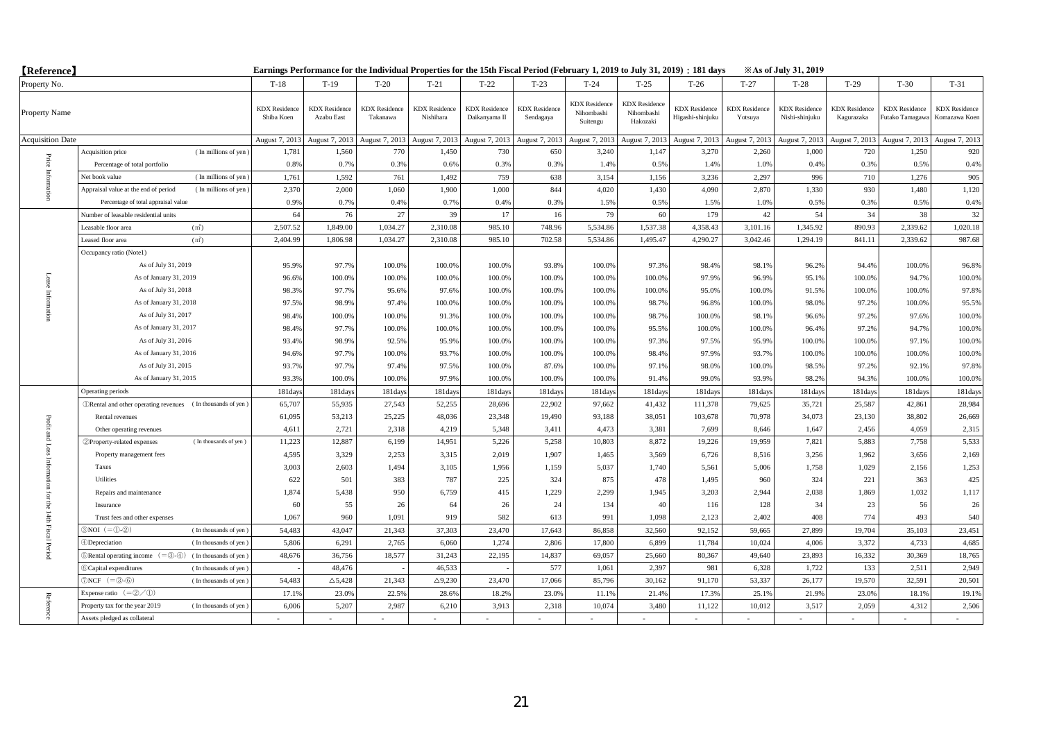【Reference】

Earnings Performance for the Individual Properties for the 15th Fiscal Period (February 1, 2019 to July 31, 2019) : 181 days ※As of July 31, 2019

| | Property No. | T-18 | T-19 | T-20 | T-21 | T-22 | T-23 | T-24 | T-25 | T-26 | T-27 | T-28 | T-29 | T-30 | T-31 |
|---|---|---|---|---|---|---|---|---|---|---|---|---|---|---|---|
| | Property Name | KDX Residence Shiba Koen | KDX Residence Azabu East | KDX Residence Takanawa | KDX Residence Nishihara | KDX Residence Daikanyama II | KDX Residence Sendagaya | KDX Residence Nihombashi Suitengu | KDX Residence Nihombashi Hakozaki | KDX Residence Higashi-shinjuku | KDX Residence Yotsuya | KDX Residence Nishi-shinjuku | KDX Residence Kagurazaka | KDX Residence Futako Tamagawa | KDX Residence Komazawa Koen |
| | Acquisition Date | August 7, 2013 | August 7, 2013 | August 7, 2013 | August 7, 2013 | August 7, 2013 | August 7, 2013 | August 7, 2013 | August 7, 2013 | August 7, 2013 | August 7, 2013 | August 7, 2013 | August 7, 2013 | August 7, 2013 | August 7, 2013 |
| Price Information | Acquisition price ( In millions of yen ) | 1,781 | 1,560 | 770 | 1,450 | 730 | 650 | 3,240 | 1,147 | 3,270 | 2,260 | 1,000 | 720 | 1,250 | 920 |
| | Percentage of total portfolio | 0.8% | 0.7% | 0.3% | 0.6% | 0.3% | 0.3% | 1.4% | 0.5% | 1.4% | 1.0% | 0.4% | 0.3% | 0.5% | 0.4% |
| | Net book value ( In millions of yen ) | 1,761 | 1,592 | 761 | 1,492 | 759 | 638 | 3,154 | 1,156 | 3,236 | 2,297 | 996 | 710 | 1,276 | 905 |
| | Appraisal value at the end of period ( In millions of yen ) | 2,370 | 2,000 | 1,060 | 1,900 | 1,000 | 844 | 4,020 | 1,430 | 4,090 | 2,870 | 1,330 | 930 | 1,480 | 1,120 |
| | Percentage of total appraisal value | 0.9% | 0.7% | 0.4% | 0.7% | 0.4% | 0.3% | 1.5% | 0.5% | 1.5% | 1.0% | 0.5% | 0.3% | 0.5% | 0.4% |
| Lease Information | Number of leasable residential units | 64 | 76 | 27 | 39 | 17 | 16 | 79 | 60 | 179 | 42 | 54 | 34 | 38 | 32 |
| | Leasable floor area (㎡) | 2,507.52 | 1,849.00 | 1,034.27 | 2,310.08 | 985.10 | 748.96 | 5,534.86 | 1,537.38 | 4,358.43 | 3,101.16 | 1,345.92 | 890.93 | 2,339.62 | 1,020.18 |
| | Leased floor area (㎡) | 2,404.99 | 1,806.98 | 1,034.27 | 2,310.08 | 985.10 | 702.58 | 5,534.86 | 1,495.47 | 4,290.27 | 3,042.46 | 1,294.19 | 841.11 | 2,339.62 | 987.68 |
| | Occupancy ratio (Note1) | | | | | | | | | | | | | | |
| | As of July 31, 2019 | 95.9% | 97.7% | 100.0% | 100.0% | 100.0% | 93.8% | 100.0% | 97.3% | 98.4% | 98.1% | 96.2% | 94.4% | 100.0% | 96.8% |
| | As of January 31, 2019 | 96.6% | 100.0% | 100.0% | 100.0% | 100.0% | 100.0% | 100.0% | 100.0% | 97.9% | 96.9% | 95.1% | 100.0% | 94.7% | 100.0% |
| | As of July 31, 2018 | 98.3% | 97.7% | 95.6% | 97.6% | 100.0% | 100.0% | 100.0% | 100.0% | 95.0% | 100.0% | 91.5% | 100.0% | 100.0% | 97.8% |
| | As of January 31, 2018 | 97.5% | 98.9% | 97.4% | 100.0% | 100.0% | 100.0% | 100.0% | 98.7% | 96.8% | 100.0% | 98.0% | 97.2% | 100.0% | 95.5% |
| | As of July 31, 2017 | 98.4% | 100.0% | 100.0% | 91.3% | 100.0% | 100.0% | 100.0% | 98.7% | 100.0% | 98.1% | 96.6% | 97.2% | 97.6% | 100.0% |
| | As of January 31, 2017 | 98.4% | 97.7% | 100.0% | 100.0% | 100.0% | 100.0% | 100.0% | 95.5% | 100.0% | 100.0% | 96.4% | 97.2% | 94.7% | 100.0% |
| | As of July 31, 2016 | 93.4% | 98.9% | 92.5% | 95.9% | 100.0% | 100.0% | 100.0% | 97.3% | 97.5% | 95.9% | 100.0% | 100.0% | 97.1% | 100.0% |
| | As of January 31, 2016 | 94.6% | 97.7% | 100.0% | 93.7% | 100.0% | 100.0% | 100.0% | 98.4% | 97.9% | 93.7% | 100.0% | 100.0% | 100.0% | 100.0% |
| | As of July 31, 2015 | 93.7% | 97.7% | 97.4% | 97.5% | 100.0% | 87.6% | 100.0% | 97.1% | 98.0% | 100.0% | 98.5% | 97.2% | 92.1% | 97.8% |
| | As of January 31, 2015 | 93.3% | 100.0% | 100.0% | 97.9% | 100.0% | 100.0% | 100.0% | 91.4% | 99.0% | 93.9% | 98.2% | 94.3% | 100.0% | 100.0% |
| Profit and Loss Information for the 14th Fiscal Period | Operating periods | 181days | 181days | 181days | 181days | 181days | 181days | 181days | 181days | 181days | 181days | 181days | 181days | 181days | 181days |
| | ①Rental and other operating revenues ( In thousands of yen ) | 65,707 | 55,935 | 27,543 | 52,255 | 28,696 | 22,902 | 97,662 | 41,432 | 111,378 | 79,625 | 35,721 | 25,587 | 42,861 | 28,984 |
| | Rental revenues | 61,095 | 53,213 | 25,225 | 48,036 | 23,348 | 19,490 | 93,188 | 38,051 | 103,678 | 70,978 | 34,073 | 23,130 | 38,802 | 26,669 |
| | Other operating revenues | 4,611 | 2,721 | 2,318 | 4,219 | 5,348 | 3,411 | 4,473 | 3,381 | 7,699 | 8,646 | 1,647 | 2,456 | 4,059 | 2,315 |
| | ②Property-related expenses ( In thousands of yen ) | 11,223 | 12,887 | 6,199 | 14,951 | 5,226 | 5,258 | 10,803 | 8,872 | 19,226 | 19,959 | 7,821 | 5,883 | 7,758 | 5,533 |
| | Property management fees | 4,595 | 3,329 | 2,253 | 3,315 | 2,019 | 1,907 | 1,465 | 3,569 | 6,726 | 8,516 | 3,256 | 1,962 | 3,656 | 2,169 |
| | Taxes | 3,003 | 2,603 | 1,494 | 3,105 | 1,956 | 1,159 | 5,037 | 1,740 | 5,561 | 5,006 | 1,758 | 1,029 | 2,156 | 1,253 |
| | Utilities | 622 | 501 | 383 | 787 | 225 | 324 | 875 | 478 | 1,495 | 960 | 324 | 221 | 363 | 425 |
| | Repairs and maintenance | 1,874 | 5,438 | 950 | 6,759 | 415 | 1,229 | 2,299 | 1,945 | 3,203 | 2,944 | 2,038 | 1,869 | 1,032 | 1,117 |
| | Insurance | 60 | 55 | 26 | 64 | 26 | 24 | 134 | 40 | 116 | 128 | 34 | 23 | 56 | 26 |
| | Trust fees and other expenses | 1,067 | 960 | 1,091 | 919 | 582 | 613 | 991 | 1,098 | 2,123 | 2,402 | 408 | 774 | 493 | 540 |
| | ③NOI (=①-②) ( In thousands of yen ) | 54,483 | 43,047 | 21,343 | 37,303 | 23,470 | 17,643 | 86,858 | 32,560 | 92,152 | 59,665 | 27,899 | 19,704 | 35,103 | 23,451 |
| | ④Depreciation ( In thousands of yen ) | 5,806 | 6,291 | 2,765 | 6,060 | 1,274 | 2,806 | 17,800 | 6,899 | 11,784 | 10,024 | 4,006 | 3,372 | 4,733 | 4,685 |
| | ⑤Rental operating income (=③-④) ( In thousands of yen ) | 48,676 | 36,756 | 18,577 | 31,243 | 22,195 | 14,837 | 69,057 | 25,660 | 80,367 | 49,640 | 23,893 | 16,332 | 30,369 | 18,765 |
| | ⑥Capital expenditures ( In thousands of yen ) | - | 48,476 | - | 46,533 | - | 577 | 1,061 | 2,397 | 981 | 6,328 | 1,722 | 133 | 2,511 | 2,949 |
| | ⑦NCF (=③-⑥) ( In thousands of yen ) | 54,483 | △5,428 | 21,343 | △9,230 | 23,470 | 17,066 | 85,796 | 30,162 | 91,170 | 53,337 | 26,177 | 19,570 | 32,591 | 20,501 |
| Reference | Expense ratio (=②／①) | 17.1% | 23.0% | 22.5% | 28.6% | 18.2% | 23.0% | 11.1% | 21.4% | 17.3% | 25.1% | 21.9% | 23.0% | 18.1% | 19.1% |
| | Property tax for the year 2019 ( In thousands of yen ) | 6,006 | 5,207 | 2,987 | 6,210 | 3,913 | 2,318 | 10,074 | 3,480 | 11,122 | 10,012 | 3,517 | 2,059 | 4,312 | 2,506 |
| | Assets pledged as collateral | - | - | - | - | - | - | - | - | - | - | - | - | - | - |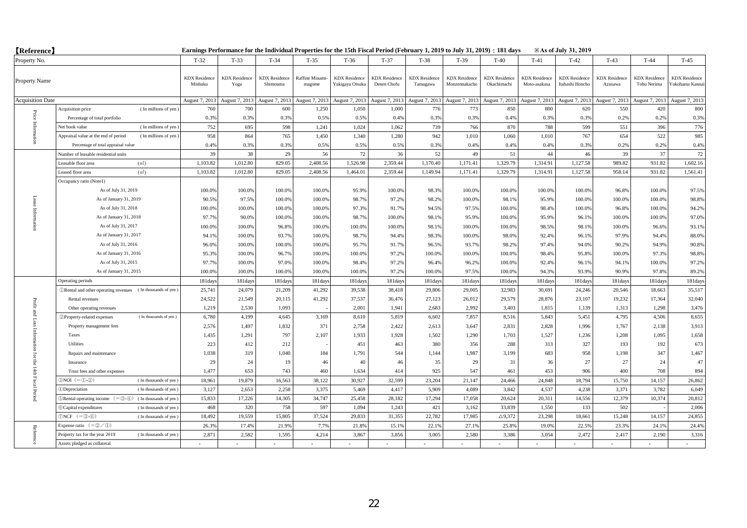【Reference】

**Earnings Performance for the Individual Properties for the 15th Fiscal Period (February 1, 2019 to July 31, 2019) : 181 days** ※As of July 31, 2019

| | Property No. | | T-32 | T-33 | T-34 | T-35 | T-36 | T-37 | T-38 | T-39 | T-40 | T-41 | T-42 | T-43 | T-44 | T-45 |
|---|---|---|---|---|---|---|---|---|---|---|---|---|---|---|---|---|
| | Property Name | | KDX Residence Mishuku | KDX Residence Yoga | KDX Residence Shimouma | Raffine Minami-magome | KDX Residence Yukigaya Otsuka | KDX Residence Denen Chofu | KDX Residence Tamagawa | KDX Residence Monzennakacho | KDX Residence Okachimachi | KDX Residence Moto-asakusa | KDX Residence Itabashi Honcho | KDX Residence Azusawa | KDX Residence Tobu Nerima | KDX Residence Yokohama Kannai |
| | Acquisition Date | | August 7, 2013 | August 7, 2013 | August 7, 2013 | August 7, 2013 | August 7, 2013 | August 7, 2013 | August 7, 2013 | August 7, 2013 | August 7, 2013 | August 7, 2013 | August 7, 2013 | August 7, 2013 | August 7, 2013 | August 7, 2013 |
| Price Information | Acquisition price | (In millions of yen) | 760 | 700 | 600 | 1,250 | 1,050 | 1,000 | 776 | 773 | 850 | 800 | 620 | 550 | 420 | 800 |
| | Percentage of total portfolio | | 0.3% | 0.3% | 0.3% | 0.5% | 0.5% | 0.4% | 0.3% | 0.3% | 0.4% | 0.3% | 0.3% | 0.2% | 0.2% | 0.3% |
| | Net book value | (In millions of yen) | 752 | 695 | 598 | 1,241 | 1,024 | 1,062 | 739 | 766 | 870 | 788 | 599 | 551 | 396 | 776 |
| | Appraisal value at the end of period | (In millions of yen) | 958 | 864 | 765 | 1,450 | 1,340 | 1,280 | 942 | 1,010 | 1,060 | 1,010 | 767 | 654 | 522 | 985 |
| | Percentage of total appraisal value | | 0.4% | 0.3% | 0.3% | 0.5% | 0.5% | 0.5% | 0.3% | 0.4% | 0.4% | 0.4% | 0.3% | 0.2% | 0.2% | 0.4% |
| Lease Information | Number of leasable residential units | | 39 | 38 | 29 | 56 | 72 | 36 | 52 | 49 | 51 | 44 | 46 | 39 | 37 | 72 |
| | Leasable floor area | (㎡) | 1,103.82 | 1,012.80 | 829.05 | 2,408.56 | 1,526.98 | 2,359.44 | 1,170.40 | 1,171.41 | 1,329.79 | 1,314.91 | 1,127.58 | 989.82 | 931.82 | 1,602.16 |
| | Leased floor area | (㎡) | 1,103.82 | 1,012.80 | 829.05 | 2,408.56 | 1,464.01 | 2,359.44 | 1,149.94 | 1,171.41 | 1,329.79 | 1,314.91 | 1,127.58 | 958.14 | 931.82 | 1,561.41 |
| | Occupancy ratio (Note1) | | | | | | | | | | | | | | | |
| | As of July 31, 2019 | | 100.0% | 100.0% | 100.0% | 100.0% | 95.9% | 100.0% | 98.3% | 100.0% | 100.0% | 100.0% | 100.0% | 96.8% | 100.0% | 97.5% |
| | As of January 31, 2019 | | 90.5% | 97.5% | 100.0% | 100.0% | 98.7% | 97.2% | 98.2% | 100.0% | 98.1% | 95.9% | 100.0% | 100.0% | 100.0% | 98.8% |
| | As of July 31, 2018 | | 100.0% | 100.0% | 100.0% | 100.0% | 97.3% | 91.7% | 94.5% | 97.5% | 100.0% | 98.4% | 100.0% | 96.8% | 100.0% | 94.2% |
| | As of January 31, 2018 | | 97.7% | 90.0% | 100.0% | 100.0% | 98.7% | 100.0% | 98.1% | 95.9% | 100.0% | 95.9% | 96.1% | 100.0% | 100.0% | 97.0% |
| | As of July 31, 2017 | | 100.0% | 100.0% | 96.8% | 100.0% | 100.0% | 100.0% | 98.1% | 100.0% | 100.0% | 98.5% | 98.1% | 100.0% | 96.6% | 93.1% |
| | As of January 31, 2017 | | 94.1% | 100.0% | 93.7% | 100.0% | 98.7% | 94.4% | 98.3% | 100.0% | 98.0% | 92.4% | 96.1% | 97.9% | 94.4% | 88.0% |
| | As of July 31, 2016 | | 96.0% | 100.0% | 100.0% | 100.0% | 95.7% | 91.7% | 96.5% | 93.7% | 98.2% | 97.4% | 94.0% | 90.2% | 94.9% | 90.8% |
| | As of January 31, 2016 | | 95.3% | 100.0% | 96.7% | 100.0% | 100.0% | 97.2% | 100.0% | 100.0% | 100.0% | 98.4% | 95.8% | 100.0% | 97.3% | 98.8% |
| | As of July 31, 2015 | | 97.7% | 100.0% | 97.0% | 100.0% | 98.4% | 97.2% | 96.4% | 96.2% | 100.0% | 92.4% | 96.1% | 94.1% | 100.0% | 97.2% |
| | As of January 31, 2015 | | 100.0% | 100.0% | 100.0% | 100.0% | 100.0% | 97.2% | 100.0% | 97.5% | 100.0% | 94.3% | 93.9% | 90.9% | 97.8% | 89.2% |
| Profit and Loss Information for the 14th Fiscal Period | Operating periods | | 181days | 181days | 181days | 181days | 181days | 181days | 181days | 181days | 181days | 181days | 181days | 181days | 181days | 181days |
| | ①Rental and other operating revenues | (In thousands of yen) | 25,741 | 24,079 | 21,209 | 41,292 | 39,538 | 38,418 | 29,806 | 29,005 | 32,983 | 30,691 | 24,246 | 20,546 | 18,663 | 35,517 |
| | Rental revenues | | 24,522 | 21,549 | 20,115 | 41,292 | 37,537 | 36,476 | 27,123 | 26,012 | 29,579 | 28,876 | 23,107 | 19,232 | 17,364 | 32,040 |
| | Other operating revenues | | 1,219 | 2,530 | 1,093 | - | 2,001 | 1,941 | 2,683 | 2,992 | 3,403 | 1,815 | 1,139 | 1,313 | 1,298 | 3,476 |
| | ②Property-related expenses | (In thousands of yen) | 6,780 | 4,199 | 4,645 | 3,169 | 8,610 | 5,819 | 6,602 | 7,857 | 8,516 | 5,843 | 5,451 | 4,795 | 4,506 | 8,655 |
| | Property management fees | | 2,576 | 1,497 | 1,832 | 371 | 2,758 | 2,422 | 2,613 | 3,647 | 2,831 | 2,828 | 1,996 | 1,767 | 2,138 | 3,913 |
| | Taxes | | 1,435 | 1,291 | 797 | 2,107 | 1,933 | 1,928 | 1,502 | 1,290 | 1,703 | 1,527 | 1,236 | 1,208 | 1,095 | 1,658 |
| | Utilities | | 223 | 412 | 212 | - | 451 | 463 | 380 | 356 | 288 | 313 | 327 | 193 | 192 | 673 |
| | Repairs and maintenance | | 1,038 | 319 | 1,040 | 184 | 1,791 | 544 | 1,144 | 1,987 | 3,199 | 683 | 958 | 1,198 | 347 | 1,467 |
| | Insurance | | 29 | 24 | 19 | 46 | 40 | 46 | 35 | 29 | 31 | 36 | 27 | 27 | 24 | 47 |
| | Trust fees and other expenses | | 1,477 | 653 | 743 | 460 | 1,634 | 414 | 925 | 547 | 461 | 453 | 906 | 400 | 708 | 894 |
| | ③NOI (=①-②) | (In thousands of yen) | 18,961 | 19,879 | 16,563 | 38,122 | 30,927 | 32,599 | 23,204 | 21,147 | 24,466 | 24,848 | 18,794 | 15,750 | 14,157 | 26,862 |
| | ④Depreciation | (In thousands of yen) | 3,127 | 2,653 | 2,258 | 3,375 | 5,469 | 4,417 | 5,909 | 4,089 | 3,842 | 4,537 | 4,238 | 3,371 | 3,782 | 6,049 |
| | ⑤Rental operating income (=③-④) | (In thousands of yen) | 15,833 | 17,226 | 14,305 | 34,747 | 25,458 | 28,182 | 17,294 | 17,058 | 20,624 | 20,311 | 14,556 | 12,379 | 10,374 | 20,812 |
| | ⑥Capital expenditures | (In thousands of yen) | 468 | 320 | 758 | 597 | 1,094 | 1,243 | 421 | 3,162 | 33,839 | 1,550 | 133 | 502 | - | 2,006 |
| | ⑦NCF (=③-⑥) | (In thousands of yen) | 18,492 | 19,559 | 15,805 | 37,524 | 29,833 | 31,355 | 22,782 | 17,985 | △9,372 | 23,298 | 18,661 | 15,248 | 14,157 | 24,855 |
| Reference | Expense ratio (=②／①) | | 26.3% | 17.4% | 21.9% | 7.7% | 21.8% | 15.1% | 22.1% | 27.1% | 25.8% | 19.0% | 22.5% | 23.3% | 24.1% | 24.4% |
| | Property tax for the year 2019 | (In thousands of yen) | 2,871 | 2,582 | 1,595 | 4,214 | 3,867 | 3,856 | 3,005 | 2,580 | 3,386 | 3,054 | 2,472 | 2,417 | 2,190 | 3,316 |
| | Assets pledged as collateral | | - | - | - | - | - | - | - | - | - | - | - | - | - | - |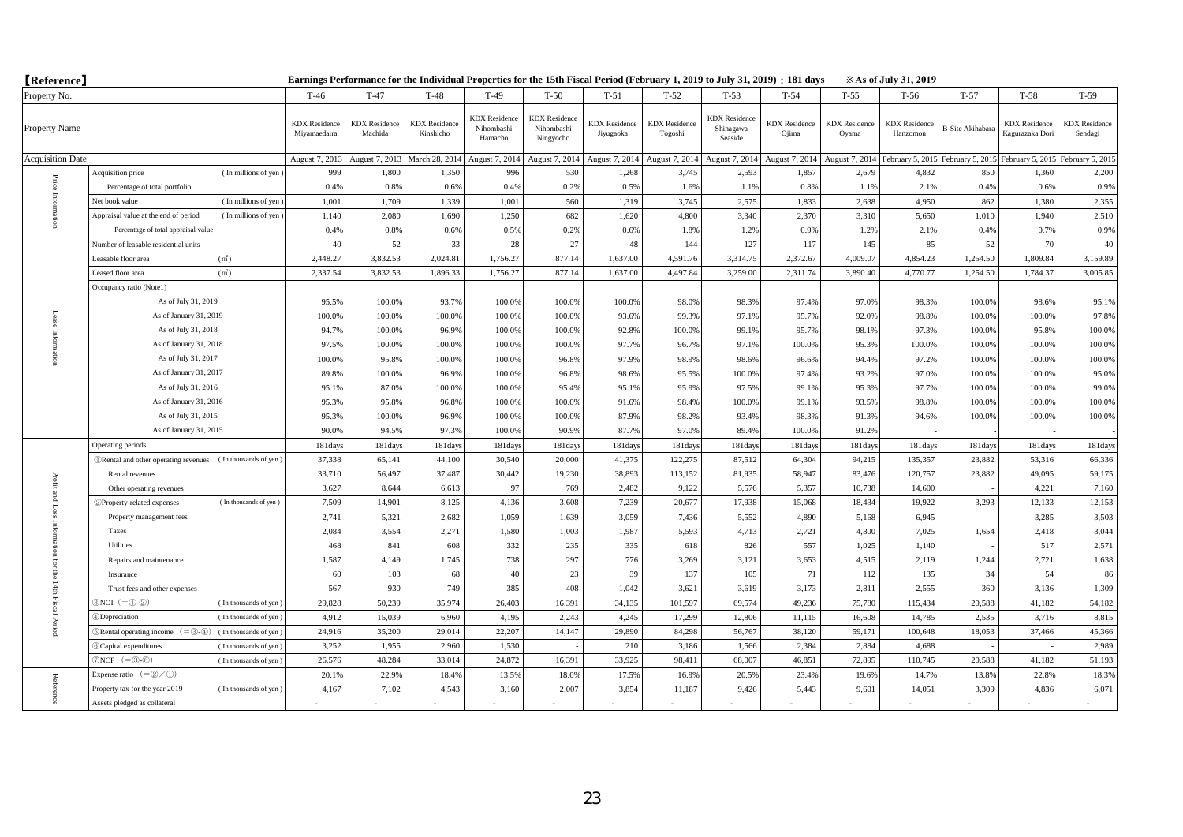【Reference】

Earnings Performance for the Individual Properties for the 15th Fiscal Period (February 1, 2019 to July 31, 2019) : 181 days　※As of July 31, 2019

| | Property No. | T-46 | T-47 | T-48 | T-49 | T-50 | T-51 | T-52 | T-53 | T-54 | T-55 | T-56 | T-57 | T-58 | T-59 |
|---|---|---|---|---|---|---|---|---|---|---|---|---|---|---|---|
| | Property Name | KDX Residence Miyamaedaira | KDX Residence Machida | KDX Residence Kinshicho | KDX Residence Nihombashi Hamacho | KDX Residence Nihombashi Ningyocho | KDX Residence Jiyugaoka | KDX Residence Togoshi | KDX Residence Shinagawa Seaside | KDX Residence Ojima | KDX Residence Oyama | KDX Residence Hanzomon | B-Site Akihabara | KDX Residence Kagurazaka Dori | KDX Residence Sendagi |
| | Acquisition Date | August 7, 2013 | August 7, 2013 | March 28, 2014 | August 7, 2014 | August 7, 2014 | August 7, 2014 | August 7, 2014 | August 7, 2014 | August 7, 2014 | August 7, 2014 | February 5, 2015 | February 5, 2015 | February 5, 2015 | February 5, 2015 |
| Price Information | Acquisition price (In millions of yen) | 999 | 1,800 | 1,350 | 996 | 530 | 1,268 | 3,745 | 2,593 | 1,857 | 2,679 | 4,832 | 850 | 1,360 | 2,200 |
| | Percentage of total portfolio | 0.4% | 0.8% | 0.6% | 0.4% | 0.2% | 0.5% | 1.6% | 1.1% | 0.8% | 1.1% | 2.1% | 0.4% | 0.6% | 0.9% |
| | Net book value (In millions of yen) | 1,001 | 1,709 | 1,339 | 1,001 | 560 | 1,319 | 3,745 | 2,575 | 1,833 | 2,638 | 4,950 | 862 | 1,380 | 2,355 |
| | Appraisal value at the end of period (In millions of yen) | 1,140 | 2,080 | 1,690 | 1,250 | 682 | 1,620 | 4,800 | 3,340 | 2,370 | 3,310 | 5,650 | 1,010 | 1,940 | 2,510 |
| | Percentage of total appraisal value | 0.4% | 0.8% | 0.6% | 0.5% | 0.2% | 0.6% | 1.8% | 1.2% | 0.9% | 1.2% | 2.1% | 0.4% | 0.7% | 0.9% |
| Lease Information | Number of leasable residential units | 40 | 52 | 33 | 28 | 27 | 48 | 144 | 127 | 117 | 145 | 85 | 52 | 70 | 40 |
| | Leasable floor area (㎡) | 2,448.27 | 3,832.53 | 2,024.81 | 1,756.27 | 877.14 | 1,637.00 | 4,591.76 | 3,314.75 | 2,372.67 | 4,009.07 | 4,854.23 | 1,254.50 | 1,809.84 | 3,159.89 |
| | Leased floor area (㎡) | 2,337.54 | 3,832.53 | 1,896.33 | 1,756.27 | 877.14 | 1,637.00 | 4,497.84 | 3,259.00 | 2,311.74 | 3,890.40 | 4,770.77 | 1,254.50 | 1,784.37 | 3,005.85 |
| | Occupancy ratio (Note1) | | | | | | | | | | | | | | |
| | As of July 31, 2019 | 95.5% | 100.0% | 93.7% | 100.0% | 100.0% | 100.0% | 98.0% | 98.3% | 97.4% | 97.0% | 98.3% | 100.0% | 98.6% | 95.1% |
| | As of January 31, 2019 | 100.0% | 100.0% | 100.0% | 100.0% | 100.0% | 93.6% | 99.3% | 97.1% | 95.7% | 92.0% | 98.8% | 100.0% | 100.0% | 97.8% |
| | As of July 31, 2018 | 94.7% | 100.0% | 96.9% | 100.0% | 100.0% | 92.8% | 100.0% | 99.1% | 95.7% | 98.1% | 97.3% | 100.0% | 95.8% | 100.0% |
| | As of January 31, 2018 | 97.5% | 100.0% | 100.0% | 100.0% | 100.0% | 97.7% | 96.7% | 97.1% | 100.0% | 95.3% | 100.0% | 100.0% | 100.0% | 100.0% |
| | As of July 31, 2017 | 100.0% | 95.8% | 100.0% | 100.0% | 96.8% | 97.9% | 98.9% | 98.6% | 96.6% | 94.4% | 97.2% | 100.0% | 100.0% | 100.0% |
| | As of January 31, 2017 | 89.8% | 100.0% | 96.9% | 100.0% | 96.8% | 98.6% | 95.5% | 100.0% | 97.4% | 93.2% | 97.0% | 100.0% | 100.0% | 95.0% |
| | As of July 31, 2016 | 95.1% | 87.0% | 100.0% | 100.0% | 95.4% | 95.1% | 95.9% | 97.5% | 99.1% | 95.3% | 97.7% | 100.0% | 100.0% | 99.0% |
| | As of January 31, 2016 | 95.3% | 95.8% | 96.8% | 100.0% | 100.0% | 91.6% | 98.4% | 100.0% | 99.1% | 93.5% | 98.8% | 100.0% | 100.0% | 100.0% |
| | As of July 31, 2015 | 95.3% | 100.0% | 96.9% | 100.0% | 100.0% | 87.9% | 98.2% | 93.4% | 98.3% | 91.3% | 94.6% | 100.0% | 100.0% | 100.0% |
| | As of January 31, 2015 | 90.0% | 94.5% | 97.3% | 100.0% | 90.9% | 87.7% | 97.0% | 89.4% | 100.0% | 91.2% | - | - | - | - |
| Profit and Loss Information for the 14th Fiscal Period | Operating periods | 181days | 181days | 181days | 181days | 181days | 181days | 181days | 181days | 181days | 181days | 181days | 181days | 181days | 181days |
| | ①Rental and other operating revenues (In thousands of yen) | 37,338 | 65,141 | 44,100 | 30,540 | 20,000 | 41,375 | 122,275 | 87,512 | 64,304 | 94,215 | 135,357 | 23,882 | 53,316 | 66,336 |
| | Rental revenues | 33,710 | 56,497 | 37,487 | 30,442 | 19,230 | 38,893 | 113,152 | 81,935 | 58,947 | 83,476 | 120,757 | 23,882 | 49,095 | 59,175 |
| | Other operating revenues | 3,627 | 8,644 | 6,613 | 97 | 769 | 2,482 | 9,122 | 5,576 | 5,357 | 10,738 | 14,600 | - | 4,221 | 7,160 |
| | ②Property-related expenses (In thousands of yen) | 7,509 | 14,901 | 8,125 | 4,136 | 3,608 | 7,239 | 20,677 | 17,938 | 15,068 | 18,434 | 19,922 | 3,293 | 12,133 | 12,153 |
| | Property management fees | 2,741 | 5,321 | 2,682 | 1,059 | 1,639 | 3,059 | 7,436 | 5,552 | 4,890 | 5,168 | 6,945 | - | 3,285 | 3,503 |
| | Taxes | 2,084 | 3,554 | 2,271 | 1,580 | 1,003 | 1,987 | 5,593 | 4,713 | 2,721 | 4,800 | 7,025 | 1,654 | 2,418 | 3,044 |
| | Utilities | 468 | 841 | 608 | 332 | 235 | 335 | 618 | 826 | 557 | 1,025 | 1,140 | - | 517 | 2,571 |
| | Repairs and maintenance | 1,587 | 4,149 | 1,745 | 738 | 297 | 776 | 3,269 | 3,121 | 3,653 | 4,515 | 2,119 | 1,244 | 2,721 | 1,638 |
| | Insurance | 60 | 103 | 68 | 40 | 23 | 39 | 137 | 105 | 71 | 112 | 135 | 34 | 54 | 86 |
| | Trust fees and other expenses | 567 | 930 | 749 | 385 | 408 | 1,042 | 3,621 | 3,619 | 3,173 | 2,811 | 2,555 | 360 | 3,136 | 1,309 |
| | ③NOI (=①-②) (In thousands of yen) | 29,828 | 50,239 | 35,974 | 26,403 | 16,391 | 34,135 | 101,597 | 69,574 | 49,236 | 75,780 | 115,434 | 20,588 | 41,182 | 54,182 |
| | ④Depreciation (In thousands of yen) | 4,912 | 15,039 | 6,960 | 4,195 | 2,243 | 4,245 | 17,299 | 12,806 | 11,115 | 16,608 | 14,785 | 2,535 | 3,716 | 8,815 |
| | ⑤Rental operating income (=③-④) (In thousands of yen) | 24,916 | 35,200 | 29,014 | 22,207 | 14,147 | 29,890 | 84,298 | 56,767 | 38,120 | 59,171 | 100,648 | 18,053 | 37,466 | 45,366 |
| | ⑥Capital expenditures (In thousands of yen) | 3,252 | 1,955 | 2,960 | 1,530 | - | 210 | 3,186 | 1,566 | 2,384 | 2,884 | 4,688 | - | - | 2,989 |
| | ⑦NCF (=③-⑥) (In thousands of yen) | 26,576 | 48,284 | 33,014 | 24,872 | 16,391 | 33,925 | 98,411 | 68,007 | 46,851 | 72,895 | 110,745 | 20,588 | 41,182 | 51,193 |
| Reference | Expense ratio (=②／①) | 20.1% | 22.9% | 18.4% | 13.5% | 18.0% | 17.5% | 16.9% | 20.5% | 23.4% | 19.6% | 14.7% | 13.8% | 22.8% | 18.3% |
| | Property tax for the year 2019 (In thousands of yen) | 4,167 | 7,102 | 4,543 | 3,160 | 2,007 | 3,854 | 11,187 | 9,426 | 5,443 | 9,601 | 14,051 | 3,309 | 4,836 | 6,071 |
| | Assets pledged as collateral | - | - | - | - | - | - | - | - | - | - | - | - | - | - |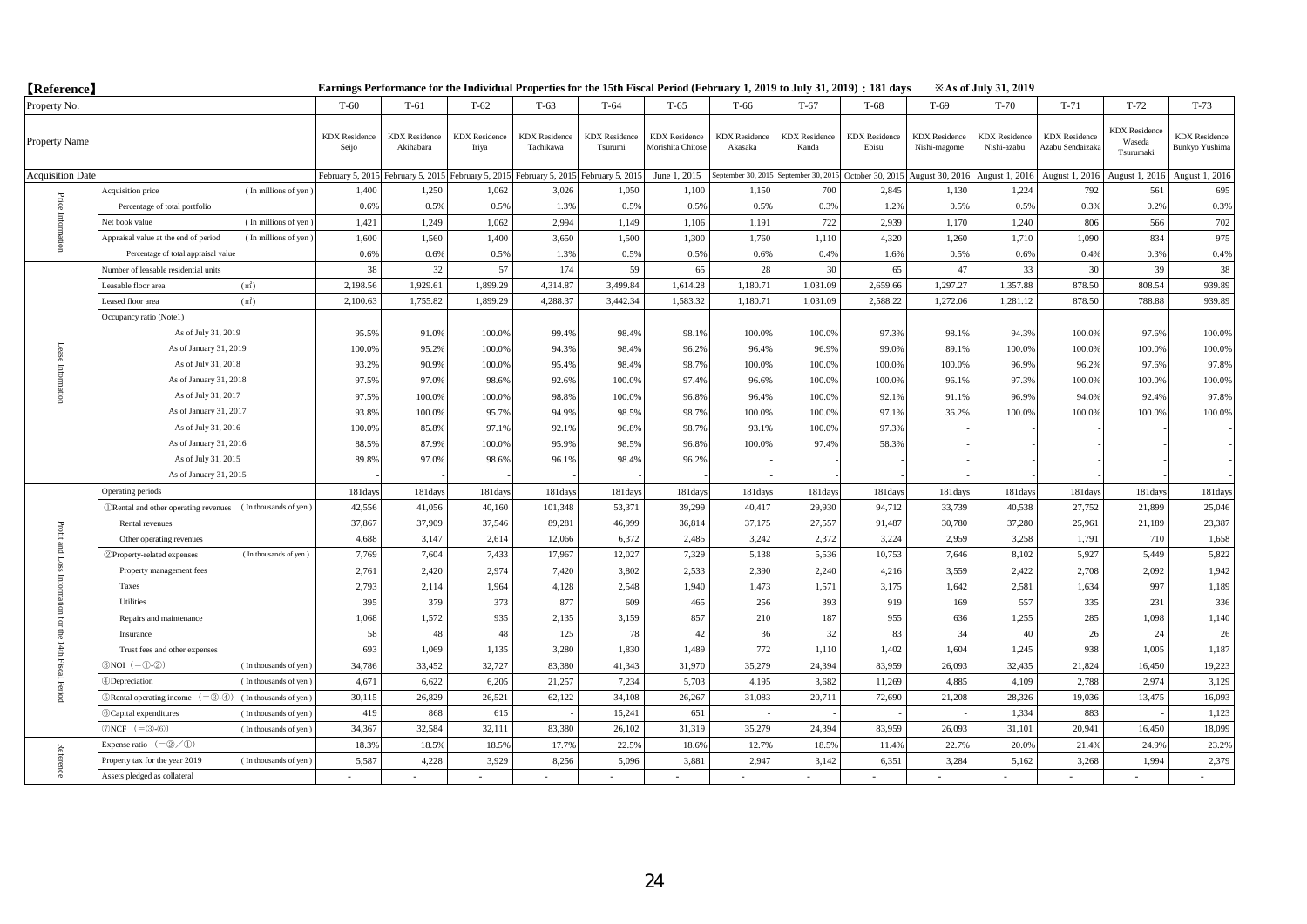【Reference】 **Earnings Performance for the Individual Properties for the 15th Fiscal Period (February 1, 2019 to July 31, 2019)：181 days** ※As of July 31, 2019

| | Property No. | | T-60 | T-61 | T-62 | T-63 | T-64 | T-65 | T-66 | T-67 | T-68 | T-69 | T-70 | T-71 | T-72 | T-73 |
|---|---|---|---|---|---|---|---|---|---|---|---|---|---|---|---|---|
| | Property Name | | KDX Residence Seijo | KDX Residence Akihabara | KDX Residence Iriya | KDX Residence Tachikawa | KDX Residence Tsurumi | KDX Residence Morishita Chitose | KDX Residence Akasaka | KDX Residence Kanda | KDX Residence Ebisu | KDX Residence Nishi-magome | KDX Residence Nishi-azabu | KDX Residence Azabu Sendaizaka | KDX Residence Waseda Tsurumaki | KDX Residence Bunkyo Yushima |
| | Acquisition Date | | February 5, 2015 | February 5, 2015 | February 5, 2015 | February 5, 2015 | February 5, 2015 | June 1, 2015 | September 30, 2015 | September 30, 2015 | October 30, 2015 | August 30, 2016 | August 1, 2016 | August 1, 2016 | August 1, 2016 | August 1, 2016 |
| Price Information | Acquisition price | ( In millions of yen ) | 1,400 | 1,250 | 1,062 | 3,026 | 1,050 | 1,100 | 1,150 | 700 | 2,845 | 1,130 | 1,224 | 792 | 561 | 695 |
| | Percentage of total portfolio | | 0.6% | 0.5% | 0.5% | 1.3% | 0.5% | 0.5% | 0.5% | 0.3% | 1.2% | 0.5% | 0.5% | 0.3% | 0.2% | 0.3% |
| | Net book value | ( In millions of yen ) | 1,421 | 1,249 | 1,062 | 2,994 | 1,149 | 1,106 | 1,191 | 722 | 2,939 | 1,170 | 1,240 | 806 | 566 | 702 |
| | Appraisal value at the end of period | ( In millions of yen ) | 1,600 | 1,560 | 1,400 | 3,650 | 1,500 | 1,300 | 1,760 | 1,110 | 4,320 | 1,260 | 1,710 | 1,090 | 834 | 975 |
| | Percentage of total appraisal value | | 0.6% | 0.6% | 0.5% | 1.3% | 0.5% | 0.5% | 0.6% | 0.4% | 1.6% | 0.5% | 0.6% | 0.4% | 0.3% | 0.4% |
| Lease Information | Number of leasable residential units | | 38 | 32 | 57 | 174 | 59 | 65 | 28 | 30 | 65 | 47 | 33 | 30 | 39 | 38 |
| | Leasable floor area | (㎡) | 2,198.56 | 1,929.61 | 1,899.29 | 4,314.87 | 3,499.84 | 1,614.28 | 1,180.71 | 1,031.09 | 2,659.66 | 1,297.27 | 1,357.88 | 878.50 | 808.54 | 939.89 |
| | Leased floor area | (㎡) | 2,100.63 | 1,755.82 | 1,899.29 | 4,288.37 | 3,442.34 | 1,583.32 | 1,180.71 | 1,031.09 | 2,588.22 | 1,272.06 | 1,281.12 | 878.50 | 788.88 | 939.89 |
| | Occupancy ratio (Note1) | | | | | | | | | | | | | | | |
| | As of July 31, 2019 | | 95.5% | 91.0% | 100.0% | 99.4% | 98.4% | 98.1% | 100.0% | 100.0% | 97.3% | 98.1% | 94.3% | 100.0% | 97.6% | 100.0% |
| | As of January 31, 2019 | | 100.0% | 95.2% | 100.0% | 94.3% | 98.4% | 96.2% | 96.4% | 96.9% | 99.0% | 89.1% | 100.0% | 100.0% | 100.0% | 100.0% |
| | As of July 31, 2018 | | 93.2% | 90.9% | 100.0% | 95.4% | 98.4% | 98.7% | 100.0% | 100.0% | 100.0% | 100.0% | 96.9% | 96.2% | 97.6% | 97.8% |
| | As of January 31, 2018 | | 97.5% | 97.0% | 98.6% | 92.6% | 100.0% | 97.4% | 96.6% | 100.0% | 100.0% | 96.1% | 97.3% | 100.0% | 100.0% | 100.0% |
| | As of July 31, 2017 | | 97.5% | 100.0% | 100.0% | 98.8% | 100.0% | 96.8% | 96.4% | 100.0% | 92.1% | 91.1% | 96.9% | 94.0% | 92.4% | 97.8% |
| | As of January 31, 2017 | | 93.8% | 100.0% | 95.7% | 94.9% | 98.5% | 98.7% | 100.0% | 100.0% | 97.1% | 36.2% | 100.0% | 100.0% | 100.0% | 100.0% |
| | As of July 31, 2016 | | 100.0% | 85.8% | 97.1% | 92.1% | 96.8% | 98.7% | 93.1% | 100.0% | 97.3% | - | - | - | - | - |
| | As of January 31, 2016 | | 88.5% | 87.9% | 100.0% | 95.9% | 98.5% | 96.8% | 100.0% | 97.4% | 58.3% | - | - | - | - | - |
| | As of July 31, 2015 | | 89.8% | 97.0% | 98.6% | 96.1% | 98.4% | 96.2% | - | - | - | - | - | - | - | - |
| | As of January 31, 2015 | | - | - | - | - | - | - | - | - | - | - | - | - | - | - |
| Profit and Loss Information for the 14th Fiscal Period | Operating periods | | 181days | 181days | 181days | 181days | 181days | 181days | 181days | 181days | 181days | 181days | 181days | 181days | 181days | 181days |
| | ①Rental and other operating revenues | ( In thousands of yen ) | 42,556 | 41,056 | 40,160 | 101,348 | 53,371 | 39,299 | 40,417 | 29,930 | 94,712 | 33,739 | 40,538 | 27,752 | 21,899 | 25,046 |
| | Rental revenues | | 37,867 | 37,909 | 37,546 | 89,281 | 46,999 | 36,814 | 37,175 | 27,557 | 91,487 | 30,780 | 37,280 | 25,961 | 21,189 | 23,387 |
| | Other operating revenues | | 4,688 | 3,147 | 2,614 | 12,066 | 6,372 | 2,485 | 3,242 | 2,372 | 3,224 | 2,959 | 3,258 | 1,791 | 710 | 1,658 |
| | ②Property-related expenses | ( In thousands of yen ) | 7,769 | 7,604 | 7,433 | 17,967 | 12,027 | 7,329 | 5,138 | 5,536 | 10,753 | 7,646 | 8,102 | 5,927 | 5,449 | 5,822 |
| | Property management fees | | 2,761 | 2,420 | 2,974 | 7,420 | 3,802 | 2,533 | 2,390 | 2,240 | 4,216 | 3,559 | 2,422 | 2,708 | 2,092 | 1,942 |
| | Taxes | | 2,793 | 2,114 | 1,964 | 4,128 | 2,548 | 1,940 | 1,473 | 1,571 | 3,175 | 1,642 | 2,581 | 1,634 | 997 | 1,189 |
| | Utilities | | 395 | 379 | 373 | 877 | 609 | 465 | 256 | 393 | 919 | 169 | 557 | 335 | 231 | 336 |
| | Repairs and maintenance | | 1,068 | 1,572 | 935 | 2,135 | 3,159 | 857 | 210 | 187 | 955 | 636 | 1,255 | 285 | 1,098 | 1,140 |
| | Insurance | | 58 | 48 | 48 | 125 | 78 | 42 | 36 | 32 | 83 | 34 | 40 | 26 | 24 | 26 |
| | Trust fees and other expenses | | 693 | 1,069 | 1,135 | 3,280 | 1,830 | 1,489 | 772 | 1,110 | 1,402 | 1,604 | 1,245 | 938 | 1,005 | 1,187 |
| | ③NOI (=①-②) | ( In thousands of yen ) | 34,786 | 33,452 | 32,727 | 83,380 | 41,343 | 31,970 | 35,279 | 24,394 | 83,959 | 26,093 | 32,435 | 21,824 | 16,450 | 19,223 |
| | ④Depreciation | ( In thousands of yen ) | 4,671 | 6,622 | 6,205 | 21,257 | 7,234 | 5,703 | 4,195 | 3,682 | 11,269 | 4,885 | 4,109 | 2,788 | 2,974 | 3,129 |
| | ⑤Rental operating income (=③-④) | ( In thousands of yen ) | 30,115 | 26,829 | 26,521 | 62,122 | 34,108 | 26,267 | 31,083 | 20,711 | 72,690 | 21,208 | 28,326 | 19,036 | 13,475 | 16,093 |
| | ⑥Capital expenditures | ( In thousands of yen ) | 419 | 868 | 615 | - | 15,241 | 651 | - | - | - | - | 1,334 | 883 | - | 1,123 |
| | ⑦NCF (=③-⑥) | ( In thousands of yen ) | 34,367 | 32,584 | 32,111 | 83,380 | 26,102 | 31,319 | 35,279 | 24,394 | 83,959 | 26,093 | 31,101 | 20,941 | 16,450 | 18,099 |
| Reference | Expense ratio (=②/①) | | 18.3% | 18.5% | 18.5% | 17.7% | 22.5% | 18.6% | 12.7% | 18.5% | 11.4% | 22.7% | 20.0% | 21.4% | 24.9% | 23.2% |
| | Property tax for the year 2019 | ( In thousands of yen ) | 5,587 | 4,228 | 3,929 | 8,256 | 5,096 | 3,881 | 2,947 | 3,142 | 6,351 | 3,284 | 5,162 | 3,268 | 1,994 | 2,379 |
| | Assets pledged as collateral | | - | - | - | - | - | - | - | - | - | - | - | - | - | - |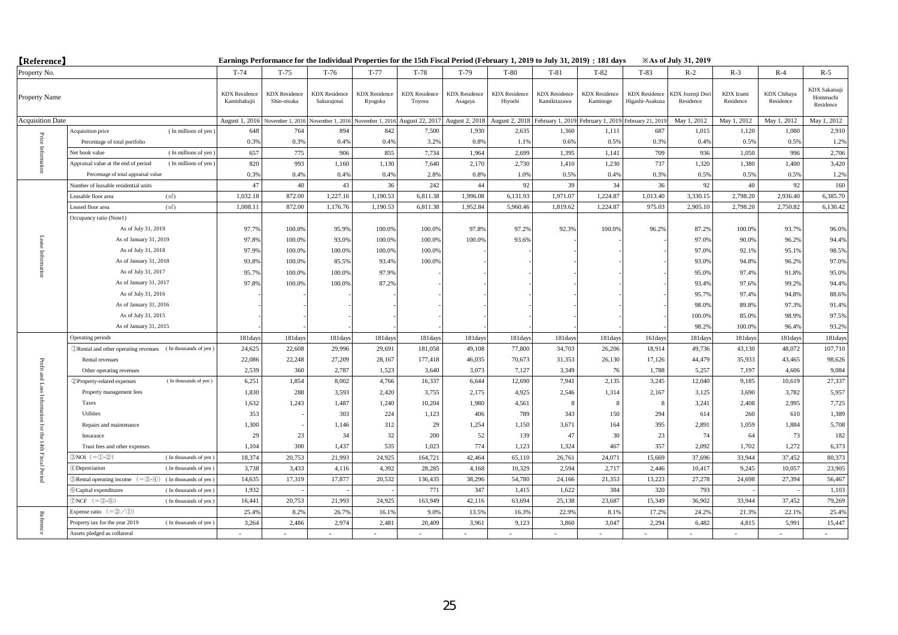【Reference】

Earnings Performance for the Individual Properties for the 15th Fiscal Period (February 1, 2019 to July 31, 2019) : 181 days ※As of July 31, 2019

| | Property No. | | T-74 | T-75 | T-76 | T-77 | T-78 | T-79 | T-80 | T-81 | T-82 | T-83 | R-2 | R-3 | R-4 | R-5 |
|---|---|---|---|---|---|---|---|---|---|---|---|---|---|---|---|---|
| | Property Name | | KDX Residence Kamishakujii | KDX Residence Shin-otsuka | KDX Residence Sakurajosui | KDX Residence Ryogoku | KDX Residence Toyosu | KDX Residence Asagaya | KDX Residence Hiyoshi | KDX Residence Kamikitazawa | KDX Residence Kaminoge | KDX Residence Higashi-Asakusa | KDX Jozenji Dori Residence | KDX Izumi Residence | KDX Chihaya Residence | KDX Sakaisuji Hommachi Residence |
| | Acquisition Date | | August 1, 2016 | November 1, 2016 | November 1, 2016 | November 1, 2016 | August 22, 2017 | August 2, 2018 | August 2, 2018 | February 1, 2019 | February 1, 2019 | February 21, 2019 | May 1, 2012 | May 1, 2012 | May 1, 2012 | May 1, 2012 |
| Price Information | Acquisition price | ( In millions of yen ) | 648 | 764 | 894 | 842 | 7,500 | 1,930 | 2,635 | 1,360 | 1,111 | 687 | 1,015 | 1,120 | 1,080 | 2,910 |
| | Percentage of total portfolio | | 0.3% | 0.3% | 0.4% | 0.4% | 3.2% | 0.8% | 1.1% | 0.6% | 0.5% | 0.3% | 0.4% | 0.5% | 0.5% | 1.2% |
| | Net book value | ( In millions of yen ) | 657 | 775 | 906 | 855 | 7,734 | 1,964 | 2,699 | 1,395 | 1,141 | 709 | 936 | 1,050 | 996 | 2,706 |
| | Appraisal value at the end of period | ( In millions of yen ) | 820 | 993 | 1,160 | 1,130 | 7,640 | 2,170 | 2,730 | 1,410 | 1,230 | 737 | 1,320 | 1,380 | 1,400 | 3,420 |
| | Percentage of total appraisal value | | 0.3% | 0.4% | 0.4% | 0.4% | 2.8% | 0.8% | 1.0% | 0.5% | 0.4% | 0.3% | 0.5% | 0.5% | 0.5% | 1.2% |
| Lease Information | Number of leasable residential units | | 47 | 40 | 43 | 36 | 242 | 44 | 92 | 39 | 34 | 36 | 92 | 40 | 92 | 160 |
| | Leasable floor area | (㎡) | 1,032.18 | 872.00 | 1,227.16 | 1,190.53 | 6,811.38 | 1,996.08 | 6,131.93 | 1,971.07 | 1,224.87 | 1,013.40 | 3,330.15 | 2,798.20 | 2,936.40 | 6,385.70 |
| | Leased floor area | (㎡) | 1,008.11 | 872.00 | 1,176.76 | 1,190.53 | 6,811.38 | 1,952.84 | 5,960.46 | 1,819.62 | 1,224.87 | 975.03 | 2,905.10 | 2,798.20 | 2,750.82 | 6,130.42 |
| | Occupancy ratio (Note1) | | | | | | | | | | | | | | | |
| | As of July 31, 2019 | | 97.7% | 100.0% | 95.9% | 100.0% | 100.0% | 97.8% | 97.2% | 92.3% | 100.0% | 96.2% | 87.2% | 100.0% | 93.7% | 96.0% |
| | As of January 31, 2019 | | 97.8% | 100.0% | 93.0% | 100.0% | 100.0% | 100.0% | 93.6% | - | - | - | 97.0% | 90.0% | 96.2% | 94.4% |
| | As of July 31, 2018 | | 97.9% | 100.0% | 100.0% | 100.0% | 100.0% | - | - | - | - | - | 97.0% | 92.1% | 95.1% | 98.5% |
| | As of January 31, 2018 | | 93.8% | 100.0% | 85.5% | 93.4% | 100.0% | - | - | - | - | - | 93.0% | 94.8% | 96.2% | 97.0% |
| | As of July 31, 2017 | | 95.7% | 100.0% | 100.0% | 97.9% | - | - | - | - | - | - | 95.0% | 97.4% | 91.8% | 95.0% |
| | As of January 31, 2017 | | 97.8% | 100.0% | 100.0% | 87.2% | - | - | - | - | - | - | 93.4% | 97.6% | 99.2% | 94.4% |
| | As of July 31, 2016 | | - | - | - | - | - | - | - | - | - | - | 95.7% | 97.4% | 94.8% | 88.6% |
| | As of January 31, 2016 | | - | - | - | - | - | - | - | - | - | - | 98.0% | 89.8% | 97.3% | 91.4% |
| | As of July 31, 2015 | | - | - | - | - | - | - | - | - | - | - | 100.0% | 85.0% | 98.9% | 97.5% |
| | As of January 31, 2015 | | - | - | - | - | - | - | - | - | - | - | 98.2% | 100.0% | 96.4% | 93.2% |
| Profit and Loss Information for the 14th Fiscal Period | Operating periods | | 181days | 181days | 181days | 181days | 181days | 181days | 181days | 181days | 181days | 161days | 181days | 181days | 181days | 181days |
| | ①Rental and other operating revenues | ( In thousands of yen ) | 24,625 | 22,608 | 29,996 | 29,691 | 181,058 | 49,108 | 77,800 | 34,703 | 26,206 | 18,914 | 49,736 | 43,130 | 48,072 | 107,710 |
| | Rental revenues | | 22,086 | 22,248 | 27,209 | 28,167 | 177,418 | 46,035 | 70,673 | 31,353 | 26,130 | 17,126 | 44,479 | 35,933 | 43,465 | 98,626 |
| | Other operating revenues | | 2,539 | 360 | 2,787 | 1,523 | 3,640 | 3,073 | 7,127 | 3,349 | 76 | 1,788 | 5,257 | 7,197 | 4,606 | 9,084 |
| | ②Property-related expenses | ( In thousands of yen ) | 6,251 | 1,854 | 8,002 | 4,766 | 16,337 | 6,644 | 12,690 | 7,941 | 2,135 | 3,245 | 12,040 | 9,185 | 10,619 | 27,337 |
| | Property management fees | | 1,830 | 288 | 3,593 | 2,420 | 3,755 | 2,175 | 4,925 | 2,546 | 1,314 | 2,167 | 3,125 | 3,690 | 3,782 | 5,957 |
| | Taxes | | 1,632 | 1,243 | 1,487 | 1,240 | 10,204 | 1,980 | 4,561 | 8 | 8 | 8 | 3,241 | 2,408 | 2,995 | 7,725 |
| | Utilities | | 353 | - | 303 | 224 | 1,123 | 406 | 789 | 343 | 150 | 294 | 614 | 260 | 610 | 1,389 |
| | Repairs and maintenance | | 1,300 | - | 1,146 | 312 | 29 | 1,254 | 1,150 | 3,671 | 164 | 395 | 2,891 | 1,059 | 1,884 | 5,708 |
| | Insurance | | 29 | 23 | 34 | 32 | 200 | 52 | 139 | 47 | 30 | 23 | 74 | 64 | 73 | 182 |
| | Trust fees and other expenses | | 1,104 | 300 | 1,437 | 535 | 1,023 | 774 | 1,123 | 1,324 | 467 | 357 | 2,092 | 1,702 | 1,272 | 6,373 |
| | ③NOI （=①-②） | ( In thousands of yen ) | 18,374 | 20,753 | 21,993 | 24,925 | 164,721 | 42,464 | 65,110 | 26,761 | 24,071 | 15,669 | 37,696 | 33,944 | 37,452 | 80,373 |
| | ④Depreciation | ( In thousands of yen ) | 3,738 | 3,433 | 4,116 | 4,392 | 28,285 | 4,168 | 10,329 | 2,594 | 2,717 | 2,446 | 10,417 | 9,245 | 10,057 | 23,905 |
| | ⑤Rental operating income （=③-④） | ( In thousands of yen ) | 14,635 | 17,319 | 17,877 | 20,532 | 136,435 | 38,296 | 54,780 | 24,166 | 21,353 | 13,223 | 27,278 | 24,698 | 27,394 | 56,467 |
| | ⑥Capital expenditures | ( In thousands of yen ) | 1,932 | - | - | - | 771 | 347 | 1,415 | 1,622 | 384 | 320 | 793 | - | - | 1,103 |
| | ⑦NCF （=③-⑥） | ( In thousands of yen ) | 16,441 | 20,753 | 21,993 | 24,925 | 163,949 | 42,116 | 63,694 | 25,138 | 23,687 | 15,349 | 36,902 | 33,944 | 37,452 | 79,269 |
| Reference | Expense ratio （=②／①） | | 25.4% | 8.2% | 26.7% | 16.1% | 9.0% | 13.5% | 16.3% | 22.9% | 8.1% | 17.2% | 24.2% | 21.3% | 22.1% | 25.4% |
| | Property tax for the year 2019 | ( In thousands of yen ) | 3,264 | 2,486 | 2,974 | 2,481 | 20,409 | 3,961 | 9,123 | 3,860 | 3,047 | 2,294 | 6,482 | 4,815 | 5,991 | 15,447 |
| | Assets pledged as collateral | | - | - | - | - | - | - | - | - | - | - | - | - | - | - |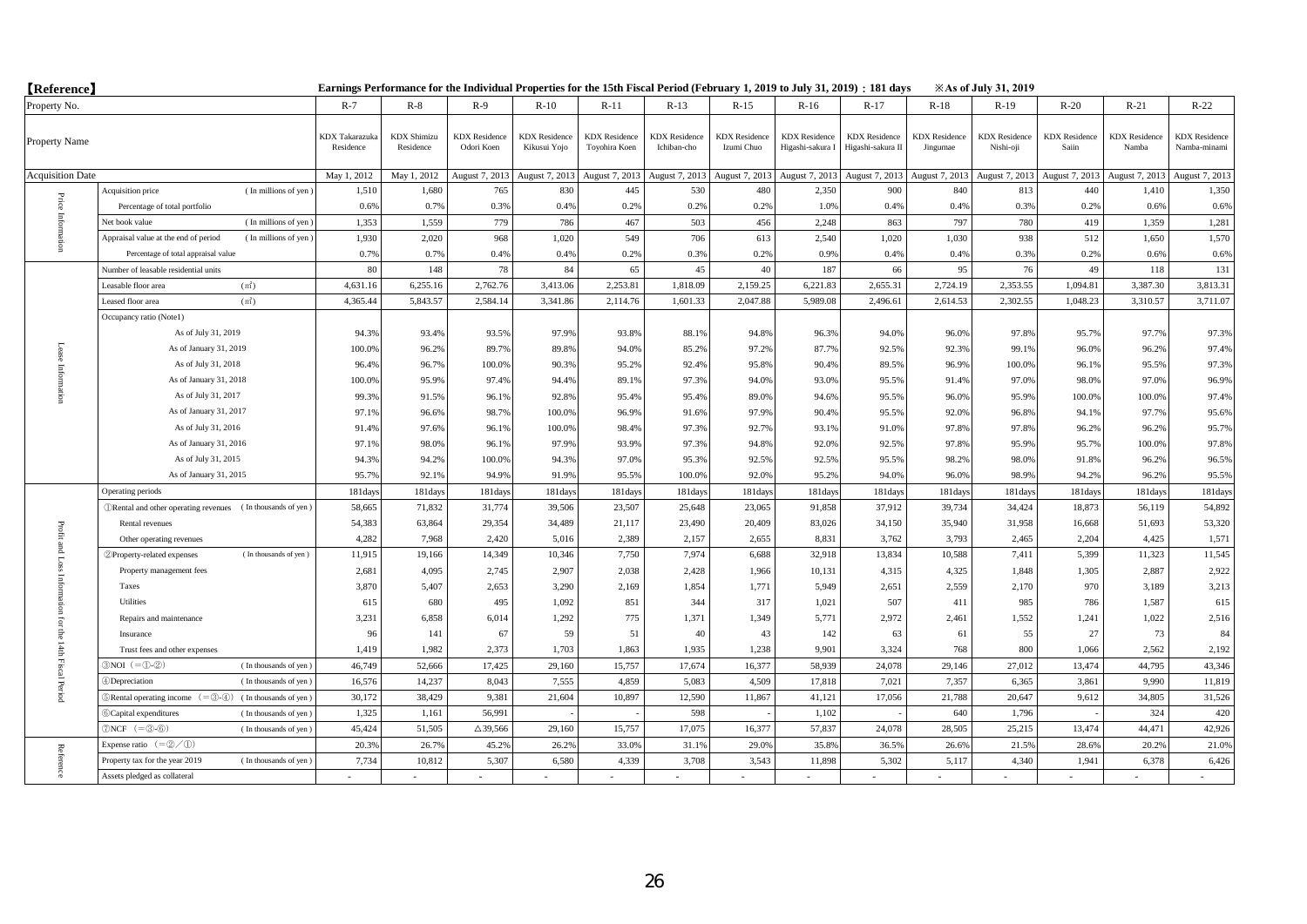【Reference】

**Earnings Performance for the Individual Properties for the 15th Fiscal Period (February 1, 2019 to July 31, 2019) : 181 days** ※As of July 31, 2019

| | Property No. | R-7 | R-8 | R-9 | R-10 | R-11 | R-13 | R-15 | R-16 | R-17 | R-18 | R-19 | R-20 | R-21 | R-22 |
|---|---|---|---|---|---|---|---|---|---|---|---|---|---|---|---|
| | Property Name | KDX Takarazuka Residence | KDX Shimizu Residence | KDX Residence Odori Koen | KDX Residence Kikusui Yojo | KDX Residence Toyohira Koen | KDX Residence Ichiban-cho | KDX Residence Izumi Chuo | KDX Residence Higashi-sakura I | KDX Residence Higashi-sakura II | KDX Residence Jingumae | KDX Residence Nishi-oji | KDX Residence Saiin | KDX Residence Namba | KDX Residence Namba-minami |
| | Acquisition Date | May 1, 2012 | May 1, 2012 | August 7, 2013 | August 7, 2013 | August 7, 2013 | August 7, 2013 | August 7, 2013 | August 7, 2013 | August 7, 2013 | August 7, 2013 | August 7, 2013 | August 7, 2013 | August 7, 2013 | August 7, 2013 |
| Price Information | Acquisition price (In millions of yen) | 1,510 | 1,680 | 765 | 830 | 445 | 530 | 480 | 2,350 | 900 | 840 | 813 | 440 | 1,410 | 1,350 |
| | Percentage of total portfolio | 0.6% | 0.7% | 0.3% | 0.4% | 0.2% | 0.2% | 0.2% | 1.0% | 0.4% | 0.4% | 0.3% | 0.2% | 0.6% | 0.6% |
| | Net book value (In millions of yen) | 1,353 | 1,559 | 779 | 786 | 467 | 503 | 456 | 2,248 | 863 | 797 | 780 | 419 | 1,359 | 1,281 |
| | Appraisal value at the end of period (In millions of yen) | 1,930 | 2,020 | 968 | 1,020 | 549 | 706 | 613 | 2,540 | 1,020 | 1,030 | 938 | 512 | 1,650 | 1,570 |
| | Percentage of total appraisal value | 0.7% | 0.7% | 0.4% | 0.4% | 0.2% | 0.3% | 0.2% | 0.9% | 0.4% | 0.4% | 0.3% | 0.2% | 0.6% | 0.6% |
| Lease Information | Number of leasable residential units | 80 | 148 | 78 | 84 | 65 | 45 | 40 | 187 | 66 | 95 | 76 | 49 | 118 | 131 |
| | Leasable floor area (㎡) | 4,631.16 | 6,255.16 | 2,762.76 | 3,413.06 | 2,253.81 | 1,818.09 | 2,159.25 | 6,221.83 | 2,655.31 | 2,724.19 | 2,353.55 | 1,094.81 | 3,387.30 | 3,813.31 |
| | Leased floor area (㎡) | 4,365.44 | 5,843.57 | 2,584.14 | 3,341.86 | 2,114.76 | 1,601.33 | 2,047.88 | 5,989.08 | 2,496.61 | 2,614.53 | 2,302.55 | 1,048.23 | 3,310.57 | 3,711.07 |
| | Occupancy ratio (Note1) | | | | | | | | | | | | | | |
| | As of July 31, 2019 | 94.3% | 93.4% | 93.5% | 97.9% | 93.8% | 88.1% | 94.8% | 96.3% | 94.0% | 96.0% | 97.8% | 95.7% | 97.7% | 97.3% |
| | As of January 31, 2019 | 100.0% | 96.2% | 89.7% | 89.8% | 94.0% | 85.2% | 97.2% | 87.7% | 92.5% | 92.3% | 99.1% | 96.0% | 96.2% | 97.4% |
| | As of July 31, 2018 | 96.4% | 96.7% | 100.0% | 90.3% | 95.2% | 92.4% | 95.8% | 90.4% | 89.5% | 96.9% | 100.0% | 96.1% | 95.5% | 97.3% |
| | As of January 31, 2018 | 100.0% | 95.9% | 97.4% | 94.4% | 89.1% | 97.3% | 94.0% | 93.0% | 95.5% | 91.4% | 97.0% | 98.0% | 97.0% | 96.9% |
| | As of July 31, 2017 | 99.3% | 91.5% | 96.1% | 92.8% | 95.4% | 95.4% | 89.0% | 94.6% | 95.5% | 96.0% | 95.9% | 100.0% | 100.0% | 97.4% |
| | As of January 31, 2017 | 97.1% | 96.6% | 98.7% | 100.0% | 96.9% | 91.6% | 97.9% | 90.4% | 95.5% | 92.0% | 96.8% | 94.1% | 97.7% | 95.6% |
| | As of July 31, 2016 | 91.4% | 97.6% | 96.1% | 100.0% | 98.4% | 97.3% | 92.7% | 93.1% | 91.0% | 97.8% | 97.8% | 96.2% | 96.2% | 95.7% |
| | As of January 31, 2016 | 97.1% | 98.0% | 96.1% | 97.9% | 93.9% | 97.3% | 94.8% | 92.0% | 92.5% | 97.8% | 95.9% | 95.7% | 100.0% | 97.8% |
| | As of July 31, 2015 | 94.3% | 94.2% | 100.0% | 94.3% | 97.0% | 95.3% | 92.5% | 92.5% | 95.5% | 98.2% | 98.0% | 91.8% | 96.2% | 96.5% |
| | As of January 31, 2015 | 95.7% | 92.1% | 94.9% | 91.9% | 95.5% | 100.0% | 92.0% | 95.2% | 94.0% | 96.0% | 98.9% | 94.2% | 96.2% | 95.5% |
| Profit and Loss Information for the 14th Fiscal Period | Operating periods | 181days | 181days | 181days | 181days | 181days | 181days | 181days | 181days | 181days | 181days | 181days | 181days | 181days | 181days |
| | ①Rental and other operating revenues (In thousands of yen) | 58,665 | 71,832 | 31,774 | 39,506 | 23,507 | 25,648 | 23,065 | 91,858 | 37,912 | 39,734 | 34,424 | 18,873 | 56,119 | 54,892 |
| | Rental revenues | 54,383 | 63,864 | 29,354 | 34,489 | 21,117 | 23,490 | 20,409 | 83,026 | 34,150 | 35,940 | 31,958 | 16,668 | 51,693 | 53,320 |
| | Other operating revenues | 4,282 | 7,968 | 2,420 | 5,016 | 2,389 | 2,157 | 2,655 | 8,831 | 3,762 | 3,793 | 2,465 | 2,204 | 4,425 | 1,571 |
| | ②Property-related expenses (In thousands of yen) | 11,915 | 19,166 | 14,349 | 10,346 | 7,750 | 7,974 | 6,688 | 32,918 | 13,834 | 10,588 | 7,411 | 5,399 | 11,323 | 11,545 |
| | Property management fees | 2,681 | 4,095 | 2,745 | 2,907 | 2,038 | 2,428 | 1,966 | 10,131 | 4,315 | 4,325 | 1,848 | 1,305 | 2,887 | 2,922 |
| | Taxes | 3,870 | 5,407 | 2,653 | 3,290 | 2,169 | 1,854 | 1,771 | 5,949 | 2,651 | 2,559 | 2,170 | 970 | 3,189 | 3,213 |
| | Utilities | 615 | 680 | 495 | 1,092 | 851 | 344 | 317 | 1,021 | 507 | 411 | 985 | 786 | 1,587 | 615 |
| | Repairs and maintenance | 3,231 | 6,858 | 6,014 | 1,292 | 775 | 1,371 | 1,349 | 5,771 | 2,972 | 2,461 | 1,552 | 1,241 | 1,022 | 2,516 |
| | Insurance | 96 | 141 | 67 | 59 | 51 | 40 | 43 | 142 | 63 | 61 | 55 | 27 | 73 | 84 |
| | Trust fees and other expenses | 1,419 | 1,982 | 2,373 | 1,703 | 1,863 | 1,935 | 1,238 | 9,901 | 3,324 | 768 | 800 | 1,066 | 2,562 | 2,192 |
| | ③NOI (=①-②) (In thousands of yen) | 46,749 | 52,666 | 17,425 | 29,160 | 15,757 | 17,674 | 16,377 | 58,939 | 24,078 | 29,146 | 27,012 | 13,474 | 44,795 | 43,346 |
| | ④Depreciation (In thousands of yen) | 16,576 | 14,237 | 8,043 | 7,555 | 4,859 | 5,083 | 4,509 | 17,818 | 7,021 | 7,357 | 6,365 | 3,861 | 9,990 | 11,819 |
| | ⑤Rental operating income (=③-④) (In thousands of yen) | 30,172 | 38,429 | 9,381 | 21,604 | 10,897 | 12,590 | 11,867 | 41,121 | 17,056 | 21,788 | 20,647 | 9,612 | 34,805 | 31,526 |
| | ⑥Capital expenditures (In thousands of yen) | 1,325 | 1,161 | 56,991 | - | - | 598 | - | 1,102 | - | 640 | 1,796 | - | 324 | 420 |
| | ⑦NCF (=③-⑥) (In thousands of yen) | 45,424 | 51,505 | △39,566 | 29,160 | 15,757 | 17,075 | 16,377 | 57,837 | 24,078 | 28,505 | 25,215 | 13,474 | 44,471 | 42,926 |
| Reference | Expense ratio (=②/①) | 20.3% | 26.7% | 45.2% | 26.2% | 33.0% | 31.1% | 29.0% | 35.8% | 36.5% | 26.6% | 21.5% | 28.6% | 20.2% | 21.0% |
| | Property tax for the year 2019 (In thousands of yen) | 7,734 | 10,812 | 5,307 | 6,580 | 4,339 | 3,708 | 3,543 | 11,898 | 5,302 | 5,117 | 4,340 | 1,941 | 6,378 | 6,426 |
| | Assets pledged as collateral | - | - | - | - | - | - | - | - | - | - | - | - | - | - |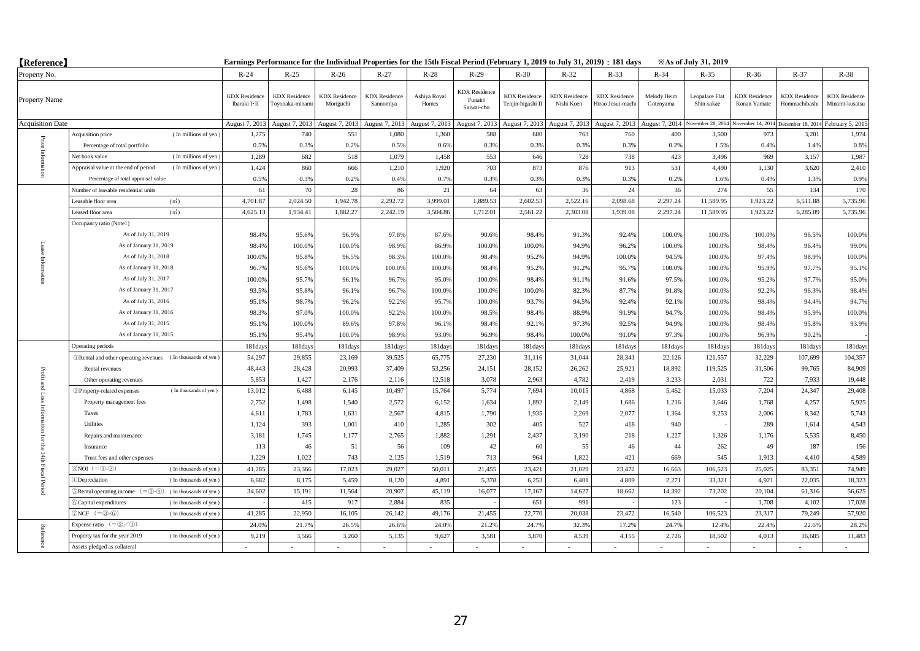【Reference】 Earnings Performance for the Individual Properties for the 15th Fiscal Period (February 1, 2019 to July 31, 2019) : 181 days ※As of July 31, 2019

| | Property No. | R-24 | R-25 | R-26 | R-27 | R-28 | R-29 | R-30 | R-32 | R-33 | R-34 | R-35 | R-36 | R-37 | R-38 |
|---|---|---|---|---|---|---|---|---|---|---|---|---|---|---|---|
| | Property Name | KDX Residence Ibaraki I･II | KDX Residence Toyonaka-minami | KDX Residence Moriguchi | KDX Residence Sannomiya | Ashiya Royal Homes | KDX Residence Funairi Saiwai-cho | KDX Residence Tenjin-higashi II | KDX Residence Nishi Koen | KDX Residence Hirao Josui-machi | Melody Heim Gotenyama | Leopalace Flat Shin-sakae | KDX Residence Konan Yamate | KDX Residence Hommachibashi | KDX Residence Minami-kusatsu |
| | Acquisition Date | August 7, 2013 | August 7, 2013 | August 7, 2013 | August 7, 2013 | August 7, 2013 | August 7, 2013 | August 7, 2013 | August 7, 2013 | August 7, 2013 | August 7, 2014 | November 28, 2014 | November 14, 2014 | December 18, 2014 | February 5, 2015 |
| Price Information | Acquisition price ( In millions of yen ) | 1,275 | 740 | 551 | 1,080 | 1,360 | 588 | 680 | 763 | 760 | 400 | 3,500 | 973 | 3,201 | 1,974 |
| | Percentage of total portfolio | 0.5% | 0.3% | 0.2% | 0.5% | 0.6% | 0.3% | 0.3% | 0.3% | 0.3% | 0.2% | 1.5% | 0.4% | 1.4% | 0.8% |
| | Net book value ( In millions of yen ) | 1,289 | 682 | 518 | 1,079 | 1,458 | 553 | 646 | 728 | 738 | 423 | 3,496 | 969 | 3,157 | 1,987 |
| | Appraisal value at the end of period ( In millions of yen ) | 1,424 | 860 | 666 | 1,210 | 1,920 | 703 | 873 | 876 | 913 | 531 | 4,490 | 1,130 | 3,620 | 2,410 |
| | Percentage of total appraisal value | 0.5% | 0.3% | 0.2% | 0.4% | 0.7% | 0.3% | 0.3% | 0.3% | 0.3% | 0.2% | 1.6% | 0.4% | 1.3% | 0.9% |
| Lease Information | Number of leasable residential units | 61 | 70 | 28 | 86 | 21 | 64 | 63 | 36 | 24 | 36 | 274 | 55 | 134 | 170 |
| | Leasable floor area (㎡) | 4,701.87 | 2,024.50 | 1,942.78 | 2,292.72 | 3,999.01 | 1,889.53 | 2,602.53 | 2,522.16 | 2,098.68 | 2,297.24 | 11,589.95 | 1,923.22 | 6,511.88 | 5,735.96 |
| | Leased floor area (㎡) | 4,625.13 | 1,934.41 | 1,882.27 | 2,242.19 | 3,504.86 | 1,712.01 | 2,561.22 | 2,303.08 | 1,939.08 | 2,297.24 | 11,589.95 | 1,923.22 | 6,285.09 | 5,735.96 |
| | Occupancy ratio (Note1) | | | | | | | | | | | | | | |
| | As of July 31, 2019 | 98.4% | 95.6% | 96.9% | 97.8% | 87.6% | 90.6% | 98.4% | 91.3% | 92.4% | 100.0% | 100.0% | 100.0% | 96.5% | 100.0% |
| | As of January 31, 2019 | 98.4% | 100.0% | 100.0% | 98.9% | 86.9% | 100.0% | 100.0% | 94.9% | 96.2% | 100.0% | 100.0% | 98.4% | 96.4% | 99.0% |
| | As of July 31, 2018 | 100.0% | 95.8% | 96.5% | 98.3% | 100.0% | 98.4% | 95.2% | 94.9% | 100.0% | 94.5% | 100.0% | 97.4% | 98.9% | 100.0% |
| | As of January 31, 2018 | 96.7% | 95.6% | 100.0% | 100.0% | 100.0% | 98.4% | 95.2% | 91.2% | 95.7% | 100.0% | 100.0% | 95.9% | 97.7% | 95.1% |
| | As of July 31, 2017 | 100.0% | 95.7% | 96.1% | 96.7% | 95.0% | 100.0% | 98.4% | 91.1% | 91.6% | 97.5% | 100.0% | 95.2% | 97.7% | 95.0% |
| | As of January 31, 2017 | 93.5% | 95.8% | 96.1% | 96.7% | 100.0% | 100.0% | 100.0% | 82.3% | 87.7% | 91.8% | 100.0% | 92.2% | 96.3% | 98.4% |
| | As of July 31, 2016 | 95.1% | 98.7% | 96.2% | 92.2% | 95.7% | 100.0% | 93.7% | 94.5% | 92.4% | 92.1% | 100.0% | 98.4% | 94.4% | 94.7% |
| | As of January 31, 2016 | 98.3% | 97.0% | 100.0% | 92.2% | 100.0% | 98.5% | 98.4% | 88.9% | 91.9% | 94.7% | 100.0% | 98.4% | 95.9% | 100.0% |
| | As of July 31, 2015 | 95.1% | 100.0% | 89.6% | 97.8% | 96.1% | 98.4% | 92.1% | 97.3% | 92.5% | 94.9% | 100.0% | 98.4% | 95.8% | 93.9% |
| | As of January 31, 2015 | 95.1% | 95.4% | 100.0% | 98.9% | 93.0% | 96.9% | 98.4% | 100.0% | 91.0% | 97.3% | 100.0% | 96.9% | 90.2% | - |
| Profit and Loss Information for the 14th Fiscal Period | Operating periods | 181days | 181days | 181days | 181days | 181days | 181days | 181days | 181days | 181days | 181days | 181days | 181days | 181days | 181days |
| | ①Rental and other operating revenues ( In thousands of yen ) | 54,297 | 29,855 | 23,169 | 39,525 | 65,775 | 27,230 | 31,116 | 31,044 | 28,341 | 22,126 | 121,557 | 32,229 | 107,699 | 104,357 |
| | Rental revenues | 48,443 | 28,428 | 20,993 | 37,409 | 53,256 | 24,151 | 28,152 | 26,262 | 25,921 | 18,892 | 119,525 | 31,506 | 99,765 | 84,909 |
| | Other operating revenues | 5,853 | 1,427 | 2,176 | 2,116 | 12,518 | 3,078 | 2,963 | 4,782 | 2,419 | 3,233 | 2,031 | 722 | 7,933 | 19,448 |
| | ②Property-related expenses ( In thousands of yen ) | 13,012 | 6,488 | 6,145 | 10,497 | 15,764 | 5,774 | 7,694 | 10,015 | 4,868 | 5,462 | 15,033 | 7,204 | 24,347 | 29,408 |
| | Property management fees | 2,752 | 1,498 | 1,540 | 2,572 | 6,152 | 1,634 | 1,892 | 2,149 | 1,686 | 1,216 | 3,646 | 1,768 | 4,257 | 5,925 |
| | Taxes | 4,611 | 1,783 | 1,631 | 2,567 | 4,815 | 1,790 | 1,935 | 2,269 | 2,077 | 1,364 | 9,253 | 2,006 | 8,342 | 5,743 |
| | Utilities | 1,124 | 393 | 1,001 | 410 | 1,285 | 302 | 405 | 527 | 418 | 940 | - | 289 | 1,614 | 4,543 |
| | Repairs and maintenance | 3,181 | 1,745 | 1,177 | 2,765 | 1,882 | 1,291 | 2,437 | 3,190 | 218 | 1,227 | 1,326 | 1,176 | 5,535 | 8,450 |
| | Insurance | 113 | 46 | 51 | 56 | 109 | 42 | 60 | 55 | 46 | 44 | 262 | 49 | 187 | 156 |
| | Trust fees and other expenses | 1,229 | 1,022 | 743 | 2,125 | 1,519 | 713 | 964 | 1,822 | 421 | 669 | 545 | 1,913 | 4,410 | 4,589 |
| | ③NOI (=①-②) ( In thousands of yen ) | 41,285 | 23,366 | 17,023 | 29,027 | 50,011 | 21,455 | 23,421 | 21,029 | 23,472 | 16,663 | 106,523 | 25,025 | 83,351 | 74,949 |
| | ④Depreciation ( In thousands of yen ) | 6,682 | 8,175 | 5,459 | 8,120 | 4,891 | 5,378 | 6,253 | 6,401 | 4,809 | 2,271 | 33,321 | 4,921 | 22,035 | 18,323 |
| | ⑤Rental operating income (=③-④) ( In thousands of yen ) | 34,602 | 15,191 | 11,564 | 20,907 | 45,119 | 16,077 | 17,167 | 14,627 | 18,662 | 14,392 | 73,202 | 20,104 | 61,316 | 56,625 |
| | ⑥Capital expenditures ( In thousands of yen ) | - | 415 | 917 | 2,884 | 835 | - | 651 | 991 | - | 123 | - | 1,708 | 4,102 | 17,028 |
| | ⑦NCF (=③-⑥) ( In thousands of yen ) | 41,285 | 22,950 | 16,105 | 26,142 | 49,176 | 21,455 | 22,770 | 20,038 | 23,472 | 16,540 | 106,523 | 23,317 | 79,249 | 57,920 |
| Reference | Expense ratio (=②/①) | 24.0% | 21.7% | 26.5% | 26.6% | 24.0% | 21.2% | 24.7% | 32.3% | 17.2% | 24.7% | 12.4% | 22.4% | 22.6% | 28.2% |
| | Property tax for the year 2019 ( In thousands of yen ) | 9,219 | 3,566 | 3,260 | 5,135 | 9,627 | 3,581 | 3,870 | 4,539 | 4,155 | 2,726 | 18,502 | 4,013 | 16,685 | 11,483 |
| | Assets pledged as collateral | - | - | - | - | - | - | - | - | - | - | - | - | - | - |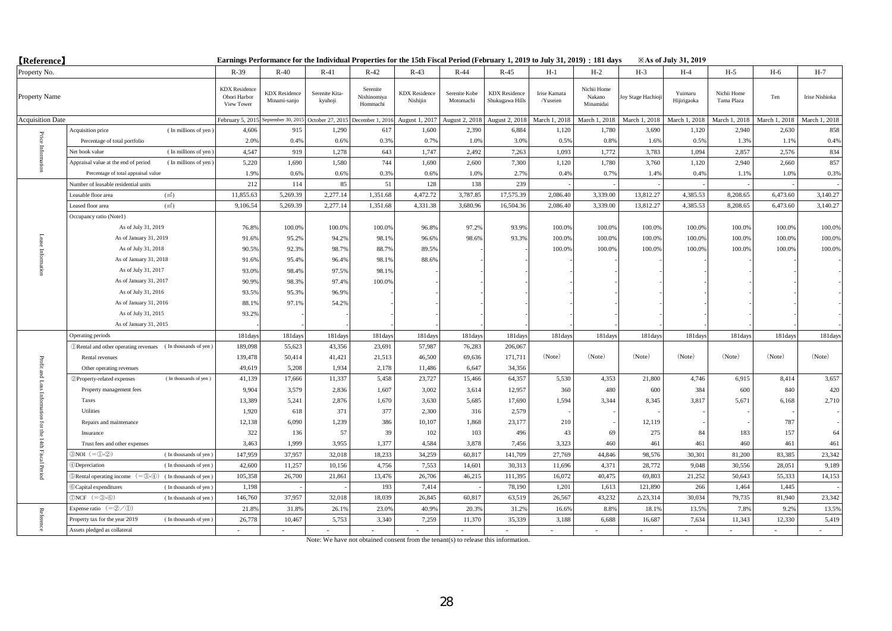【Reference】 **Earnings Performance for the Individual Properties for the 15th Fiscal Period (February 1, 2019 to July 31, 2019) : 181 days** ※As of July 31, 2019

| | Property No. | R-39 | R-40 | R-41 | R-42 | R-43 | R-44 | R-45 | H-1 | H-2 | H-3 | H-4 | H-5 | H-6 | H-7 |
|---|---|---|---|---|---|---|---|---|---|---|---|---|---|---|---|
| | Property Name | KDX Residence Ohori Harbor View Tower | KDX Residence Minami-sanjo | Serenite Kita-kyuhoji | Serenite Nishinomiya Hommachi | KDX Residence Nishijin | Serenite Kobe Motomachi | KDX Residence Shukugawa Hills | Irise Kamata /Yuseien | Nichii Home Nakano Minamidai | Joy Stage Hachioji | Yuimaru Hijirigaoka | Nichii Home Tama Plaza | Ten | Irise Nishioka |
| | Acquisition Date | February 5, 2015 | September 30, 2015 | October 27, 2015 | December 1, 2016 | August 1, 2017 | August 2, 2018 | August 2, 2018 | March 1, 2018 | March 1, 2018 | March 1, 2018 | March 1, 2018 | March 1, 2018 | March 1, 2018 | March 1, 2018 |
| Price Information | Acquisition price (In millions of yen) | 4,606 | 915 | 1,290 | 617 | 1,600 | 2,390 | 6,884 | 1,120 | 1,780 | 3,690 | 1,120 | 2,940 | 2,630 | 858 |
| | Percentage of total portfolio | 2.0% | 0.4% | 0.6% | 0.3% | 0.7% | 1.0% | 3.0% | 0.5% | 0.8% | 1.6% | 0.5% | 1.3% | 1.1% | 0.4% |
| | Net book value (In millions of yen) | 4,547 | 919 | 1,278 | 643 | 1,747 | 2,492 | 7,263 | 1,093 | 1,772 | 3,783 | 1,094 | 2,857 | 2,576 | 834 |
| | Appraisal value at the end of period (In millions of yen) | 5,220 | 1,690 | 1,580 | 744 | 1,690 | 2,600 | 7,300 | 1,120 | 1,780 | 3,760 | 1,120 | 2,940 | 2,660 | 857 |
| | Percentage of total appraisal value | 1.9% | 0.6% | 0.6% | 0.3% | 0.6% | 1.0% | 2.7% | 0.4% | 0.7% | 1.4% | 0.4% | 1.1% | 1.0% | 0.3% |
| Lease Information | Number of leasable residential units | 212 | 114 | 85 | 51 | 128 | 138 | 239 | - | - | - | - | - | - | - |
| | Leasable floor area (㎡) | 11,855.63 | 5,269.39 | 2,277.14 | 1,351.68 | 4,472.72 | 3,787.85 | 17,575.39 | 2,086.40 | 3,339.00 | 13,812.27 | 4,385.53 | 8,208.65 | 6,473.60 | 3,140.27 |
| | Leased floor area (㎡) | 9,106.54 | 5,269.39 | 2,277.14 | 1,351.68 | 4,331.38 | 3,680.96 | 16,504.36 | 2,086.40 | 3,339.00 | 13,812.27 | 4,385.53 | 8,208.65 | 6,473.60 | 3,140.27 |
| | Occupancy ratio (Note1) | | | | | | | | | | | | | | |
| | As of July 31, 2019 | 76.8% | 100.0% | 100.0% | 100.0% | 96.8% | 97.2% | 93.9% | 100.0% | 100.0% | 100.0% | 100.0% | 100.0% | 100.0% | 100.0% |
| | As of January 31, 2019 | 91.6% | 95.2% | 94.2% | 98.1% | 96.6% | 98.6% | 93.3% | 100.0% | 100.0% | 100.0% | 100.0% | 100.0% | 100.0% | 100.0% |
| | As of July 31, 2018 | 90.5% | 92.3% | 98.7% | 88.7% | 89.5% | - | - | 100.0% | 100.0% | 100.0% | 100.0% | 100.0% | 100.0% | 100.0% |
| | As of January 31, 2018 | 91.6% | 95.4% | 96.4% | 98.1% | 88.6% | - | - | - | - | - | - | - | - | - |
| | As of July 31, 2017 | 93.0% | 98.4% | 97.5% | 98.1% | - | - | - | - | - | - | - | - | - | - |
| | As of January 31, 2017 | 90.9% | 98.3% | 97.4% | 100.0% | - | - | - | - | - | - | - | - | - | - |
| | As of July 31, 2016 | 93.5% | 95.3% | 96.9% | - | - | - | - | - | - | - | - | - | - | - |
| | As of January 31, 2016 | 88.1% | 97.1% | 54.2% | - | - | - | - | - | - | - | - | - | - | - |
| | As of July 31, 2015 | 93.2% | - | - | - | - | - | - | - | - | - | - | - | - | - |
| | As of January 31, 2015 | - | - | - | - | - | - | - | - | - | - | - | - | - | - |
| Profit and Loss Information for the 14th Fiscal Period | Operating periods | 181days | 181days | 181days | 181days | 181days | 181days | 181days | 181days | 181days | 181days | 181days | 181days | 181days | 181days |
| | ①Rental and other operating revenues (In thousands of yen) | 189,098 | 55,623 | 43,356 | 23,691 | 57,987 | 76,283 | 206,067 | (Note) | (Note) | (Note) | (Note) | (Note) | (Note) | (Note) |
| | Rental revenues | 139,478 | 50,414 | 41,421 | 21,513 | 46,500 | 69,636 | 171,711 | | | | | | | |
| | Other operating revenues | 49,619 | 5,208 | 1,934 | 2,178 | 11,486 | 6,647 | 34,356 | | | | | | | |
| | ②Property-related expenses (In thousands of yen) | 41,139 | 17,666 | 11,337 | 5,458 | 23,727 | 15,466 | 64,357 | 5,530 | 4,353 | 21,800 | 4,746 | 6,915 | 8,414 | 3,657 |
| | Property management fees | 9,904 | 3,579 | 2,836 | 1,607 | 3,002 | 3,614 | 12,957 | 360 | 480 | 600 | 384 | 600 | 840 | 420 |
| | Taxes | 13,389 | 5,241 | 2,876 | 1,670 | 3,630 | 5,685 | 17,690 | 1,594 | 3,344 | 8,345 | 3,817 | 5,671 | 6,168 | 2,710 |
| | Utilities | 1,920 | 618 | 371 | 377 | 2,300 | 316 | 2,579 | - | - | - | - | - | - | - |
| | Repairs and maintenance | 12,138 | 6,090 | 1,239 | 386 | 10,107 | 1,868 | 23,177 | 210 | - | 12,119 | - | - | 787 | - |
| | Insurance | 322 | 136 | 57 | 39 | 102 | 103 | 496 | 43 | 69 | 275 | 84 | 183 | 157 | 64 |
| | Trust fees and other expenses | 3,463 | 1,999 | 3,955 | 1,377 | 4,584 | 3,878 | 7,456 | 3,323 | 460 | 461 | 461 | 460 | 461 | 461 |
| | ③NOI (=①-②) (In thousands of yen) | 147,959 | 37,957 | 32,018 | 18,233 | 34,259 | 60,817 | 141,709 | 27,769 | 44,846 | 98,576 | 30,301 | 81,200 | 83,385 | 23,342 |
| | ④Depreciation (In thousands of yen) | 42,600 | 11,257 | 10,156 | 4,756 | 7,553 | 14,601 | 30,313 | 11,696 | 4,371 | 28,772 | 9,048 | 30,556 | 28,051 | 9,189 |
| | ⑤Rental operating income (=③-④) (In thousands of yen) | 105,358 | 26,700 | 21,861 | 13,476 | 26,706 | 46,215 | 111,395 | 16,072 | 40,475 | 69,803 | 21,252 | 50,643 | 55,333 | 14,153 |
| | ⑥Capital expenditures (In thousands of yen) | 1,198 | - | - | 193 | 7,414 | - | 78,190 | 1,201 | 1,613 | 121,890 | 266 | 1,464 | 1,445 | - |
| | ⑦NCF (=③-⑥) (In thousands of yen) | 146,760 | 37,957 | 32,018 | 18,039 | 26,845 | 60,817 | 63,519 | 26,567 | 43,232 | △23,314 | 30,034 | 79,735 | 81,940 | 23,342 |
| Reference | Expense ratio (=②／①) | 21.8% | 31.8% | 26.1% | 23.0% | 40.9% | 20.3% | 31.2% | 16.6% | 8.8% | 18.1% | 13.5% | 7.8% | 9.2% | 13.5% |
| | Property tax for the year 2019 (In thousands of yen) | 26,778 | 10,467 | 5,753 | 3,340 | 7,259 | 11,370 | 35,339 | 3,188 | 6,688 | 16,687 | 7,634 | 11,343 | 12,330 | 5,419 |
| | Assets pledged as collateral | - | - | - | - | - | - | - | - | - | - | - | - | - | - |

Note: We have not obtained consent from the tenant(s) to release this information.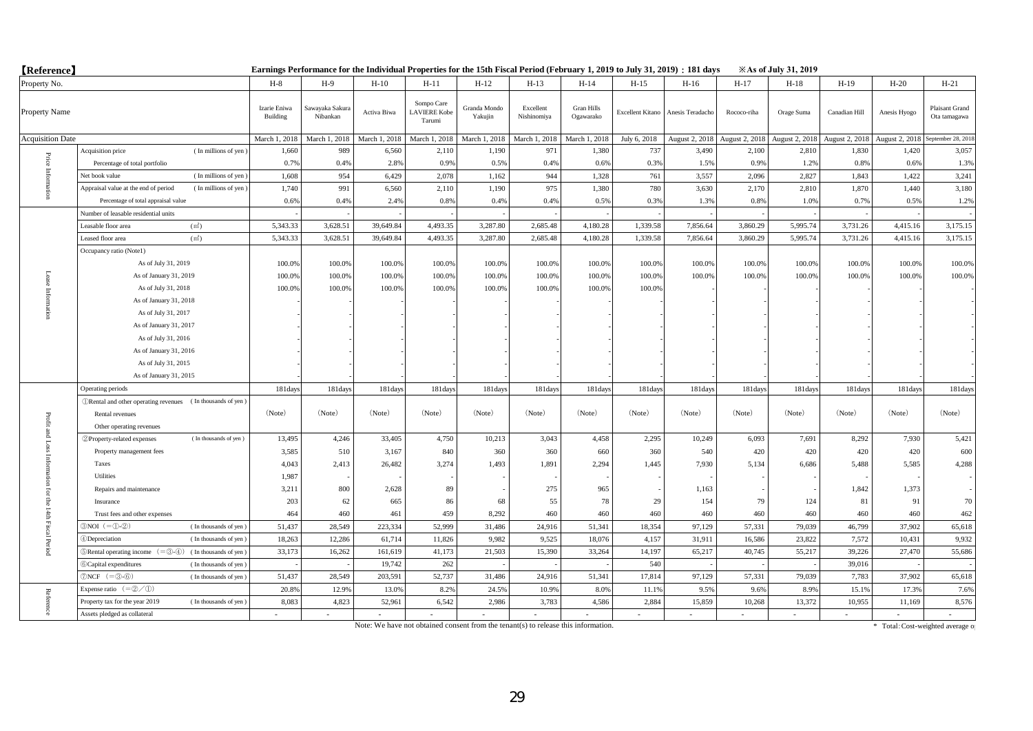【Reference】

**Earnings Performance for the Individual Properties for the 15th Fiscal Period (February 1, 2019 to July 31, 2019) : 181 days** ※As of July 31, 2019

| | Property No. | | H-8 | H-9 | H-10 | H-11 | H-12 | H-13 | H-14 | H-15 | H-16 | H-17 | H-18 | H-19 | H-20 | H-21 |
|---|---|---|---|---|---|---|---|---|---|---|---|---|---|---|---|---|
| | Property Name | | Izarie Eniwa Building | Sawayaka Sakura Nibankan | Activa Biwa | Sompo Care LAVIERE Kobe Tarumi | Granda Mondo Yakujin | Excellent Nishinomiya | Gran Hills Ogawarako | Excellent Kitano | Anesis Teradacho | Rococo-riha | Orage Suma | Canadian Hill | Anesis Hyogo | Plaisant Grand Ota tamagawa |
| | Acquisition Date | | March 1, 2018 | March 1, 2018 | March 1, 2018 | March 1, 2018 | March 1, 2018 | March 1, 2018 | March 1, 2018 | July 6, 2018 | August 2, 2018 | August 2, 2018 | August 2, 2018 | August 2, 2018 | August 2, 2018 | September 28, 2018 |
| Price Information | Acquisition price | (In millions of yen) | 1,660 | 989 | 6,560 | 2,110 | 1,190 | 971 | 1,380 | 737 | 3,490 | 2,100 | 2,810 | 1,830 | 1,420 | 3,057 |
| | Percentage of total portfolio | | 0.7% | 0.4% | 2.8% | 0.9% | 0.5% | 0.4% | 0.6% | 0.3% | 1.5% | 0.9% | 1.2% | 0.8% | 0.6% | 1.3% |
| | Net book value | (In millions of yen) | 1,608 | 954 | 6,429 | 2,078 | 1,162 | 944 | 1,328 | 761 | 3,557 | 2,096 | 2,827 | 1,843 | 1,422 | 3,241 |
| | Appraisal value at the end of period | (In millions of yen) | 1,740 | 991 | 6,560 | 2,110 | 1,190 | 975 | 1,380 | 780 | 3,630 | 2,170 | 2,810 | 1,870 | 1,440 | 3,180 |
| | Percentage of total appraisal value | | 0.6% | 0.4% | 2.4% | 0.8% | 0.4% | 0.4% | 0.5% | 0.3% | 1.3% | 0.8% | 1.0% | 0.7% | 0.5% | 1.2% |
| Lease Information | Number of leasable residential units | | - | - | - | - | - | - | - | - | - | - | - | - | - | - |
| | Leasable floor area | (㎡) | 5,343.33 | 3,628.51 | 39,649.84 | 4,493.35 | 3,287.80 | 2,685.48 | 4,180.28 | 1,339.58 | 7,856.64 | 3,860.29 | 5,995.74 | 3,731.26 | 4,415.16 | 3,175.15 |
| | Leased floor area | (㎡) | 5,343.33 | 3,628.51 | 39,649.84 | 4,493.35 | 3,287.80 | 2,685.48 | 4,180.28 | 1,339.58 | 7,856.64 | 3,860.29 | 5,995.74 | 3,731.26 | 4,415.16 | 3,175.15 |
| | Occupancy ratio (Note1) | | | | | | | | | | | | | | | |
| | As of July 31, 2019 | | 100.0% | 100.0% | 100.0% | 100.0% | 100.0% | 100.0% | 100.0% | 100.0% | 100.0% | 100.0% | 100.0% | 100.0% | 100.0% | 100.0% |
| | As of January 31, 2019 | | 100.0% | 100.0% | 100.0% | 100.0% | 100.0% | 100.0% | 100.0% | 100.0% | 100.0% | 100.0% | 100.0% | 100.0% | 100.0% | 100.0% |
| | As of July 31, 2018 | | 100.0% | 100.0% | 100.0% | 100.0% | 100.0% | 100.0% | 100.0% | 100.0% | - | - | - | - | - | - |
| | As of January 31, 2018 | | - | - | - | - | - | - | - | - | - | - | - | - | - | - |
| | As of July 31, 2017 | | - | - | - | - | - | - | - | - | - | - | - | - | - | - |
| | As of January 31, 2017 | | - | - | - | - | - | - | - | - | - | - | - | - | - | - |
| | As of July 31, 2016 | | - | - | - | - | - | - | - | - | - | - | - | - | - | - |
| | As of January 31, 2016 | | - | - | - | - | - | - | - | - | - | - | - | - | - | - |
| | As of July 31, 2015 | | - | - | - | - | - | - | - | - | - | - | - | - | - | - |
| | As of January 31, 2015 | | - | - | - | - | - | - | - | - | - | - | - | - | - | - |
| Profit and Loss Information for the 14th Fiscal Period | Operating periods | | 181days | 181days | 181days | 181days | 181days | 181days | 181days | 181days | 181days | 181days | 181days | 181days | 181days | 181days |
| | ①Rental and other operating revenues | (In thousands of yen) | (Note) | (Note) | (Note) | (Note) | (Note) | (Note) | (Note) | (Note) | (Note) | (Note) | (Note) | (Note) | (Note) | (Note) |
| | Rental revenues | | | | | | | | | | | | | | | |
| | Other operating revenues | | | | | | | | | | | | | | | |
| | ②Property-related expenses | (In thousands of yen) | 13,495 | 4,246 | 33,405 | 4,750 | 10,213 | 3,043 | 4,458 | 2,295 | 10,249 | 6,093 | 7,691 | 8,292 | 7,930 | 5,421 |
| | Property management fees | | 3,585 | 510 | 3,167 | 840 | 360 | 360 | 660 | 360 | 540 | 420 | 420 | 420 | 420 | 600 |
| | Taxes | | 4,043 | 2,413 | 26,482 | 3,274 | 1,493 | 1,891 | 2,294 | 1,445 | 7,930 | 5,134 | 6,686 | 5,488 | 5,585 | 4,288 |
| | Utilities | | 1,987 | - | - | - | - | - | - | - | - | - | - | - | - | - |
| | Repairs and maintenance | | 3,211 | 800 | 2,628 | 89 | - | 275 | 965 | - | 1,163 | - | - | 1,842 | 1,373 | - |
| | Insurance | | 203 | 62 | 665 | 86 | 68 | 55 | 78 | 29 | 154 | 79 | 124 | 81 | 91 | 70 |
| | Trust fees and other expenses | | 464 | 460 | 461 | 459 | 8,292 | 460 | 460 | 460 | 460 | 460 | 460 | 460 | 460 | 462 |
| | ③NOI (=①-②) | (In thousands of yen) | 51,437 | 28,549 | 223,334 | 52,999 | 31,486 | 24,916 | 51,341 | 18,354 | 97,129 | 57,331 | 79,039 | 46,799 | 37,902 | 65,618 |
| | ④Depreciation | (In thousands of yen) | 18,263 | 12,286 | 61,714 | 11,826 | 9,982 | 9,525 | 18,076 | 4,157 | 31,911 | 16,586 | 23,822 | 7,572 | 10,431 | 9,932 |
| | ⑤Rental operating income (=③-④) | (In thousands of yen) | 33,173 | 16,262 | 161,619 | 41,173 | 21,503 | 15,390 | 33,264 | 14,197 | 65,217 | 40,745 | 55,217 | 39,226 | 27,470 | 55,686 |
| | ⑥Capital expenditures | (In thousands of yen) | - | - | 19,742 | 262 | - | - | - | 540 | - | - | - | 39,016 | - | - |
| | ⑦NCF (=③-⑥) | (In thousands of yen) | 51,437 | 28,549 | 203,591 | 52,737 | 31,486 | 24,916 | 51,341 | 17,814 | 97,129 | 57,331 | 79,039 | 7,783 | 37,902 | 65,618 |
| Reference | Expense ratio (=②/①) | | 20.8% | 12.9% | 13.0% | 8.2% | 24.5% | 10.9% | 8.0% | 11.1% | 9.5% | 9.6% | 8.9% | 15.1% | 17.3% | 7.6% |
| | Property tax for the year 2019 | (In thousands of yen) | 8,083 | 4,823 | 52,961 | 6,542 | 2,986 | 3,783 | 4,586 | 2,884 | 15,859 | 10,268 | 13,372 | 10,955 | 11,169 | 8,576 |
| | Assets pledged as collateral | | - | - | - | - | - | - | - | - | - | - | - | - | - | - |

Note: We have not obtained consent from the tenant(s) to release this information.

* Total: Cost-weighted average o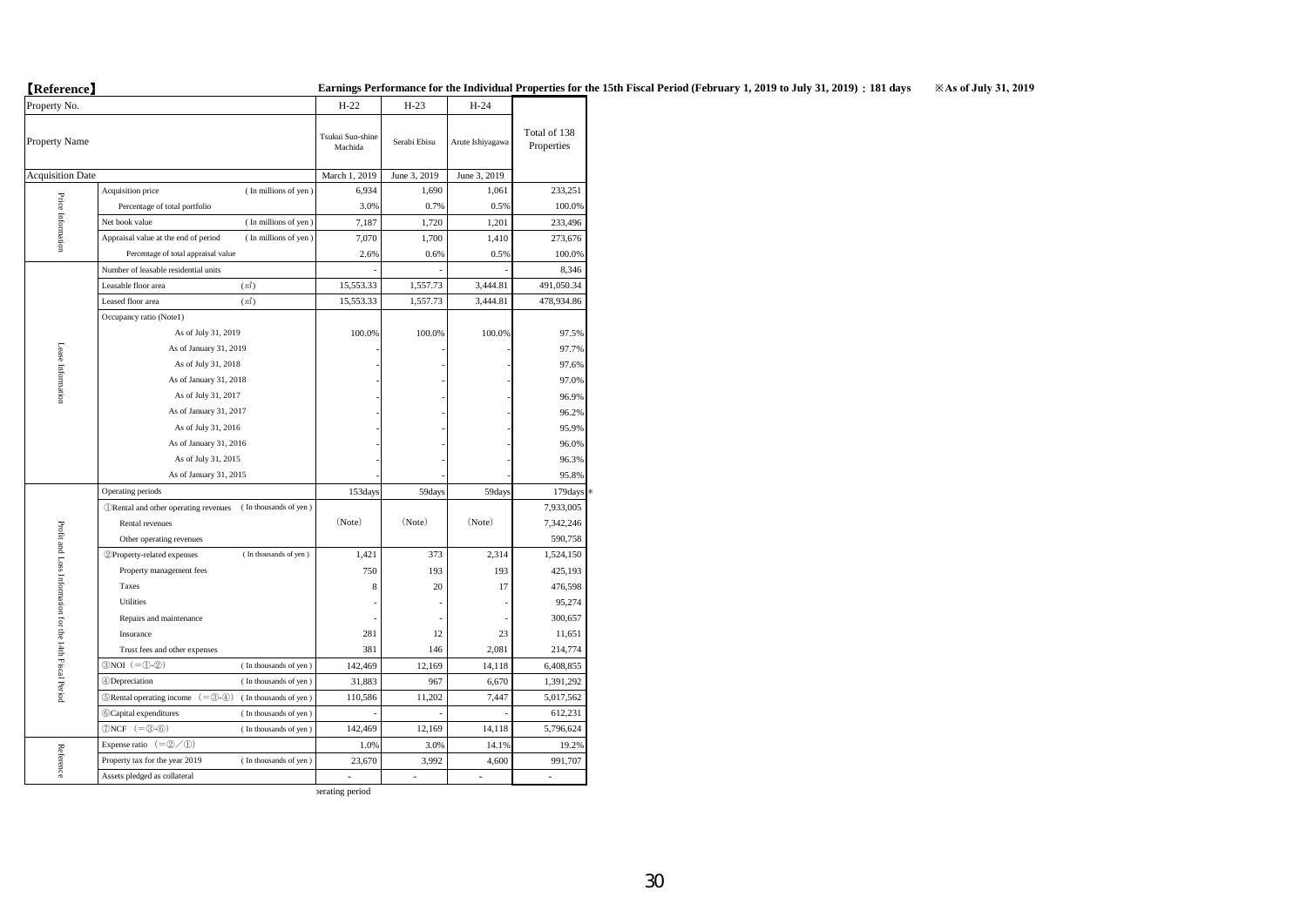**【Reference】** **Earnings Performance for the Individual Properties for the 15th Fiscal Period (February 1, 2019 to July 31, 2019)：181 days** ※As of July 31, 2019

| | Property No. | | H-22 | H-23 | H-24 | |
|---|---|---|---|---|---|---|
| | Property Name | | Tsukui Sun-shine Machida | Serabi Ebisu | Arute Ishiyagawa | Total of 138 Properties |
| | Acquisition Date | | March 1, 2019 | June 3, 2019 | June 3, 2019 | |
| Price Information | Acquisition price | ( In millions of yen ) | 6,934 | 1,690 | 1,061 | 233,251 |
| | Percentage of total portfolio | | 3.0% | 0.7% | 0.5% | 100.0% |
| | Net book value | ( In millions of yen ) | 7,187 | 1,720 | 1,201 | 233,496 |
| | Appraisal value at the end of period | ( In millions of yen ) | 7,070 | 1,700 | 1,410 | 273,676 |
| | Percentage of total appraisal value | | 2.6% | 0.6% | 0.5% | 100.0% |
| Lease Information | Number of leasable residential units | | - | - | - | 8,346 |
| | Leasable floor area | (㎡) | 15,553.33 | 1,557.73 | 3,444.81 | 491,050.34 |
| | Leased floor area | (㎡) | 15,553.33 | 1,557.73 | 3,444.81 | 478,934.86 |
| | Occupancy ratio (Note1) | | | | | |
| | As of July 31, 2019 | | 100.0% | 100.0% | 100.0% | 97.5% |
| | As of January 31, 2019 | | - | - | - | 97.7% |
| | As of July 31, 2018 | | - | - | - | 97.6% |
| | As of January 31, 2018 | | - | - | - | 97.0% |
| | As of July 31, 2017 | | - | - | - | 96.9% |
| | As of January 31, 2017 | | - | - | - | 96.2% |
| | As of July 31, 2016 | | - | - | - | 95.9% |
| | As of January 31, 2016 | | - | - | - | 96.0% |
| | As of July 31, 2015 | | - | - | - | 96.3% |
| | As of January 31, 2015 | | - | - | - | 95.8% |
| Profit and Loss Information for the 14th Fiscal Period | Operating periods | | 153days | 59days | 59days | 179days * |
| | ①Rental and other operating revenues | ( In thousands of yen ) | (Note) | (Note) | (Note) | 7,933,005 |
| | Rental revenues | | | | | 7,342,246 |
| | Other operating revenues | | | | | 590,758 |
| | ②Property-related expenses | ( In thousands of yen ) | 1,421 | 373 | 2,314 | 1,524,150 |
| | Property management fees | | 750 | 193 | 193 | 425,193 |
| | Taxes | | 8 | 20 | 17 | 476,598 |
| | Utilities | | - | - | - | 95,274 |
| | Repairs and maintenance | | - | - | - | 300,657 |
| | Insurance | | 281 | 12 | 23 | 11,651 |
| | Trust fees and other expenses | | 381 | 146 | 2,081 | 214,774 |
| | ③NOI （=①-②） | ( In thousands of yen ) | 142,469 | 12,169 | 14,118 | 6,408,855 |
| | ④Depreciation | ( In thousands of yen ) | 31,883 | 967 | 6,670 | 1,391,292 |
| | ⑤Rental operating income （=③-④） | ( In thousands of yen ) | 110,586 | 11,202 | 7,447 | 5,017,562 |
| | ⑥Capital expenditures | ( In thousands of yen ) | - | - | - | 612,231 |
| | ⑦NCF （=③-⑥） | ( In thousands of yen ) | 142,469 | 12,169 | 14,118 | 5,796,624 |
| Reference | Expense ratio （=②／①） | | 1.0% | 3.0% | 14.1% | 19.2% |
| | Property tax for the year 2019 | ( In thousands of yen ) | 23,670 | 3,992 | 4,600 | 991,707 |
| | Assets pledged as collateral | | - | - | - | - |

erating period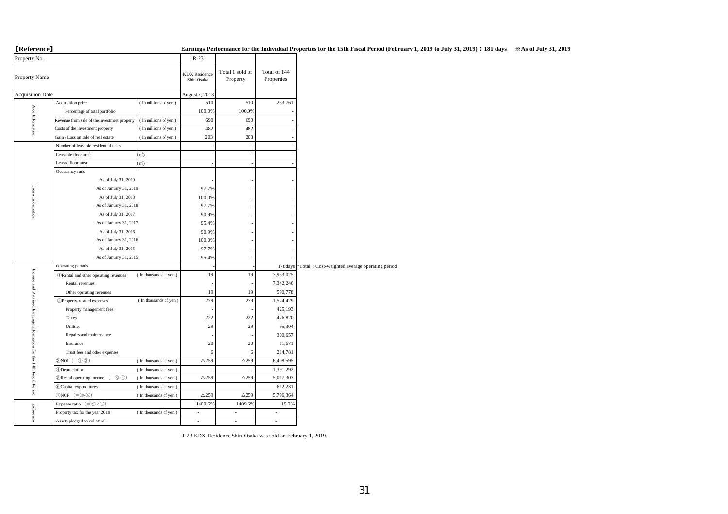【Reference】 **Earnings Performance for the Individual Properties for the 15th Fiscal Period (February 1, 2019 to July 31, 2019)：181 days ※As of July 31, 2019**

| | | | | | |
|---|---|---|---|---|---|
| Property No. | | | R-23 | | |
| Property Name | | | KDX Residence Shin-Osaka | Total 1 sold of Property | Total of 144 Properties |
| Acquisition Date | | | August 7, 2013 | | |
| Price Information | Acquisition price | ( In millions of yen ) | 510 | 510 | 233,761 |
| | Percentage of total portfolio | | 100.0% | 100.0% | - |
| | Revenue from sale of the investment property | ( In millions of yen ) | 690 | 690 | - |
| | Costs of the investment property | ( In millions of yen ) | 482 | 482 | - |
| | Gain / Loss on sale of real estate | ( In millions of yen ) | 203 | 203 | - |
| Lease Information | Number of leasable residential units | | - | - | - |
| | Leasable floor area | (㎡) | - | - | - |
| | Leased floor area | (㎡) | - | - | - |
| | Occupancy ratio | | | | |
| | As of July 31, 2019 | | - | - | - |
| | As of January 31, 2019 | | 97.7% | - | - |
| | As of July 31, 2018 | | 100.0% | - | - |
| | As of January 31, 2018 | | 97.7% | - | - |
| | As of July 31, 2017 | | 90.9% | - | - |
| | As of January 31, 2017 | | 95.4% | - | - |
| | As of July 31, 2016 | | 90.9% | - | - |
| | As of January 31, 2016 | | 100.0% | - | - |
| | As of July 31, 2015 | | 97.7% | - | - |
| | As of January 31, 2015 | | 95.4% | - | - |
| Income and Retained Earnings Information for the 14th Fiscal Period | Operating periods | | - | - | 178days |
| | ①Rental and other operating revenues | ( In thousands of yen ) | 19 | 19 | 7,933,025 |
| | Rental revenues | | - | - | 7,342,246 |
| | Other operating revenues | | 19 | 19 | 590,778 |
| | ②Property-related expenses | ( In thousands of yen ) | 279 | 279 | 1,524,429 |
| | Property management fees | | - | - | 425,193 |
| | Taxes | | 222 | 222 | 476,820 |
| | Utilities | | 29 | 29 | 95,304 |
| | Repairs and maintenance | | - | - | 300,657 |
| | Insurance | | 20 | 20 | 11,671 |
| | Trust fees and other expenses | | 6 | 6 | 214,781 |
| | ③NOI （=①-②） | ( In thousands of yen ) | △259 | △259 | 6,408,595 |
| | ④Depreciation | ( In thousands of yen ) | - | - | 1,391,292 |
| | ⑤Rental operating income （=③-④） | ( In thousands of yen ) | △259 | △259 | 5,017,303 |
| | ⑥Capital expenditures | ( In thousands of yen ) | - | - | 612,231 |
| | ⑦NCF （=③-⑥） | ( In thousands of yen ) | △259 | △259 | 5,796,364 |
| Reference | Expense ratio （=②／①） | | 1409.6% | 1409.6% | 19.2% |
| | Property tax for the year 2019 | ( In thousands of yen ) | - | - | - |
| | Assets pledged as collateral | | - | - | - |

*Total：Cost-weighted average operating period

R-23 KDX Residence Shin-Osaka was sold on February 1, 2019.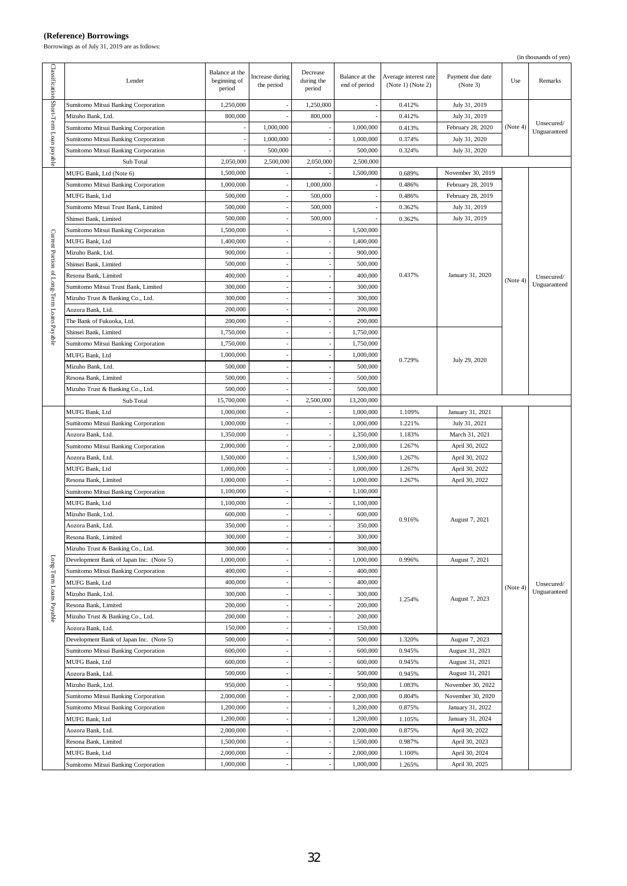**(Reference) Borrowings**

Borrowings as of July 31, 2019 are as follows:

(in thousands of yen)

| Classification | Lender | Balance at the beginning of period | Increase during the period | Decrease during the period | Balance at the end of period | Average interest rate (Note 1) (Note 2) | Payment due date (Note 3) | Use | Remarks |
|---|---|---|---|---|---|---|---|---|---|
| Short-Term Loan payable | Sumitomo Mitsui Banking Corporation | 1,250,000 | - | 1,250,000 | - | 0.412% | July 31, 2019 | (Note 4) | Unsecured/ Unguaranteed |
| | Mizuho Bank, Ltd. | 800,000 | - | 800,000 | - | 0.412% | July 31, 2019 | | |
| | Sumitomo Mitsui Banking Corporation | - | 1,000,000 | - | 1,000,000 | 0.413% | February 28, 2020 | | |
| | Sumitomo Mitsui Banking Corporation | - | 1,000,000 | - | 1,000,000 | 0.374% | July 31, 2020 | | |
| | Sumitomo Mitsui Banking Corporation | - | 500,000 | - | 500,000 | 0.324% | July 31, 2020 | | |
| | Sub Total | 2,050,000 | 2,500,000 | 2,050,000 | 2,500,000 | | | | |
| Current Portion of Long-Term Loans Payable | MUFG Bank, Ltd (Note 6) | 1,500,000 | - | - | 1,500,000 | 0.689% | November 30, 2019 | (Note 4) | Unsecured/ Unguaranteed |
| | Sumitomo Mitsui Banking Corporation | 1,000,000 | - | 1,000,000 | - | 0.486% | February 28, 2019 | | |
| | MUFG Bank, Ltd | 500,000 | - | 500,000 | - | 0.486% | February 28, 2019 | | |
| | Sumitomo Mitsui Trust Bank, Limited | 500,000 | - | 500,000 | - | 0.362% | July 31, 2019 | | |
| | Shinsei Bank, Limited | 500,000 | - | 500,000 | - | 0.362% | July 31, 2019 | | |
| | Sumitomo Mitsui Banking Corporation | 1,500,000 | - | - | 1,500,000 | 0.437% | January 31, 2020 | | |
| | MUFG Bank, Ltd | 1,400,000 | - | - | 1,400,000 | | | | |
| | Mizuho Bank, Ltd. | 900,000 | - | - | 900,000 | | | | |
| | Shinsei Bank, Limited | 500,000 | - | - | 500,000 | | | | |
| | Resona Bank, Limited | 400,000 | - | - | 400,000 | | | | |
| | Sumitomo Mitsui Trust Bank, Limited | 300,000 | - | - | 300,000 | | | | |
| | Mizuho Trust & Banking Co., Ltd. | 300,000 | - | - | 300,000 | | | | |
| | Aozora Bank, Ltd. | 200,000 | - | - | 200,000 | | | | |
| | The Bank of Fukuoka, Ltd. | 200,000 | - | - | 200,000 | | | | |
| | Shinsei Bank, Limited | 1,750,000 | - | - | 1,750,000 | 0.729% | July 29, 2020 | | |
| | Sumitomo Mitsui Banking Corporation | 1,750,000 | - | - | 1,750,000 | | | | |
| | MUFG Bank, Ltd | 1,000,000 | - | - | 1,000,000 | | | | |
| | Mizuho Bank, Ltd. | 500,000 | - | - | 500,000 | | | | |
| | Resona Bank, Limited | 500,000 | - | - | 500,000 | | | | |
| | Mizuho Trust & Banking Co., Ltd. | 500,000 | - | - | 500,000 | | | | |
| | Sub Total | 15,700,000 | - | 2,500,000 | 13,200,000 | | | | |
| Long-Term Loans Payable | MUFG Bank, Ltd | 1,000,000 | - | - | 1,000,000 | 1.109% | January 31, 2021 | (Note 4) | Unsecured/ Unguaranteed |
| | Sumitomo Mitsui Banking Corporation | 1,000,000 | - | - | 1,000,000 | 1.221% | July 31, 2021 | | |
| | Aozora Bank, Ltd. | 1,350,000 | - | - | 1,350,000 | 1.183% | March 31, 2021 | | |
| | Sumitomo Mitsui Banking Corporation | 2,000,000 | - | - | 2,000,000 | 1.267% | April 30, 2022 | | |
| | Aozora Bank, Ltd. | 1,500,000 | - | - | 1,500,000 | 1.267% | April 30, 2022 | | |
| | MUFG Bank, Ltd | 1,000,000 | - | - | 1,000,000 | 1.267% | April 30, 2022 | | |
| | Resona Bank, Limited | 1,000,000 | - | - | 1,000,000 | 1.267% | April 30, 2022 | | |
| | Sumitomo Mitsui Banking Corporation | 1,100,000 | - | - | 1,100,000 | 0.916% | August 7, 2021 | | |
| | MUFG Bank, Ltd | 1,100,000 | - | - | 1,100,000 | | | | |
| | Mizuho Bank, Ltd. | 600,000 | - | - | 600,000 | | | | |
| | Aozora Bank, Ltd. | 350,000 | - | - | 350,000 | | | | |
| | Resona Bank, Limited | 300,000 | - | - | 300,000 | | | | |
| | Mizuho Trust & Banking Co., Ltd. | 300,000 | - | - | 300,000 | | | | |
| | Development Bank of Japan Inc. (Note 5) | 1,000,000 | - | - | 1,000,000 | 0.996% | August 7, 2021 | | |
| | Sumitomo Mitsui Banking Corporation | 400,000 | - | - | 400,000 | 1.254% | August 7, 2023 | | |
| | MUFG Bank, Ltd | 400,000 | - | - | 400,000 | | | | |
| | Mizuho Bank, Ltd. | 300,000 | - | - | 300,000 | | | | |
| | Resona Bank, Limited | 200,000 | - | - | 200,000 | | | | |
| | Mizuho Trust & Banking Co., Ltd. | 200,000 | - | - | 200,000 | | | | |
| | Aozora Bank, Ltd. | 150,000 | - | - | 150,000 | | | | |
| | Development Bank of Japan Inc. (Note 5) | 500,000 | - | - | 500,000 | 1.320% | August 7, 2023 | | |
| | Sumitomo Mitsui Banking Corporation | 600,000 | - | - | 600,000 | 0.945% | August 31, 2021 | | |
| | MUFG Bank, Ltd | 600,000 | - | - | 600,000 | 0.945% | August 31, 2021 | | |
| | Aozora Bank, Ltd. | 500,000 | - | - | 500,000 | 0.945% | August 31, 2021 | | |
| | Mizuho Bank, Ltd. | 950,000 | - | - | 950,000 | 1.083% | November 30, 2022 | | |
| | Sumitomo Mitsui Banking Corporation | 2,000,000 | - | - | 2,000,000 | 0.804% | November 30, 2020 | | |
| | Sumitomo Mitsui Banking Corporation | 1,200,000 | - | - | 1,200,000 | 0.875% | January 31, 2022 | | |
| | MUFG Bank, Ltd | 1,200,000 | - | - | 1,200,000 | 1.105% | January 31, 2024 | | |
| | Aozora Bank, Ltd. | 2,000,000 | - | - | 2,000,000 | 0.875% | April 30, 2022 | | |
| | Resona Bank, Limited | 1,500,000 | - | - | 1,500,000 | 0.987% | April 30, 2023 | | |
| | MUFG Bank, Ltd | 2,000,000 | - | - | 2,000,000 | 1.100% | April 30, 2024 | | |
| | Sumitomo Mitsui Banking Corporation | 1,000,000 | - | - | 1,000,000 | 1.265% | April 30, 2025 | | |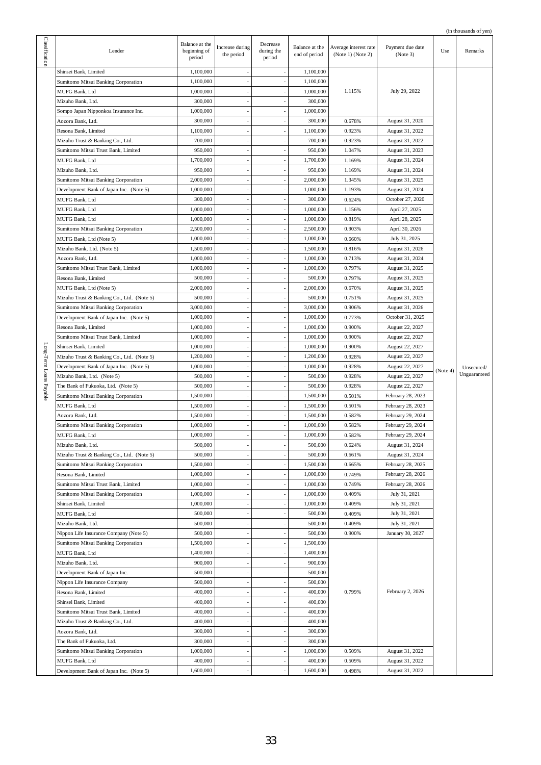(in thousands of yen)

| Classification | Lender | Balance at the beginning of period | Increase during the period | Decrease during the period | Balance at the end of period | Average interest rate (Note 1) (Note 2) | Payment due date (Note 3) | Use | Remarks |
|---|---|---|---|---|---|---|---|---|---|
| Long-Term Loans Payable | Shinsei Bank, Limited | 1,100,000 | - | - | 1,100,000 | 1.115% | July 29, 2022 | (Note 4) | Unsecured/ Unguaranteed |
| | Sumitomo Mitsui Banking Corporation | 1,100,000 | - | - | 1,100,000 | | | | |
| | MUFG Bank, Ltd | 1,000,000 | - | - | 1,000,000 | | | | |
| | Mizuho Bank, Ltd. | 300,000 | - | - | 300,000 | | | | |
| | Sompo Japan Nipponkoa Insurance Inc. | 1,000,000 | - | - | 1,000,000 | | | | |
| | Aozora Bank, Ltd. | 300,000 | - | - | 300,000 | 0.678% | August 31, 2020 | | |
| | Resona Bank, Limited | 1,100,000 | - | - | 1,100,000 | 0.923% | August 31, 2022 | | |
| | Mizuho Trust & Banking Co., Ltd. | 700,000 | - | - | 700,000 | 0.923% | August 31, 2022 | | |
| | Sumitomo Mitsui Trust Bank, Limited | 950,000 | - | - | 950,000 | 1.047% | August 31, 2023 | | |
| | MUFG Bank, Ltd | 1,700,000 | - | - | 1,700,000 | 1.169% | August 31, 2024 | | |
| | Mizuho Bank, Ltd. | 950,000 | - | - | 950,000 | 1.169% | August 31, 2024 | | |
| | Sumitomo Mitsui Banking Corporation | 2,000,000 | - | - | 2,000,000 | 1.345% | August 31, 2025 | | |
| | Development Bank of Japan Inc. (Note 5) | 1,000,000 | - | - | 1,000,000 | 1.193% | August 31, 2024 | | |
| | MUFG Bank, Ltd | 300,000 | - | - | 300,000 | 0.624% | October 27, 2020 | | |
| | MUFG Bank, Ltd | 1,000,000 | - | - | 1,000,000 | 1.156% | April 27, 2025 | | |
| | MUFG Bank, Ltd | 1,000,000 | - | - | 1,000,000 | 0.819% | April 28, 2025 | | |
| | Sumitomo Mitsui Banking Corporation | 2,500,000 | - | - | 2,500,000 | 0.903% | April 30, 2026 | | |
| | MUFG Bank, Ltd (Note 5) | 1,000,000 | - | - | 1,000,000 | 0.660% | July 31, 2025 | | |
| | Mizuho Bank, Ltd. (Note 5) | 1,500,000 | - | - | 1,500,000 | 0.816% | August 31, 2026 | | |
| | Aozora Bank, Ltd. | 1,000,000 | - | - | 1,000,000 | 0.713% | August 31, 2024 | | |
| | Sumitomo Mitsui Trust Bank, Limited | 1,000,000 | - | - | 1,000,000 | 0.797% | August 31, 2025 | | |
| | Resona Bank, Limited | 500,000 | - | - | 500,000 | 0.797% | August 31, 2025 | | |
| | MUFG Bank, Ltd (Note 5) | 2,000,000 | - | - | 2,000,000 | 0.670% | August 31, 2025 | | |
| | Mizuho Trust & Banking Co., Ltd. (Note 5) | 500,000 | - | - | 500,000 | 0.751% | August 31, 2025 | | |
| | Sumitomo Mitsui Banking Corporation | 3,000,000 | - | - | 3,000,000 | 0.906% | August 31, 2026 | | |
| | Development Bank of Japan Inc. (Note 5) | 1,000,000 | - | - | 1,000,000 | 0.773% | October 31, 2025 | | |
| | Resona Bank, Limited | 1,000,000 | - | - | 1,000,000 | 0.900% | August 22, 2027 | | |
| | Sumitomo Mitsui Trust Bank, Limited | 1,000,000 | - | - | 1,000,000 | 0.900% | August 22, 2027 | | |
| | Shinsei Bank, Limited | 1,000,000 | - | - | 1,000,000 | 0.900% | August 22, 2027 | | |
| | Mizuho Trust & Banking Co., Ltd. (Note 5) | 1,200,000 | - | - | 1,200,000 | 0.928% | August 22, 2027 | | |
| | Development Bank of Japan Inc. (Note 5) | 1,000,000 | - | - | 1,000,000 | 0.928% | August 22, 2027 | | |
| | Mizuho Bank, Ltd. (Note 5) | 500,000 | - | - | 500,000 | 0.928% | August 22, 2027 | | |
| | The Bank of Fukuoka, Ltd. (Note 5) | 500,000 | - | - | 500,000 | 0.928% | August 22, 2027 | | |
| | Sumitomo Mitsui Banking Corporation | 1,500,000 | - | - | 1,500,000 | 0.501% | February 28, 2023 | | |
| | MUFG Bank, Ltd | 1,500,000 | - | - | 1,500,000 | 0.501% | February 28, 2023 | | |
| | Aozora Bank, Ltd. | 1,500,000 | - | - | 1,500,000 | 0.582% | February 29, 2024 | | |
| | Sumitomo Mitsui Banking Corporation | 1,000,000 | - | - | 1,000,000 | 0.582% | February 29, 2024 | | |
| | MUFG Bank, Ltd | 1,000,000 | - | - | 1,000,000 | 0.582% | February 29, 2024 | | |
| | Mizuho Bank, Ltd. | 500,000 | - | - | 500,000 | 0.624% | August 31, 2024 | | |
| | Mizuho Trust & Banking Co., Ltd. (Note 5) | 500,000 | - | - | 500,000 | 0.661% | August 31, 2024 | | |
| | Sumitomo Mitsui Banking Corporation | 1,500,000 | - | - | 1,500,000 | 0.665% | February 28, 2025 | | |
| | Resona Bank, Limited | 1,000,000 | - | - | 1,000,000 | 0.749% | February 28, 2026 | | |
| | Sumitomo Mitsui Trust Bank, Limited | 1,000,000 | - | - | 1,000,000 | 0.749% | February 28, 2026 | | |
| | Sumitomo Mitsui Banking Corporation | 1,000,000 | - | - | 1,000,000 | 0.409% | July 31, 2021 | | |
| | Shinsei Bank, Limited | 1,000,000 | - | - | 1,000,000 | 0.409% | July 31, 2021 | | |
| | MUFG Bank, Ltd | 500,000 | - | - | 500,000 | 0.409% | July 31, 2021 | | |
| | Mizuho Bank, Ltd. | 500,000 | - | - | 500,000 | 0.409% | July 31, 2021 | | |
| | Nippon Life Insurance Company (Note 5) | 500,000 | - | - | 500,000 | 0.900% | January 30, 2027 | | |
| | Sumitomo Mitsui Banking Corporation | 1,500,000 | - | - | 1,500,000 | 0.799% | February 2, 2026 | | |
| | MUFG Bank, Ltd | 1,400,000 | - | - | 1,400,000 | | | | |
| | Mizuho Bank, Ltd. | 900,000 | - | - | 900,000 | | | | |
| | Development Bank of Japan Inc. | 500,000 | - | - | 500,000 | | | | |
| | Nippon Life Insurance Company | 500,000 | - | - | 500,000 | | | | |
| | Resona Bank, Limited | 400,000 | - | - | 400,000 | | | | |
| | Shinsei Bank, Limited | 400,000 | - | - | 400,000 | | | | |
| | Sumitomo Mitsui Trust Bank, Limited | 400,000 | - | - | 400,000 | | | | |
| | Mizuho Trust & Banking Co., Ltd. | 400,000 | - | - | 400,000 | | | | |
| | Aozora Bank, Ltd. | 300,000 | - | - | 300,000 | | | | |
| | The Bank of Fukuoka, Ltd. | 300,000 | - | - | 300,000 | | | | |
| | Sumitomo Mitsui Banking Corporation | 1,000,000 | - | - | 1,000,000 | 0.509% | August 31, 2022 | | |
| | MUFG Bank, Ltd | 400,000 | - | - | 400,000 | 0.509% | August 31, 2022 | | |
| | Development Bank of Japan Inc. (Note 5) | 1,600,000 | - | - | 1,600,000 | 0.498% | August 31, 2022 | | |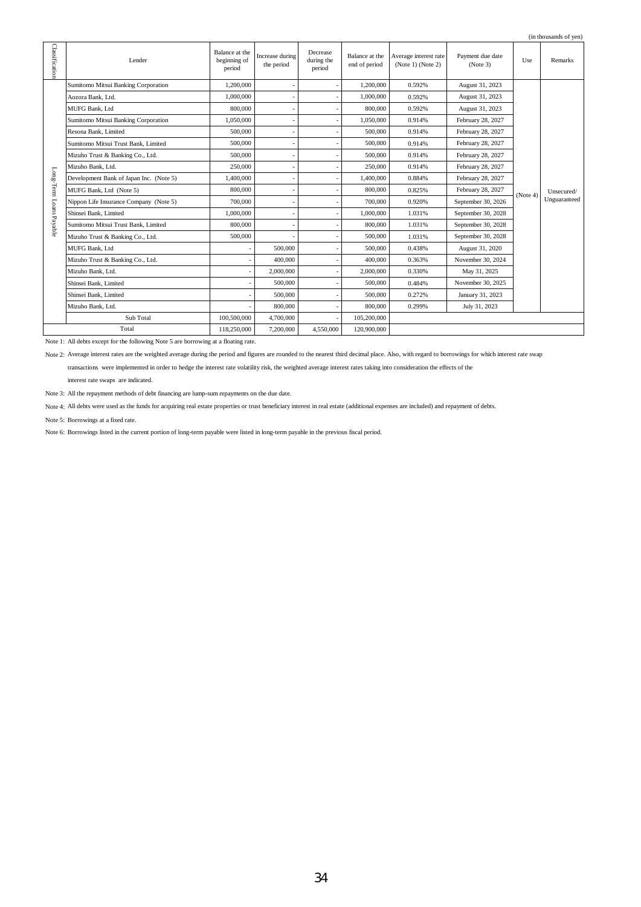(in thousands of yen)

| Classification | Lender | Balance at the beginning of period | Increase during the period | Decrease during the period | Balance at the end of period | Average interest rate (Note 1) (Note 2) | Payment due date (Note 3) | Use | Remarks |
|---|---|---|---|---|---|---|---|---|---|
| Long-Term Loans Payable | Sumitomo Mitsui Banking Corporation | 1,200,000 | - | - | 1,200,000 | 0.592% | August 31, 2023 | (Note 4) | Unsecured/ Unguaranteed |
| | Aozora Bank, Ltd. | 1,000,000 | - | - | 1,000,000 | 0.592% | August 31, 2023 | | |
| | MUFG Bank, Ltd | 800,000 | - | - | 800,000 | 0.592% | August 31, 2023 | | |
| | Sumitomo Mitsui Banking Corporation | 1,050,000 | - | - | 1,050,000 | 0.914% | February 28, 2027 | | |
| | Resona Bank, Limited | 500,000 | - | - | 500,000 | 0.914% | February 28, 2027 | | |
| | Sumitomo Mitsui Trust Bank, Limited | 500,000 | - | - | 500,000 | 0.914% | February 28, 2027 | | |
| | Mizuho Trust & Banking Co., Ltd. | 500,000 | - | - | 500,000 | 0.914% | February 28, 2027 | | |
| | Mizuho Bank, Ltd. | 250,000 | - | - | 250,000 | 0.914% | February 28, 2027 | | |
| | Development Bank of Japan Inc. (Note 5) | 1,400,000 | - | - | 1,400,000 | 0.884% | February 28, 2027 | | |
| | MUFG Bank, Ltd (Note 5) | 800,000 | - | - | 800,000 | 0.825% | February 28, 2027 | | |
| | Nippon Life Insurance Company (Note 5) | 700,000 | - | - | 700,000 | 0.920% | September 30, 2026 | | |
| | Shinsei Bank, Limited | 1,000,000 | - | - | 1,000,000 | 1.031% | September 30, 2028 | | |
| | Sumitomo Mitsui Trust Bank, Limited | 800,000 | - | - | 800,000 | 1.031% | September 30, 2028 | | |
| | Mizuho Trust & Banking Co., Ltd. | 500,000 | - | - | 500,000 | 1.031% | September 30, 2028 | | |
| | MUFG Bank, Ltd | - | 500,000 | - | 500,000 | 0.438% | August 31, 2020 | | |
| | Mizuho Trust & Banking Co., Ltd. | - | 400,000 | - | 400,000 | 0.363% | November 30, 2024 | | |
| | Mizuho Bank, Ltd. | - | 2,000,000 | - | 2,000,000 | 0.330% | May 31, 2025 | | |
| | Shinsei Bank, Limited | - | 500,000 | - | 500,000 | 0.484% | November 30, 2025 | | |
| | Shinsei Bank, Limited | - | 500,000 | - | 500,000 | 0.272% | January 31, 2023 | | |
| | Mizuho Bank, Ltd. | - | 800,000 | - | 800,000 | 0.299% | July 31, 2023 | | |
| | Sub Total | 100,500,000 | 4,700,000 | - | 105,200,000 | | | | |
| Total | | 118,250,000 | 7,200,000 | 4,550,000 | 120,900,000 | | | | |

Note 1: All debts except for the following Note 5 are borrowing at a floating rate.

Note 2: Average interest rates are the weighted average during the period and figures are rounded to the nearest third decimal place. Also, with regard to borrowings for which interest rate swap transactions were implemented in order to hedge the interest rate volatility risk, the weighted average interest rates taking into consideration the effects of the interest rate swaps are indicated.

Note 3: All the repayment methods of debt financing are lump-sum repayments on the due date.

Note 4: All debts were used as the funds for acquiring real estate properties or trust beneficiary interest in real estate (additional expenses are included) and repayment of debts.

Note 5: Borrowings at a fixed rate.

Note 6: Borrowings listed in the current portion of long-term payable were listed in long-term payable in the previous fiscal period.